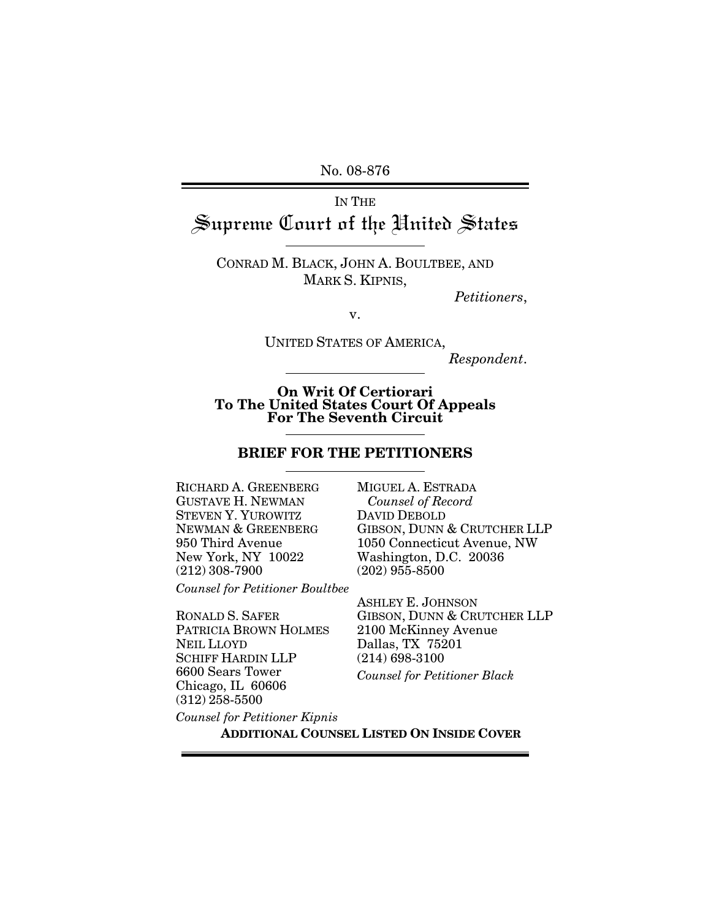No. 08-876

IN THE

# Supreme Court of the United States

CONRAD M. BLACK, JOHN A. BOULTBEE, AND MARK S. KIPNIS,

*Petitioners*,

v.

UNITED STATES OF AMERICA,

*Respondent*.

**On Writ Of Certiorari To The United States Court Of Appeals For The Seventh Circuit**

## BRIEF FOR THE PETITIONERS

MIGUEL A. ESTRADA
*Counsel of Record*
DAVID DEBOLD
GIBSON, DUNN & CRUTCHER LLP
1050 Connecticut Avenue, NW
Washington, D.C. 20036
(202) 955-8500

ASHLEY E. JOHNSON
GIBSON, DUNN & CRUTCHER LLP
2100 McKinney Avenue
Dallas, TX 75201
(214) 698-3100

*Counsel for Petitioner Black*

RICHARD A. GREENBERG
GUSTAVE H. NEWMAN
STEVEN Y. YUROWITZ
NEWMAN & GREENBERG
950 Third Avenue
New York, NY 10022
(212) 308-7900

*Counsel for Petitioner Boultbee*

RONALD S. SAFER
PATRICIA BROWN HOLMES
NEIL LLOYD
SCHIFF HARDIN LLP
6600 Sears Tower
Chicago, IL 60606
(312) 258-5500

*Counsel for Petitioner Kipnis*

**ADDITIONAL COUNSEL LISTED ON INSIDE COVER**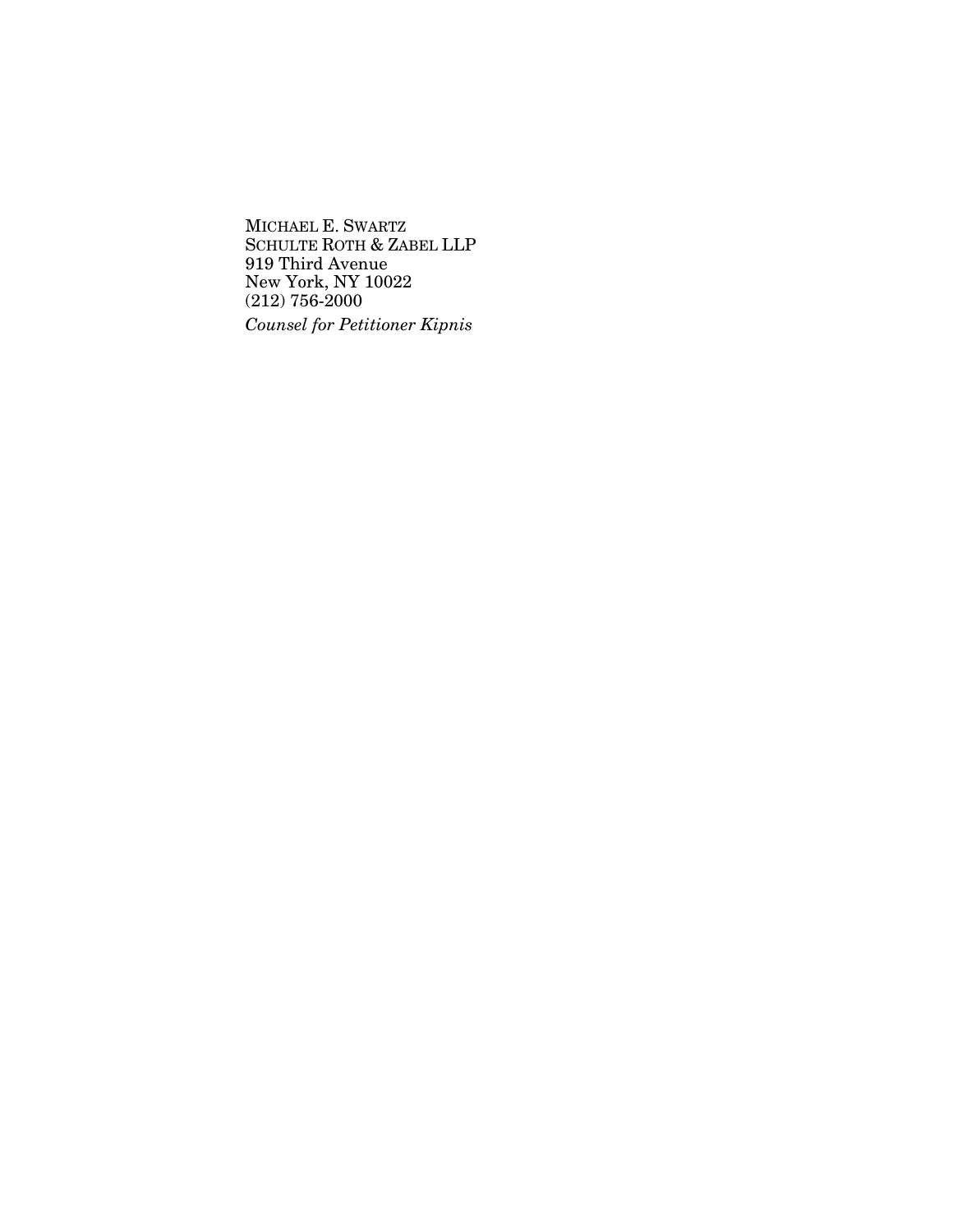MICHAEL E. SWARTZ
SCHULTE ROTH & ZABEL LLP
919 Third Avenue
New York, NY 10022
(212) 756-2000
*Counsel for Petitioner Kipnis*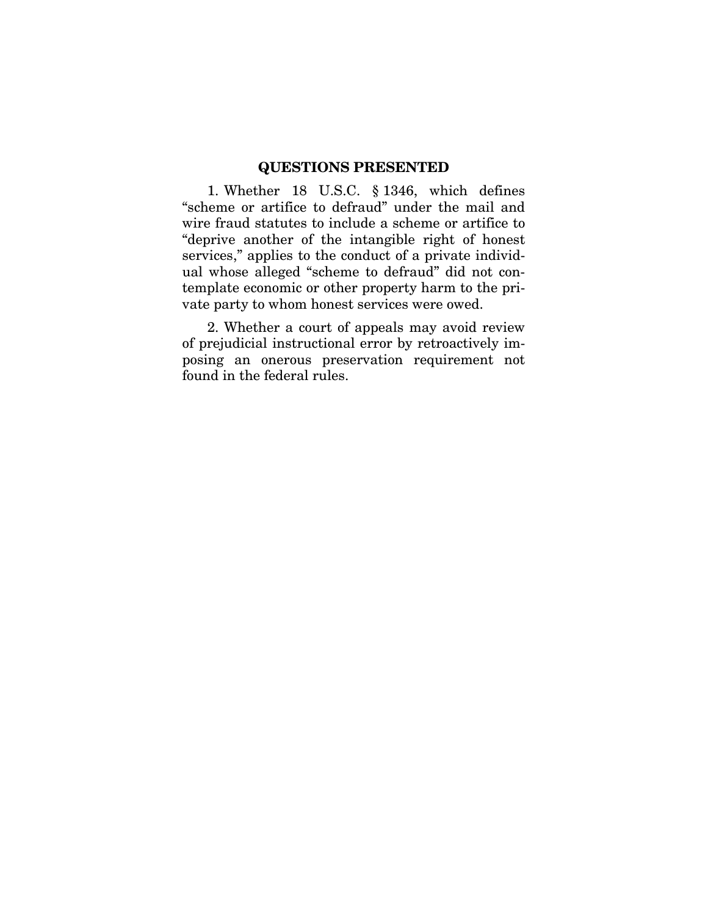## QUESTIONS PRESENTED

1. Whether 18 U.S.C. § 1346, which defines "scheme or artifice to defraud" under the mail and wire fraud statutes to include a scheme or artifice to "deprive another of the intangible right of honest services," applies to the conduct of a private individual whose alleged "scheme to defraud" did not contemplate economic or other property harm to the private party to whom honest services were owed.

2. Whether a court of appeals may avoid review of prejudicial instructional error by retroactively imposing an onerous preservation requirement not found in the federal rules.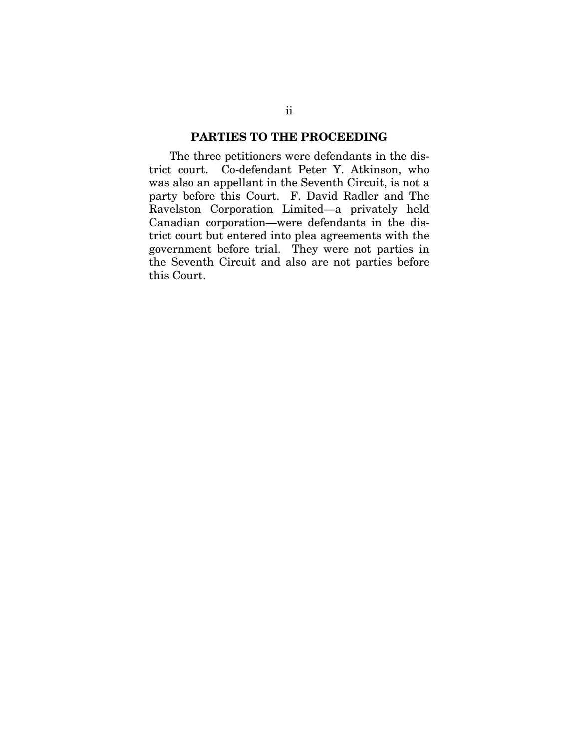## PARTIES TO THE PROCEEDING

The three petitioners were defendants in the district court. Co-defendant Peter Y. Atkinson, who was also an appellant in the Seventh Circuit, is not a party before this Court. F. David Radler and The Ravelston Corporation Limited—a privately held Canadian corporation—were defendants in the district court but entered into plea agreements with the government before trial. They were not parties in the Seventh Circuit and also are not parties before this Court.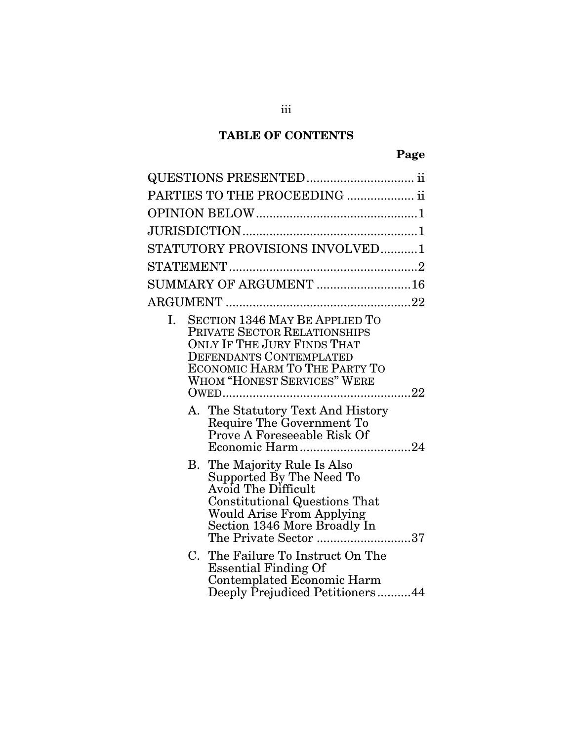**TABLE OF CONTENTS**

| | Page |
|---|---|
| QUESTIONS PRESENTED | ii |
| PARTIES TO THE PROCEEDING | ii |
| OPINION BELOW | 1 |
| JURISDICTION | 1 |
| STATUTORY PROVISIONS INVOLVED | 1 |
| STATEMENT | 2 |
| SUMMARY OF ARGUMENT | 16 |
| ARGUMENT | 22 |
| I. SECTION 1346 MAY BE APPLIED TO PRIVATE SECTOR RELATIONSHIPS ONLY IF THE JURY FINDS THAT DEFENDANTS CONTEMPLATED ECONOMIC HARM TO THE PARTY TO WHOM "HONEST SERVICES" WERE OWED | 22 |
| A. The Statutory Text And History Require The Government To Prove A Foreseeable Risk Of Economic Harm | 24 |
| B. The Majority Rule Is Also Supported By The Need To Avoid The Difficult Constitutional Questions That Would Arise From Applying Section 1346 More Broadly In The Private Sector | 37 |
| C. The Failure To Instruct On The Essential Finding Of Contemplated Economic Harm Deeply Prejudiced Petitioners | 44 |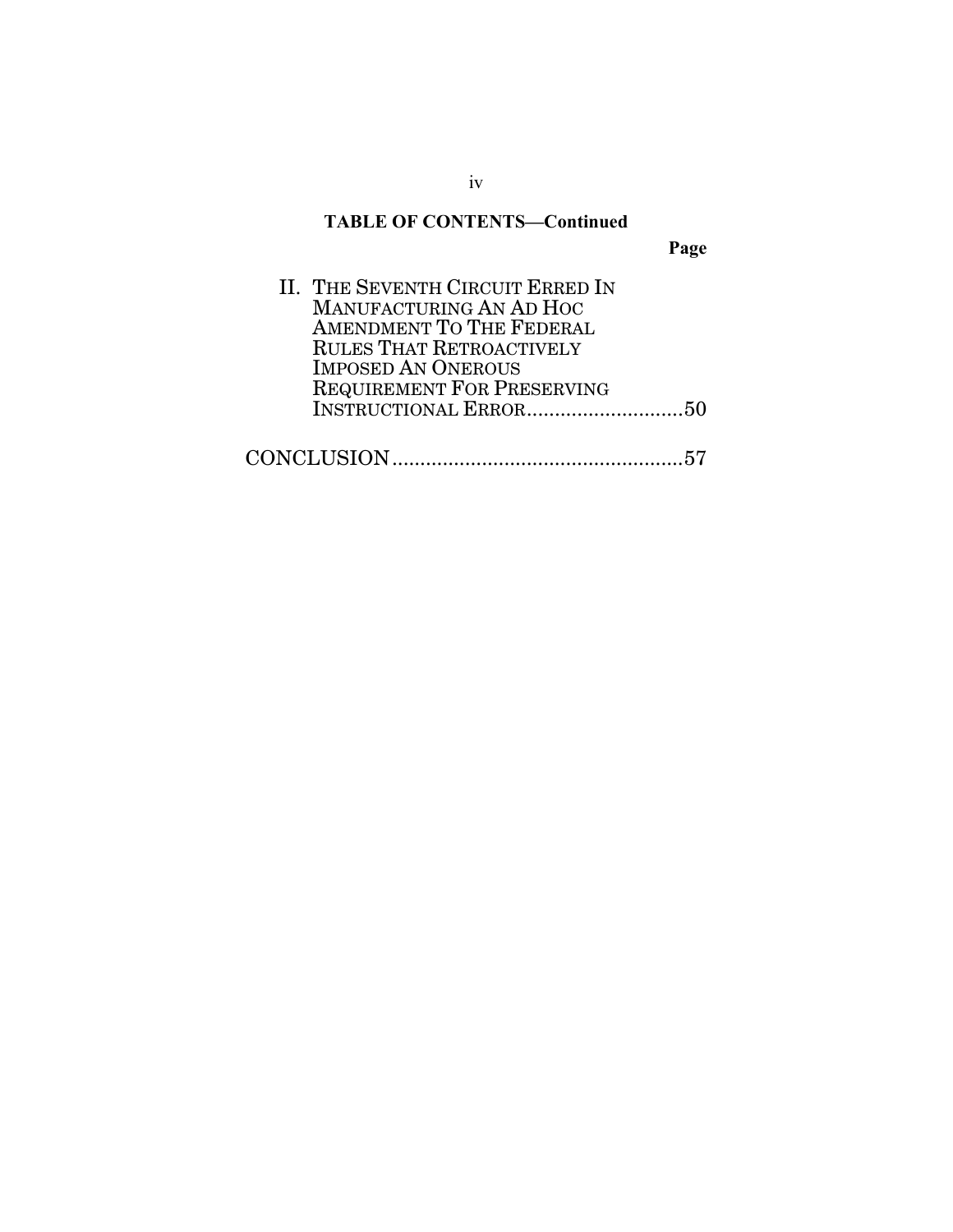**TABLE OF CONTENTS—Continued**

| | Page |
|---|---|
| II. THE SEVENTH CIRCUIT ERRED IN MANUFACTURING AN AD HOC AMENDMENT TO THE FEDERAL RULES THAT RETROACTIVELY IMPOSED AN ONEROUS REQUIREMENT FOR PRESERVING INSTRUCTIONAL ERROR | 50 |
| CONCLUSION | 57 |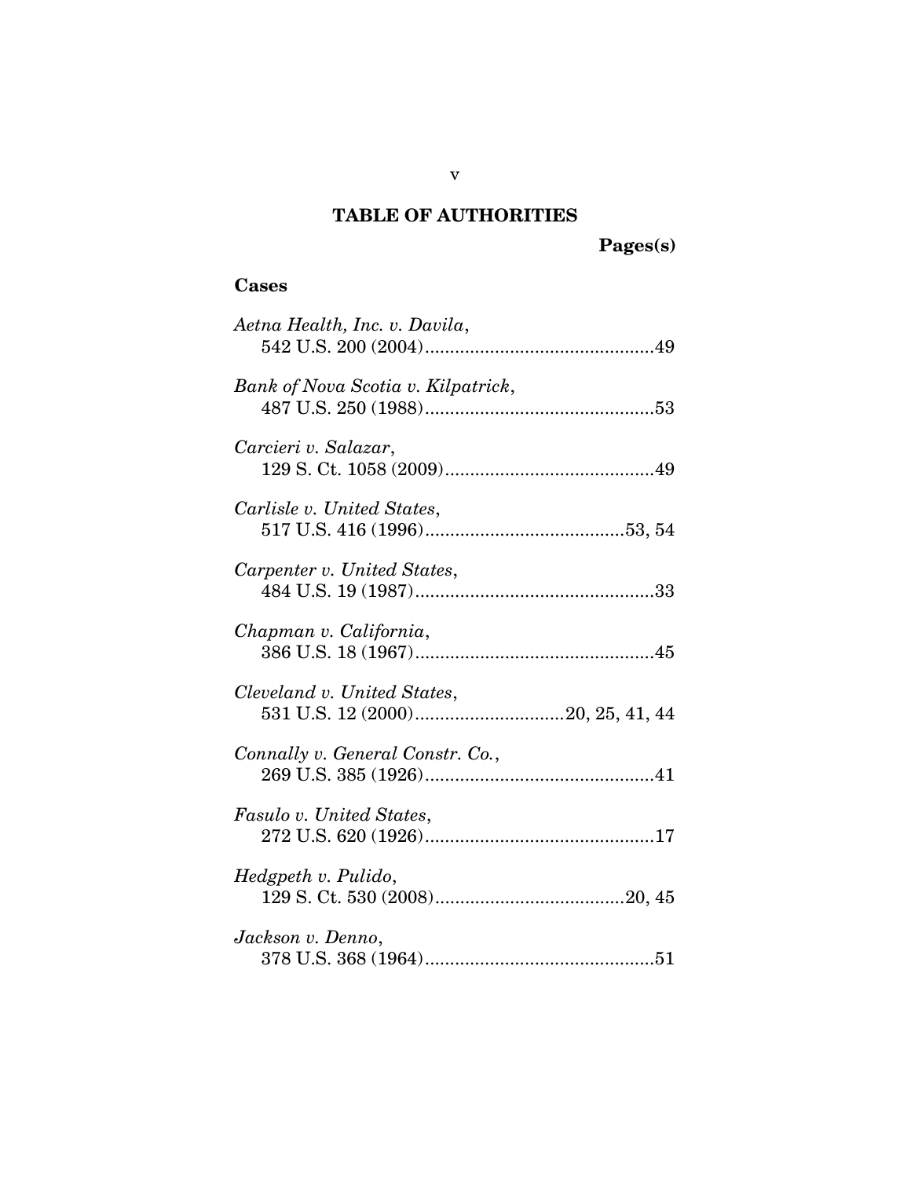# TABLE OF AUTHORITIES

**Pages(s)**

## Cases

*Aetna Health, Inc. v. Davila*,
542 U.S. 200 (2004)..............................................49

*Bank of Nova Scotia v. Kilpatrick*,
487 U.S. 250 (1988)..............................................53

*Carcieri v. Salazar*,
129 S. Ct. 1058 (2009)..........................................49

*Carlisle v. United States*,
517 U.S. 416 (1996)........................................53, 54

*Carpenter v. United States*,
484 U.S. 19 (1987)................................................33

*Chapman v. California*,
386 U.S. 18 (1967)................................................45

*Cleveland v. United States*,
531 U.S. 12 (2000)..............................20, 25, 41, 44

*Connally v. General Constr. Co.*,
269 U.S. 385 (1926)..............................................41

*Fasulo v. United States*,
272 U.S. 620 (1926)..............................................17

*Hedgpeth v. Pulido*,
129 S. Ct. 530 (2008)......................................20, 45

*Jackson v. Denno*,
378 U.S. 368 (1964)..............................................51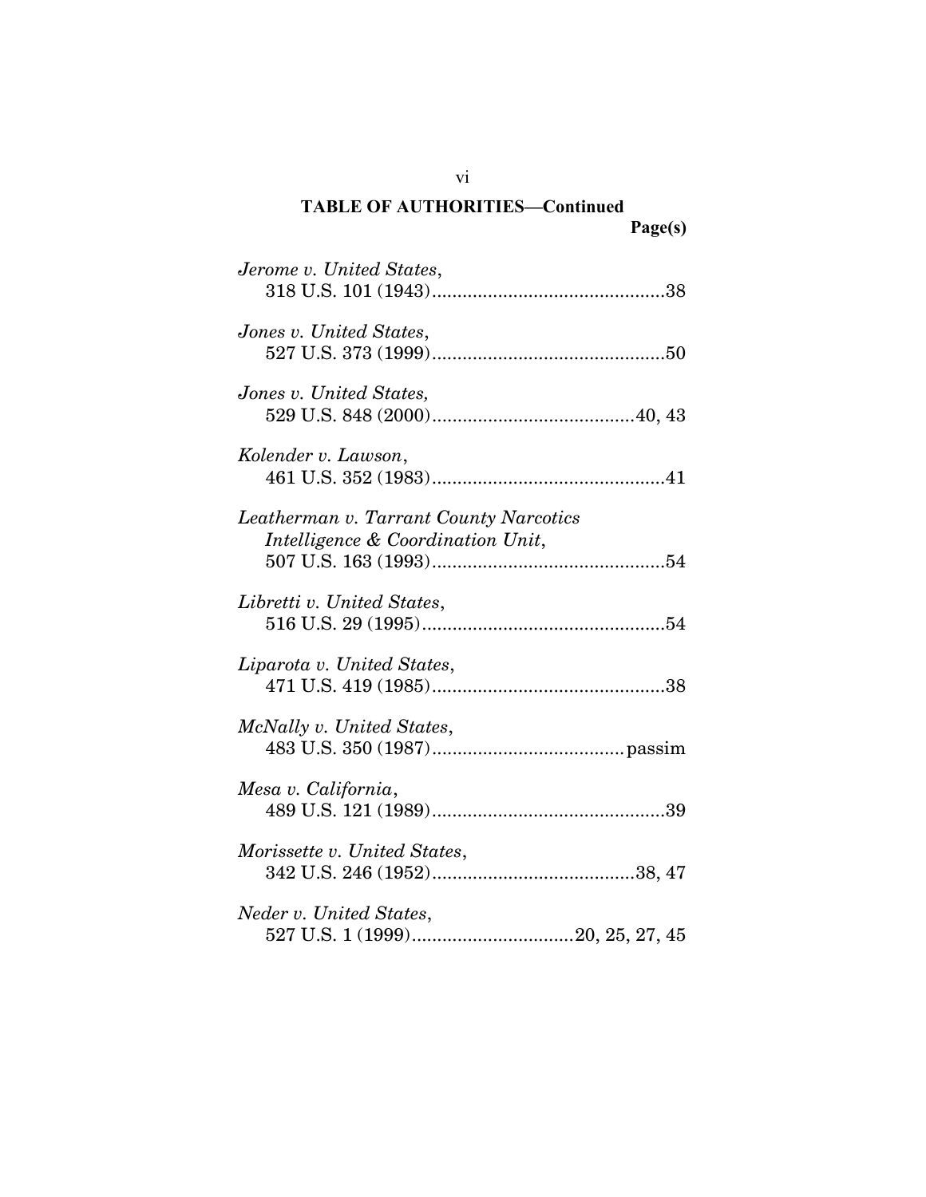**TABLE OF AUTHORITIES—Continued**

**Page(s)**

*Jerome v. United States*,
318 U.S. 101 (1943)..............................................38

*Jones v. United States*,
527 U.S. 373 (1999)..............................................50

*Jones v. United States,*
529 U.S. 848 (2000)........................................40, 43

*Kolender v. Lawson*,
461 U.S. 352 (1983)..............................................41

*Leatherman v. Tarrant County Narcotics Intelligence & Coordination Unit*,
507 U.S. 163 (1993)..............................................54

*Libretti v. United States*,
516 U.S. 29 (1995)................................................54

*Liparota v. United States*,
471 U.S. 419 (1985)..............................................38

*McNally v. United States*,
483 U.S. 350 (1987)......................................passim

*Mesa v. California*,
489 U.S. 121 (1989)..............................................39

*Morissette v. United States*,
342 U.S. 246 (1952)........................................38, 47

*Neder v. United States*,
527 U.S. 1 (1999)................................20, 25, 27, 45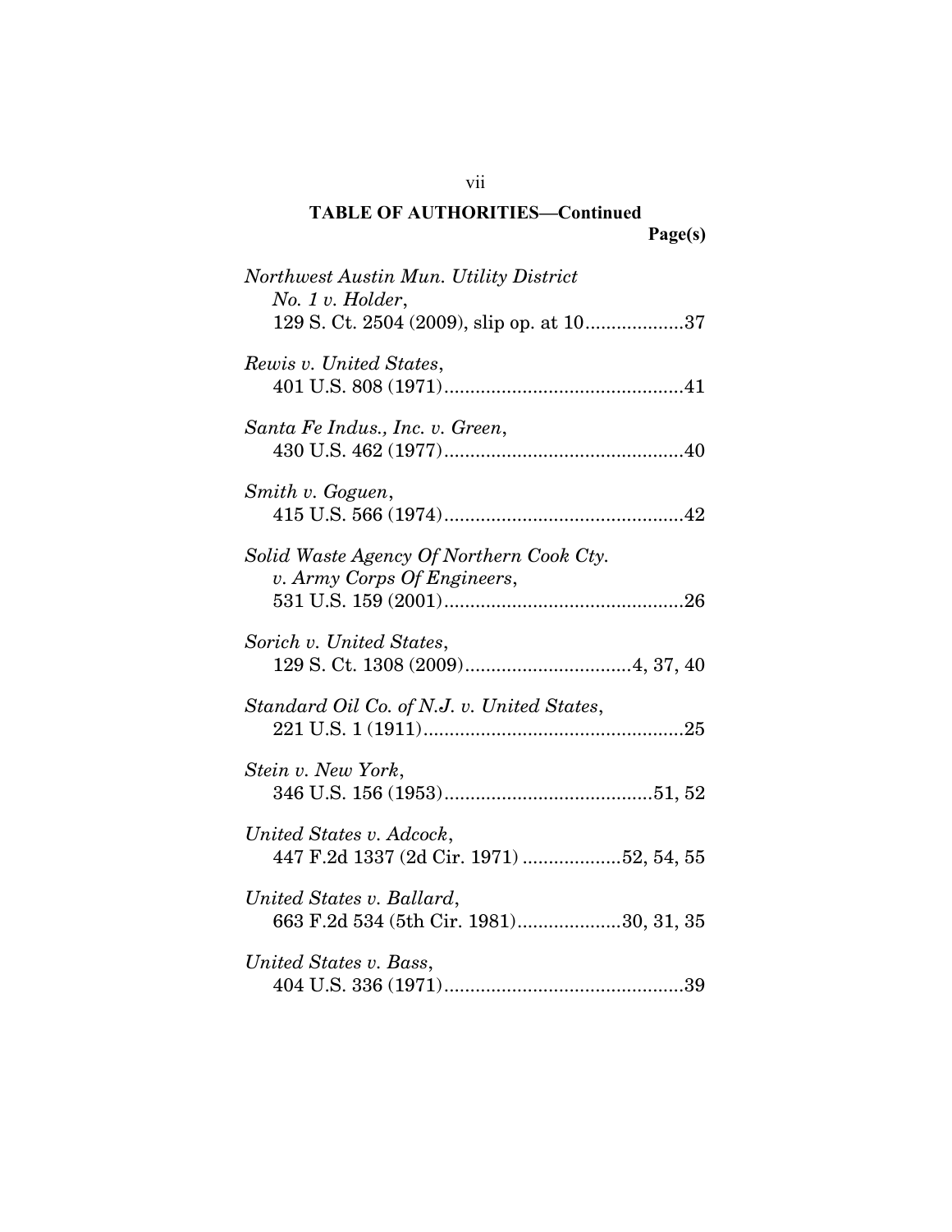**TABLE OF AUTHORITIES—Continued**

**Page(s)**

*Northwest Austin Mun. Utility District No. 1 v. Holder*,
129 S. Ct. 2504 (2009), slip op. at 10...................37

*Rewis v. United States*,
401 U.S. 808 (1971)..............................................41

*Santa Fe Indus., Inc. v. Green*,
430 U.S. 462 (1977)..............................................40

*Smith v. Goguen*,
415 U.S. 566 (1974)..............................................42

*Solid Waste Agency Of Northern Cook Cty. v. Army Corps Of Engineers*,
531 U.S. 159 (2001)..............................................26

*Sorich v. United States*,
129 S. Ct. 1308 (2009)................................4, 37, 40

*Standard Oil Co. of N.J. v. United States*,
221 U.S. 1 (1911)..................................................25

*Stein v. New York*,
346 U.S. 156 (1953)........................................51, 52

*United States v. Adcock*,
447 F.2d 1337 (2d Cir. 1971) ...................52, 54, 55

*United States v. Ballard*,
663 F.2d 534 (5th Cir. 1981)....................30, 31, 35

*United States v. Bass*,
404 U.S. 336 (1971)..............................................39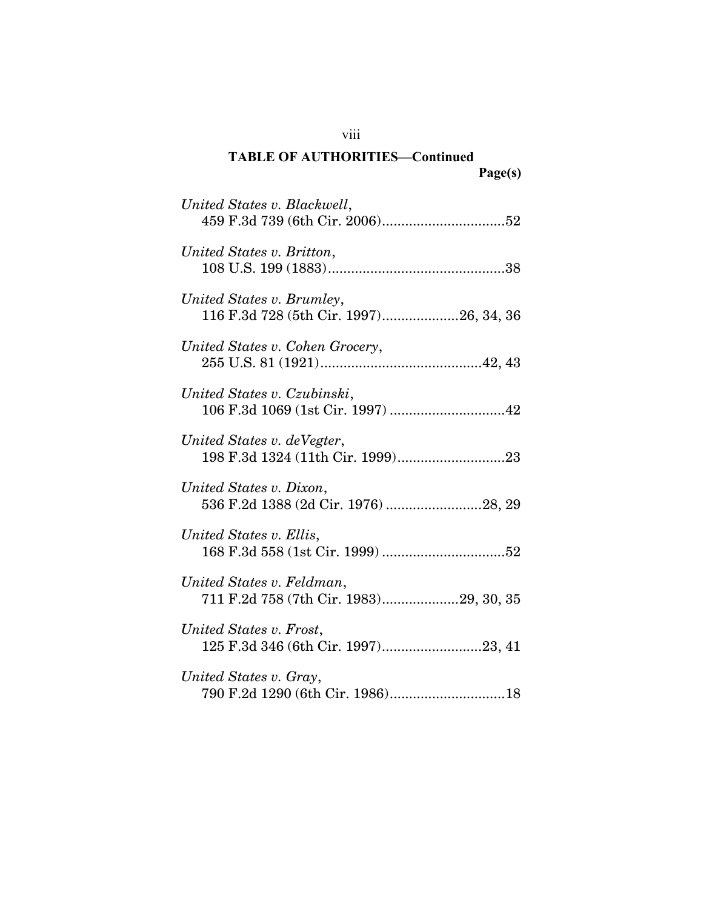**TABLE OF AUTHORITIES—Continued**

**Page(s)**

*United States v. Blackwell*, 459 F.3d 739 (6th Cir. 2006)................................52

*United States v. Britton*, 108 U.S. 199 (1883)..............................................38

*United States v. Brumley*, 116 F.3d 728 (5th Cir. 1997)....................26, 34, 36

*United States v. Cohen Grocery*, 255 U.S. 81 (1921)..........................................42, 43

*United States v. Czubinski*, 106 F.3d 1069 (1st Cir. 1997) ..............................42

*United States v. deVegter*, 198 F.3d 1324 (11th Cir. 1999)............................23

*United States v. Dixon*, 536 F.2d 1388 (2d Cir. 1976) .........................28, 29

*United States v. Ellis*, 168 F.3d 558 (1st Cir. 1999) ................................52

*United States v. Feldman*, 711 F.2d 758 (7th Cir. 1983)....................29, 30, 35

*United States v. Frost*, 125 F.3d 346 (6th Cir. 1997)..........................23, 41

*United States v. Gray*, 790 F.2d 1290 (6th Cir. 1986)..............................18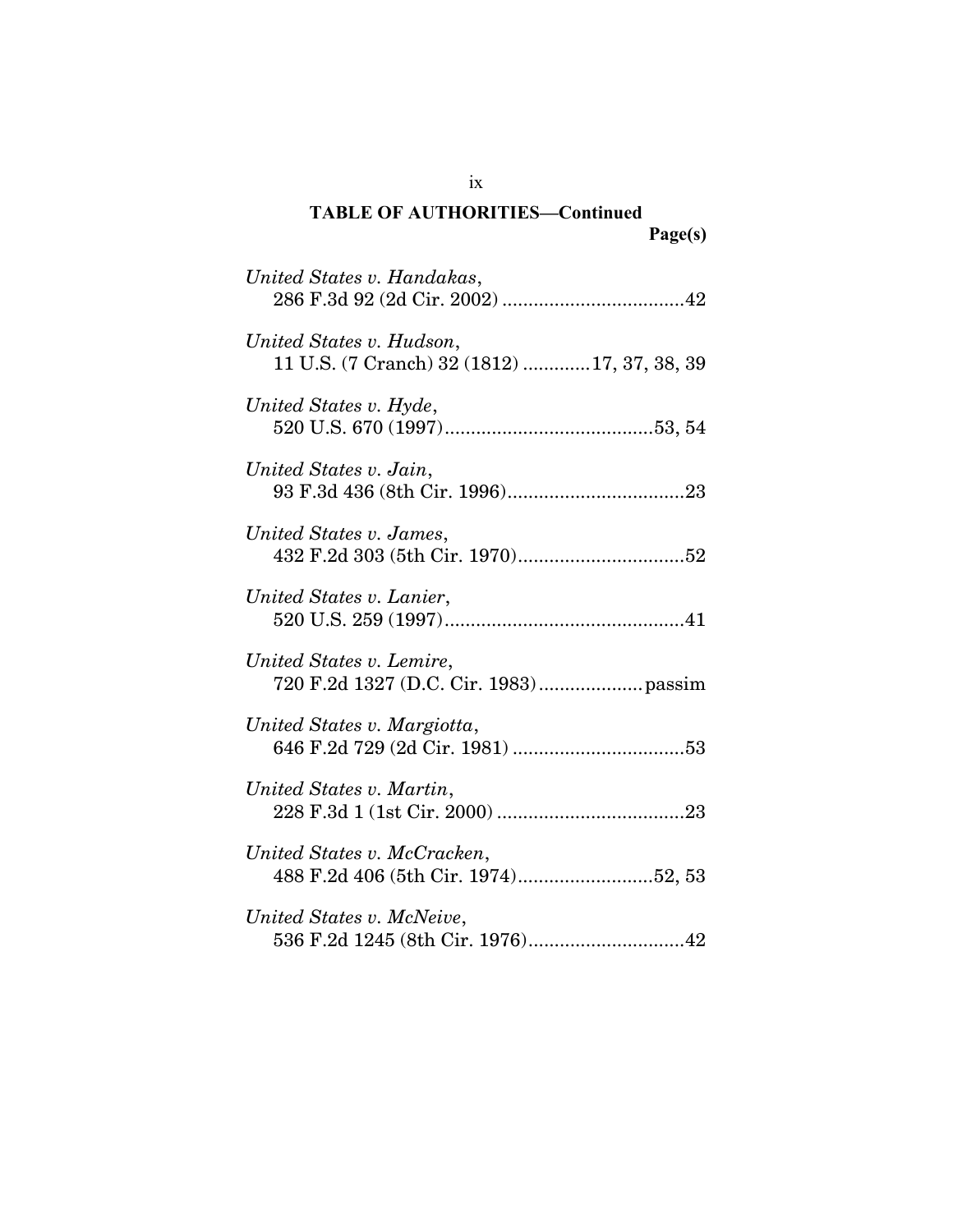**TABLE OF AUTHORITIES—Continued**

**Page(s)**

*United States v. Handakas*,
286 F.3d 92 (2d Cir. 2002) ....................................42

*United States v. Hudson*,
11 U.S. (7 Cranch) 32 (1812) .............17, 37, 38, 39

*United States v. Hyde*,
520 U.S. 670 (1997)........................................53, 54

*United States v. Jain*,
93 F.3d 436 (8th Cir. 1996)..................................23

*United States v. James*,
432 F.2d 303 (5th Cir. 1970)................................52

*United States v. Lanier*,
520 U.S. 259 (1997)..............................................41

*United States v. Lemire*,
720 F.2d 1327 (D.C. Cir. 1983)....................passim

*United States v. Margiotta*,
646 F.2d 729 (2d Cir. 1981) .................................53

*United States v. Martin*,
228 F.3d 1 (1st Cir. 2000) ....................................23

*United States v. McCracken*,
488 F.2d 406 (5th Cir. 1974)..........................52, 53

*United States v. McNeive*,
536 F.2d 1245 (8th Cir. 1976)..............................42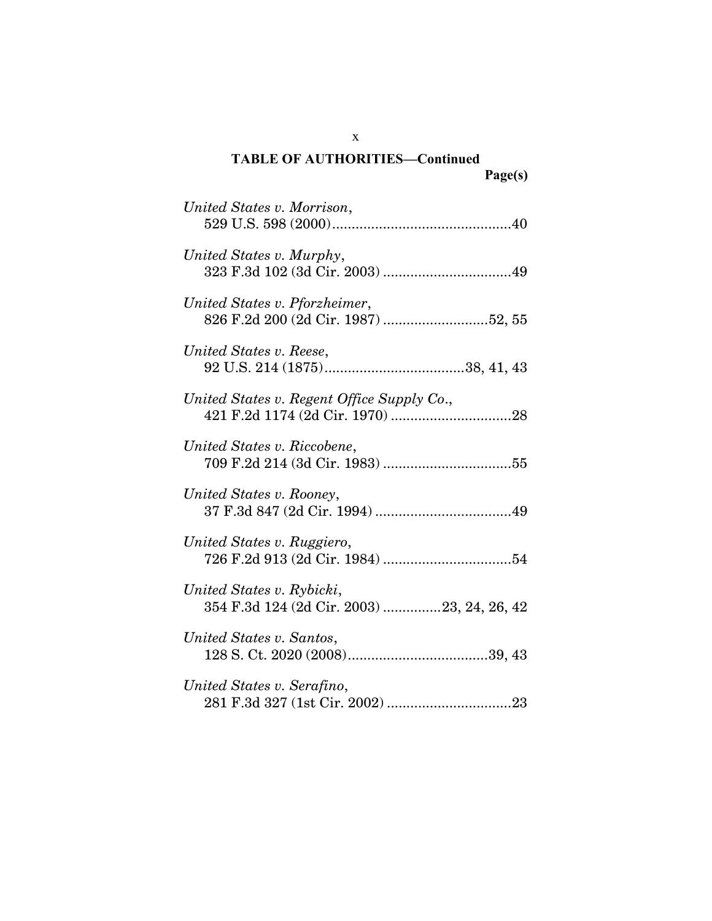**TABLE OF AUTHORITIES—Continued**

**Page(s)**

*United States v. Morrison*,
529 U.S. 598 (2000)..............................................40

*United States v. Murphy*,
323 F.3d 102 (3d Cir. 2003) .................................49

*United States v. Pforzheimer*,
826 F.2d 200 (2d Cir. 1987) ...........................52, 55

*United States v. Reese*,
92 U.S. 214 (1875)....................................38, 41, 43

*United States v. Regent Office Supply Co.*,
421 F.2d 1174 (2d Cir. 1970) ...............................28

*United States v. Riccobene*,
709 F.2d 214 (3d Cir. 1983) .................................55

*United States v. Rooney*,
37 F.3d 847 (2d Cir. 1994) ...................................49

*United States v. Ruggiero*,
726 F.2d 913 (2d Cir. 1984) .................................54

*United States v. Rybicki*,
354 F.3d 124 (2d Cir. 2003) ...............23, 24, 26, 42

*United States v. Santos*,
128 S. Ct. 2020 (2008)....................................39, 43

*United States v. Serafino*,
281 F.3d 327 (1st Cir. 2002) ................................23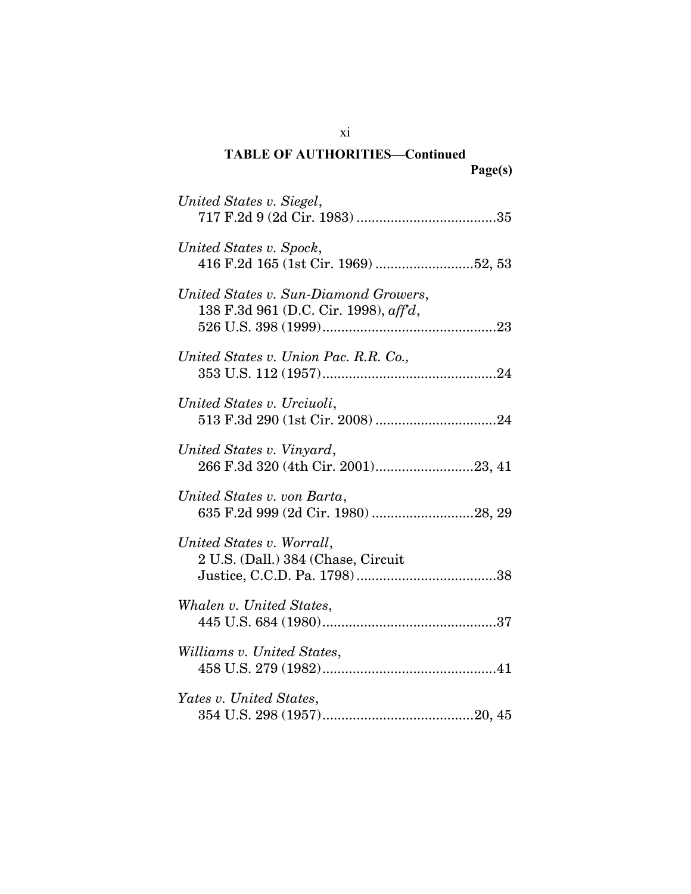**TABLE OF AUTHORITIES—Continued**

**Page(s)**

*United States v. Siegel*,
717 F.2d 9 (2d Cir. 1983) ....................................35

*United States v. Spock*,
416 F.2d 165 (1st Cir. 1969) ..........................52, 53

*United States v. Sun-Diamond Growers*,
138 F.3d 961 (D.C. Cir. 1998), *aff'd*,
526 U.S. 398 (1999)..............................................23

*United States v. Union Pac. R.R. Co.,*
353 U.S. 112 (1957)..............................................24

*United States v. Urciuoli*,
513 F.3d 290 (1st Cir. 2008) ................................24

*United States v. Vinyard*,
266 F.3d 320 (4th Cir. 2001)..........................23, 41

*United States v. von Barta*,
635 F.2d 999 (2d Cir. 1980) ...........................28, 29

*United States v. Worrall*,
2 U.S. (Dall.) 384 (Chase, Circuit
Justice, C.C.D. Pa. 1798).....................................38

*Whalen v. United States*,
445 U.S. 684 (1980)..............................................37

*Williams v. United States*,
458 U.S. 279 (1982)..............................................41

*Yates v. United States*,
354 U.S. 298 (1957)........................................20, 45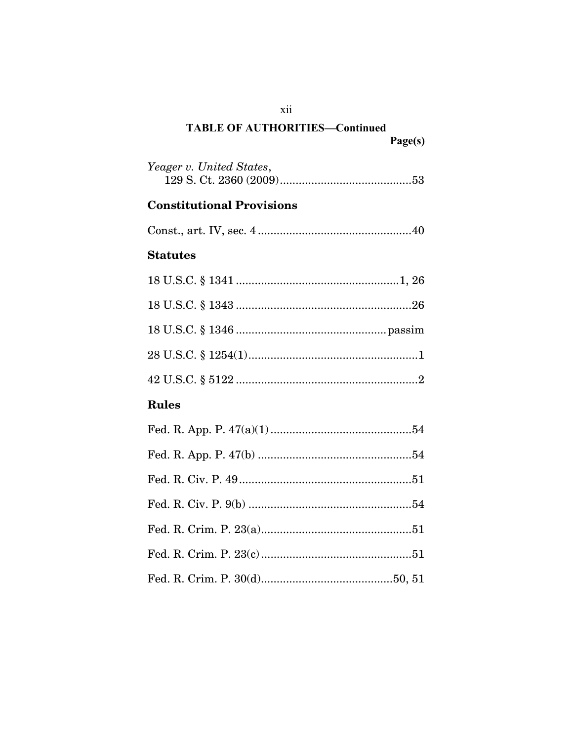## TABLE OF AUTHORITIES—Continued

Page(s)

*Yeager v. United States*,
129 S. Ct. 2360 (2009) ..........................................53

### Constitutional Provisions

Const., art. IV, sec. 4 ................................................40

### Statutes

18 U.S.C. § 1341 ....................................................1, 26

18 U.S.C. § 1343 .......................................................26

18 U.S.C. § 1346 ................................................passim

28 U.S.C. § 1254(1) ......................................................1

42 U.S.C. § 5122 ..........................................................2

### Rules

Fed. R. App. P. 47(a)(1) .............................................54

Fed. R. App. P. 47(b) .................................................54

Fed. R. Civ. P. 49 .......................................................51

Fed. R. Civ. P. 9(b) ....................................................54

Fed. R. Crim. P. 23(a) ................................................51

Fed. R. Crim. P. 23(c) ................................................51

Fed. R. Crim. P. 30(d) ..........................................50, 51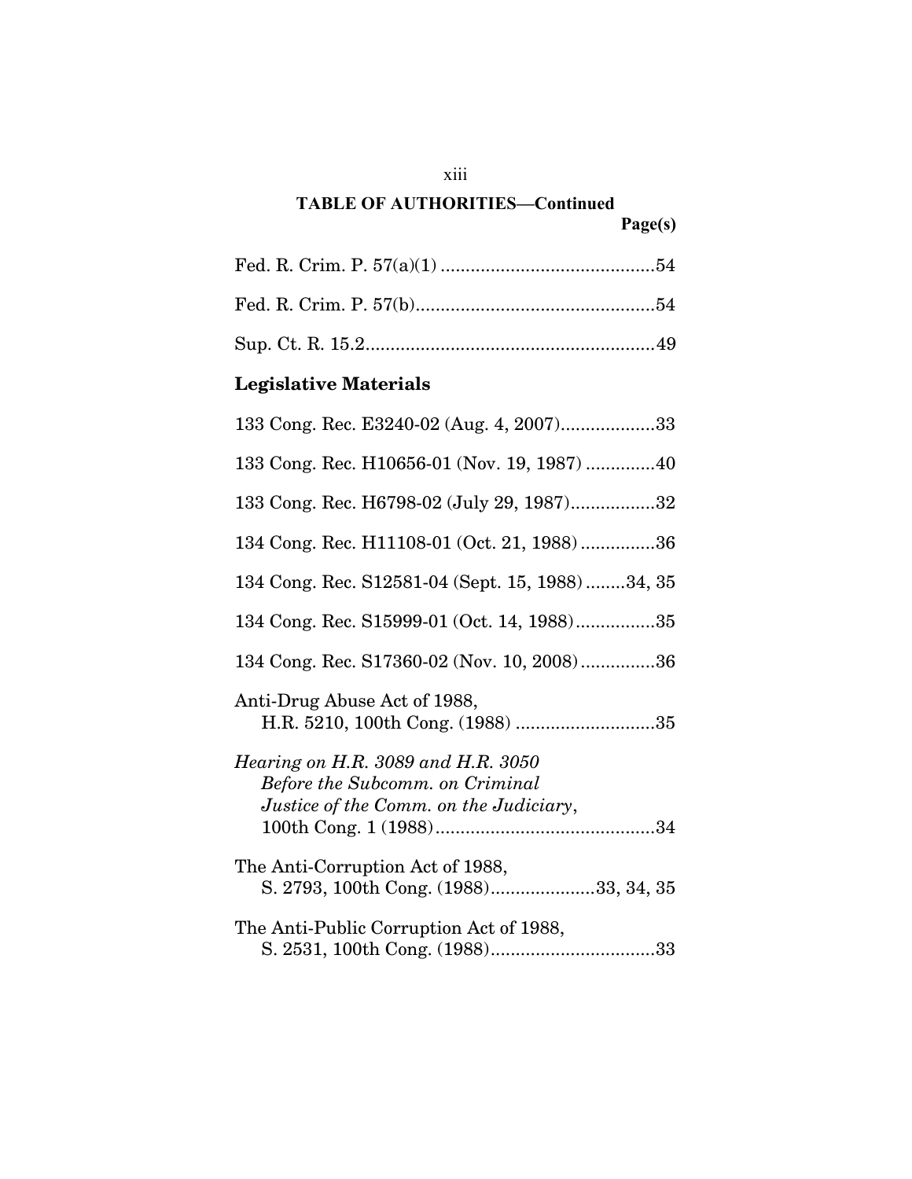**TABLE OF AUTHORITIES—Continued**

Page(s)

Fed. R. Crim. P. 57(a)(1) ..........................................54

Fed. R. Crim. P. 57(b)...............................................54

Sup. Ct. R. 15.2.........................................................49

## Legislative Materials

133 Cong. Rec. E3240-02 (Aug. 4, 2007)..................33

133 Cong. Rec. H10656-01 (Nov. 19, 1987) .............40

133 Cong. Rec. H6798-02 (July 29, 1987)................32

134 Cong. Rec. H11108-01 (Oct. 21, 1988)...............36

134 Cong. Rec. S12581-04 (Sept. 15, 1988) ........34, 35

134 Cong. Rec. S15999-01 (Oct. 14, 1988)................35

134 Cong. Rec. S17360-02 (Nov. 10, 2008)...............36

Anti-Drug Abuse Act of 1988,
H.R. 5210, 100th Cong. (1988) ............................35

*Hearing on H.R. 3089 and H.R. 3050 Before the Subcomm. on Criminal Justice of the Comm. on the Judiciary*, 100th Cong. 1 (1988)............................................34

The Anti-Corruption Act of 1988,
S. 2793, 100th Cong. (1988).....................33, 34, 35

The Anti-Public Corruption Act of 1988,
S. 2531, 100th Cong. (1988).................................33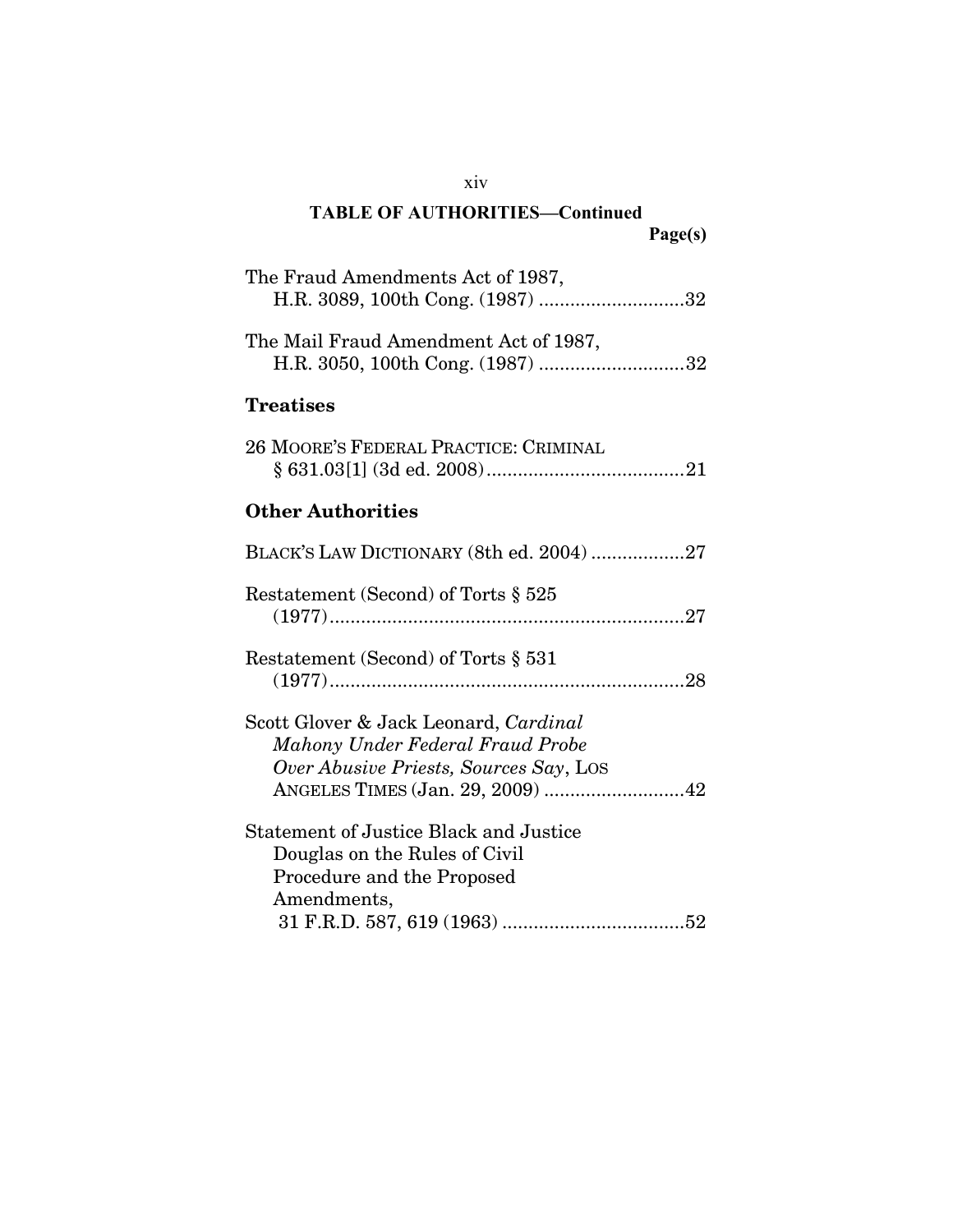## TABLE OF AUTHORITIES—Continued

Page(s)

The Fraud Amendments Act of 1987, H.R. 3089, 100th Cong. (1987) ............................32

The Mail Fraud Amendment Act of 1987, H.R. 3050, 100th Cong. (1987) ............................32

### Treatises

26 MOORE'S FEDERAL PRACTICE: CRIMINAL § 631.03[1] (3d ed. 2008)......................................21

### Other Authorities

BLACK'S LAW DICTIONARY (8th ed. 2004) ..................27

Restatement (Second) of Torts § 525 (1977)....................................................................27

Restatement (Second) of Torts § 531 (1977)....................................................................28

Scott Glover & Jack Leonard, *Cardinal Mahony Under Federal Fraud Probe Over Abusive Priests, Sources Say*, LOS ANGELES TIMES (Jan. 29, 2009) ...........................42

Statement of Justice Black and Justice Douglas on the Rules of Civil Procedure and the Proposed Amendments, 31 F.R.D. 587, 619 (1963) ...................................52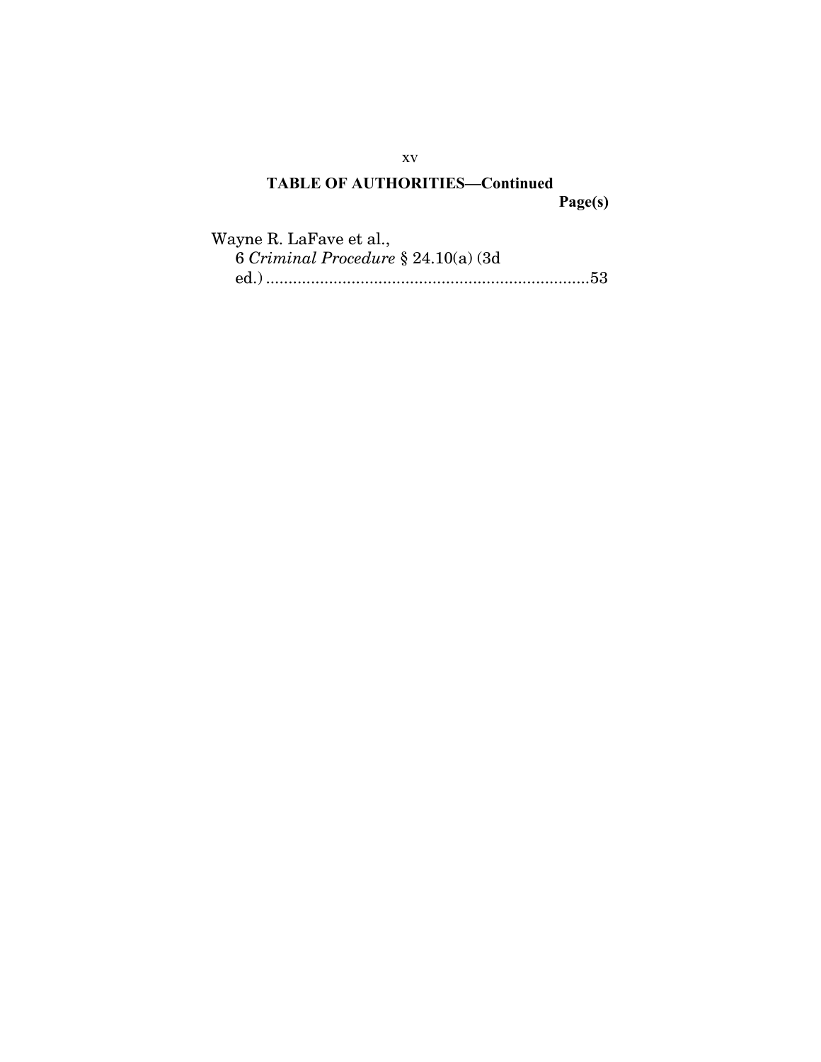**TABLE OF AUTHORITIES—Continued**

**Page(s)**

Wayne R. LaFave et al., 6 *Criminal Procedure* § 24.10(a) (3d ed.) ....................................................................53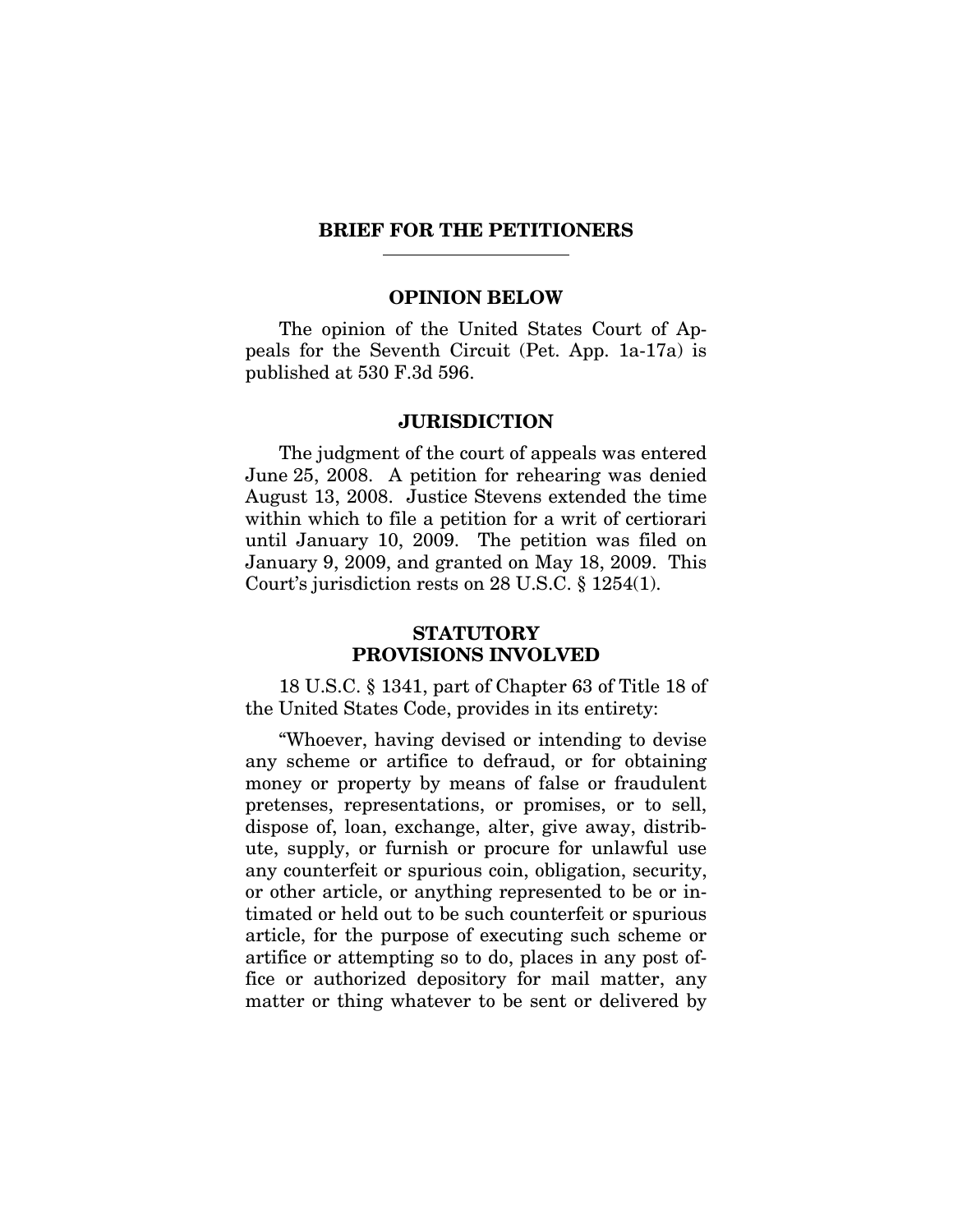## BRIEF FOR THE PETITIONERS

### OPINION BELOW

The opinion of the United States Court of Appeals for the Seventh Circuit (Pet. App. 1a-17a) is published at 530 F.3d 596.

### JURISDICTION

The judgment of the court of appeals was entered June 25, 2008. A petition for rehearing was denied August 13, 2008. Justice Stevens extended the time within which to file a petition for a writ of certiorari until January 10, 2009. The petition was filed on January 9, 2009, and granted on May 18, 2009. This Court's jurisdiction rests on 28 U.S.C. § 1254(1).

### STATUTORY PROVISIONS INVOLVED

18 U.S.C. § 1341, part of Chapter 63 of Title 18 of the United States Code, provides in its entirety:

"Whoever, having devised or intending to devise any scheme or artifice to defraud, or for obtaining money or property by means of false or fraudulent pretenses, representations, or promises, or to sell, dispose of, loan, exchange, alter, give away, distribute, supply, or furnish or procure for unlawful use any counterfeit or spurious coin, obligation, security, or other article, or anything represented to be or intimated or held out to be such counterfeit or spurious article, for the purpose of executing such scheme or artifice or attempting so to do, places in any post office or authorized depository for mail matter, any matter or thing whatever to be sent or delivered by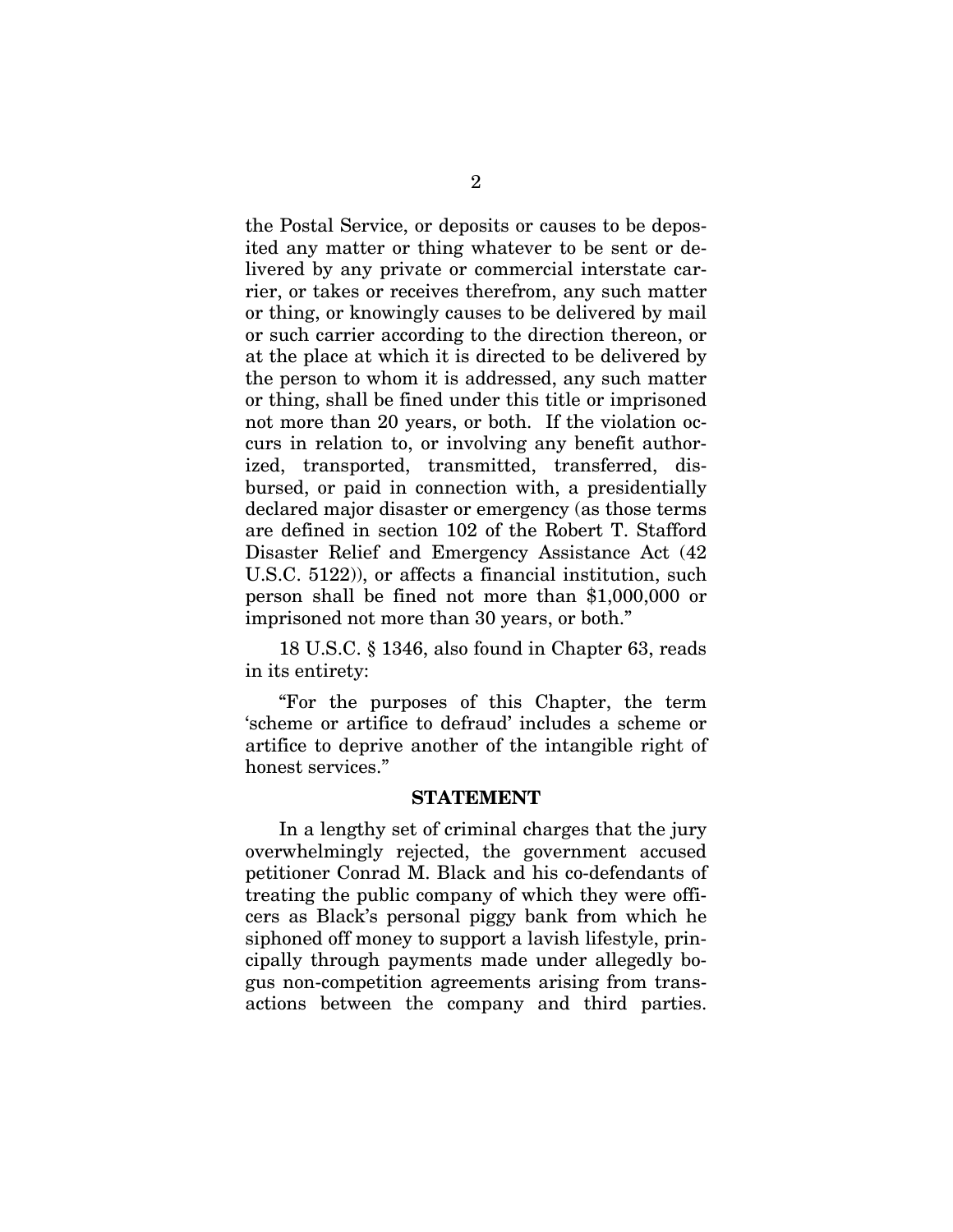the Postal Service, or deposits or causes to be deposited any matter or thing whatever to be sent or delivered by any private or commercial interstate carrier, or takes or receives therefrom, any such matter or thing, or knowingly causes to be delivered by mail or such carrier according to the direction thereon, or at the place at which it is directed to be delivered by the person to whom it is addressed, any such matter or thing, shall be fined under this title or imprisoned not more than 20 years, or both. If the violation occurs in relation to, or involving any benefit authorized, transported, transmitted, transferred, disbursed, or paid in connection with, a presidentially declared major disaster or emergency (as those terms are defined in section 102 of the Robert T. Stafford Disaster Relief and Emergency Assistance Act (42 U.S.C. 5122)), or affects a financial institution, such person shall be fined not more than $1,000,000 or imprisoned not more than 30 years, or both."

18 U.S.C. § 1346, also found in Chapter 63, reads in its entirety:

"For the purposes of this Chapter, the term 'scheme or artifice to defraud' includes a scheme or artifice to deprive another of the intangible right of honest services."

## STATEMENT

In a lengthy set of criminal charges that the jury overwhelmingly rejected, the government accused petitioner Conrad M. Black and his co-defendants of treating the public company of which they were officers as Black's personal piggy bank from which he siphoned off money to support a lavish lifestyle, principally through payments made under allegedly bogus non-competition agreements arising from transactions between the company and third parties.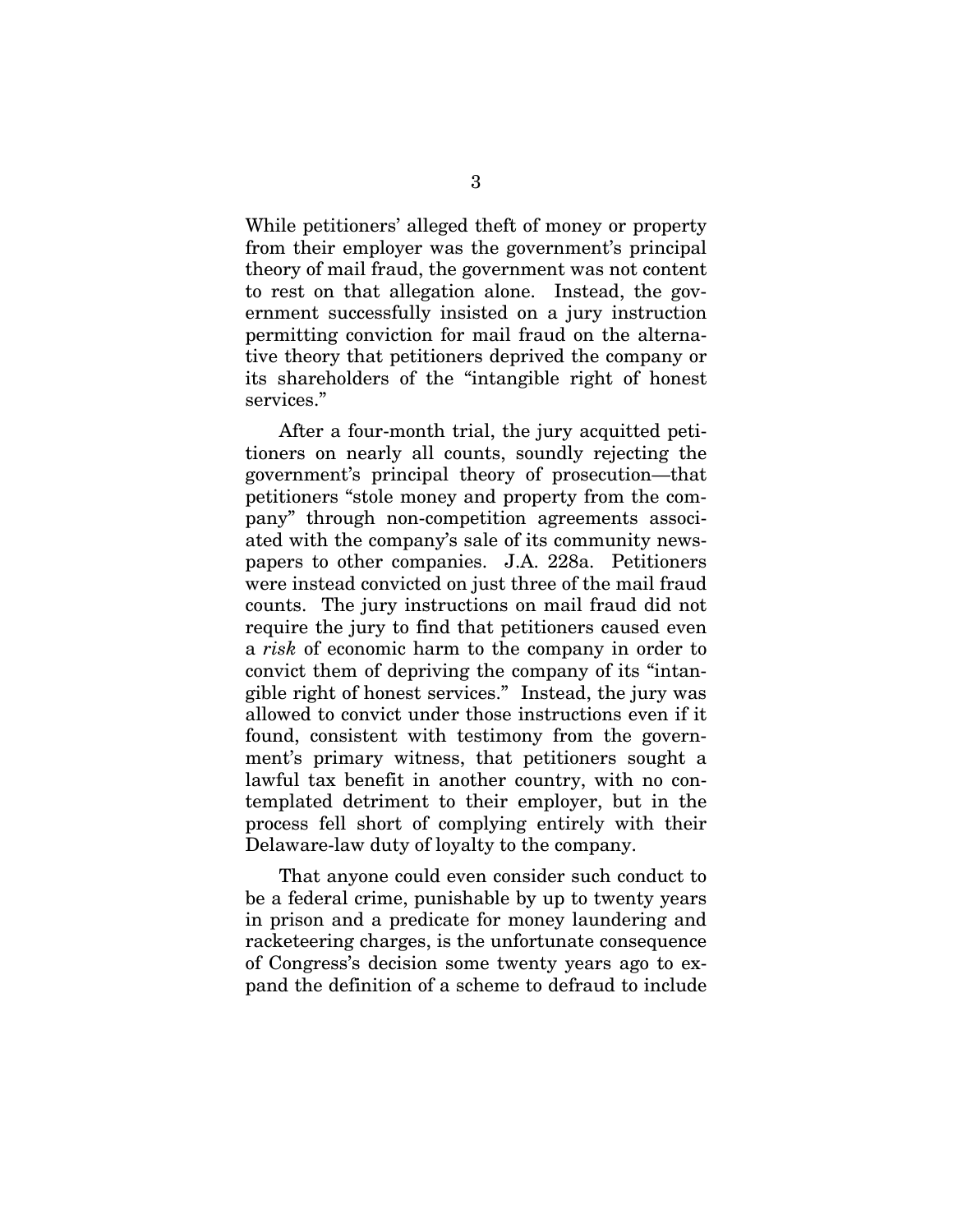While petitioners' alleged theft of money or property from their employer was the government's principal theory of mail fraud, the government was not content to rest on that allegation alone. Instead, the government successfully insisted on a jury instruction permitting conviction for mail fraud on the alternative theory that petitioners deprived the company or its shareholders of the "intangible right of honest services."

After a four-month trial, the jury acquitted petitioners on nearly all counts, soundly rejecting the government's principal theory of prosecution—that petitioners "stole money and property from the company" through non-competition agreements associated with the company's sale of its community newspapers to other companies. J.A. 228a. Petitioners were instead convicted on just three of the mail fraud counts. The jury instructions on mail fraud did not require the jury to find that petitioners caused even a *risk* of economic harm to the company in order to convict them of depriving the company of its "intangible right of honest services." Instead, the jury was allowed to convict under those instructions even if it found, consistent with testimony from the government's primary witness, that petitioners sought a lawful tax benefit in another country, with no contemplated detriment to their employer, but in the process fell short of complying entirely with their Delaware-law duty of loyalty to the company.

That anyone could even consider such conduct to be a federal crime, punishable by up to twenty years in prison and a predicate for money laundering and racketeering charges, is the unfortunate consequence of Congress's decision some twenty years ago to expand the definition of a scheme to defraud to include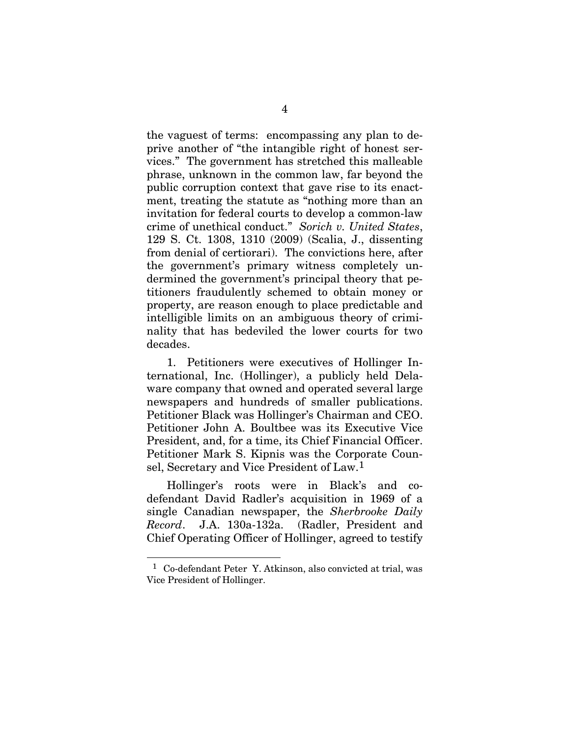the vaguest of terms: encompassing any plan to deprive another of "the intangible right of honest services." The government has stretched this malleable phrase, unknown in the common law, far beyond the public corruption context that gave rise to its enactment, treating the statute as "nothing more than an invitation for federal courts to develop a common-law crime of unethical conduct." *Sorich v. United States*, 129 S. Ct. 1308, 1310 (2009) (Scalia, J., dissenting from denial of certiorari). The convictions here, after the government's primary witness completely undermined the government's principal theory that petitioners fraudulently schemed to obtain money or property, are reason enough to place predictable and intelligible limits on an ambiguous theory of criminality that has bedeviled the lower courts for two decades.

1. Petitioners were executives of Hollinger International, Inc. (Hollinger), a publicly held Delaware company that owned and operated several large newspapers and hundreds of smaller publications. Petitioner Black was Hollinger's Chairman and CEO. Petitioner John A. Boultbee was its Executive Vice President, and, for a time, its Chief Financial Officer. Petitioner Mark S. Kipnis was the Corporate Counsel, Secretary and Vice President of Law.[1]

Hollinger's roots were in Black's and co-defendant David Radler's acquisition in 1969 of a single Canadian newspaper, the *Sherbrooke Daily Record*. J.A. 130a-132a. (Radler, President and Chief Operating Officer of Hollinger, agreed to testify

---

[1] Co-defendant Peter Y. Atkinson, also convicted at trial, was Vice President of Hollinger.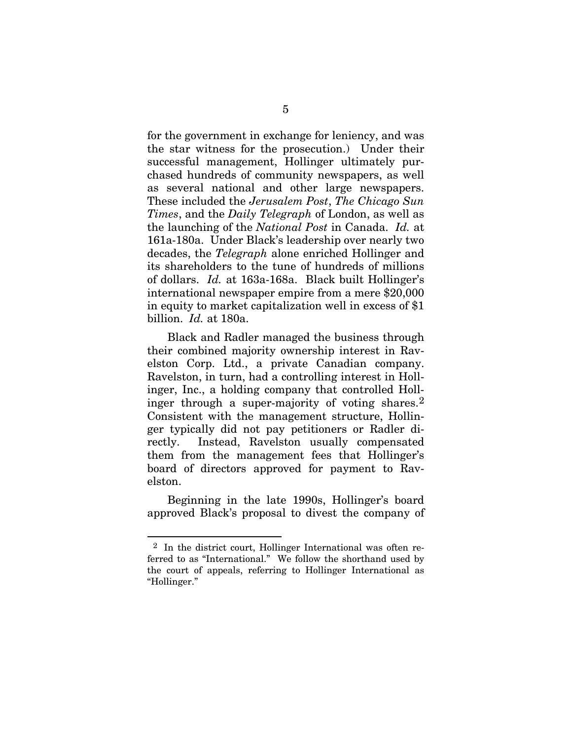for the government in exchange for leniency, and was the star witness for the prosecution.) Under their successful management, Hollinger ultimately purchased hundreds of community newspapers, as well as several national and other large newspapers. These included the *Jerusalem Post*, *The Chicago Sun Times*, and the *Daily Telegraph* of London, as well as the launching of the *National Post* in Canada. *Id.* at 161a-180a. Under Black's leadership over nearly two decades, the *Telegraph* alone enriched Hollinger and its shareholders to the tune of hundreds of millions of dollars. *Id.* at 163a-168a. Black built Hollinger's international newspaper empire from a mere $20,000 in equity to market capitalization well in excess of $1 billion. *Id.* at 180a.

Black and Radler managed the business through their combined majority ownership interest in Ravelston Corp. Ltd., a private Canadian company. Ravelston, in turn, had a controlling interest in Hollinger, Inc., a holding company that controlled Hollinger through a super-majority of voting shares.[2] Consistent with the management structure, Hollinger typically did not pay petitioners or Radler directly. Instead, Ravelston usually compensated them from the management fees that Hollinger's board of directors approved for payment to Ravelston.

Beginning in the late 1990s, Hollinger's board approved Black's proposal to divest the company of

[2] In the district court, Hollinger International was often referred to as "International." We follow the shorthand used by the court of appeals, referring to Hollinger International as "Hollinger."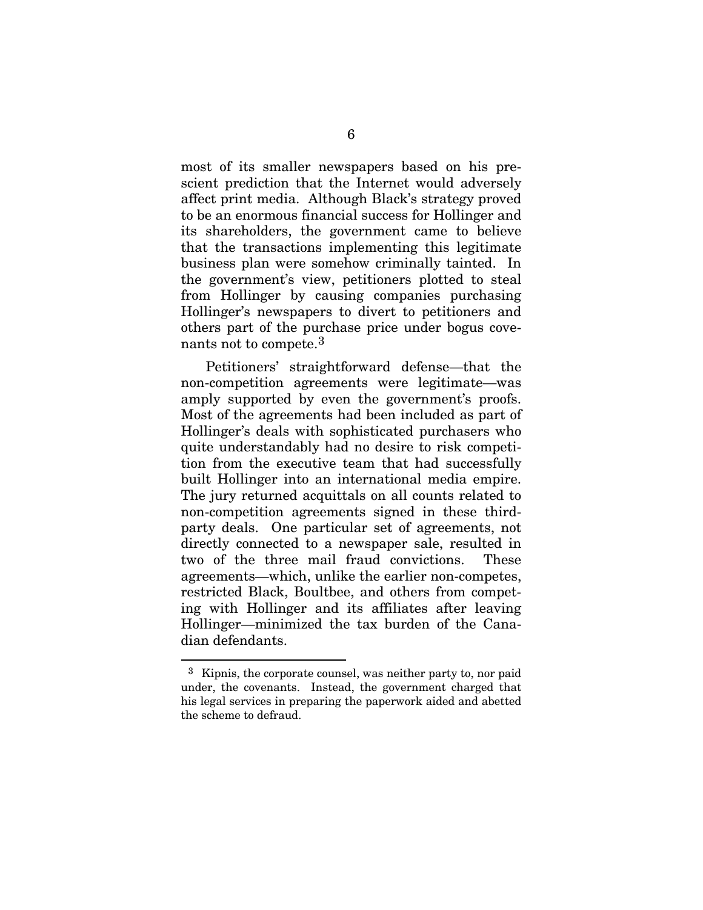most of its smaller newspapers based on his prescient prediction that the Internet would adversely affect print media. Although Black's strategy proved to be an enormous financial success for Hollinger and its shareholders, the government came to believe that the transactions implementing this legitimate business plan were somehow criminally tainted. In the government's view, petitioners plotted to steal from Hollinger by causing companies purchasing Hollinger's newspapers to divert to petitioners and others part of the purchase price under bogus covenants not to compete.[3]

Petitioners' straightforward defense—that the non-competition agreements were legitimate—was amply supported by even the government's proofs. Most of the agreements had been included as part of Hollinger's deals with sophisticated purchasers who quite understandably had no desire to risk competition from the executive team that had successfully built Hollinger into an international media empire. The jury returned acquittals on all counts related to non-competition agreements signed in these third-party deals. One particular set of agreements, not directly connected to a newspaper sale, resulted in two of the three mail fraud convictions. These agreements—which, unlike the earlier non-competes, restricted Black, Boultbee, and others from competing with Hollinger and its affiliates after leaving Hollinger—minimized the tax burden of the Canadian defendants.

[3] Kipnis, the corporate counsel, was neither party to, nor paid under, the covenants. Instead, the government charged that his legal services in preparing the paperwork aided and abetted the scheme to defraud.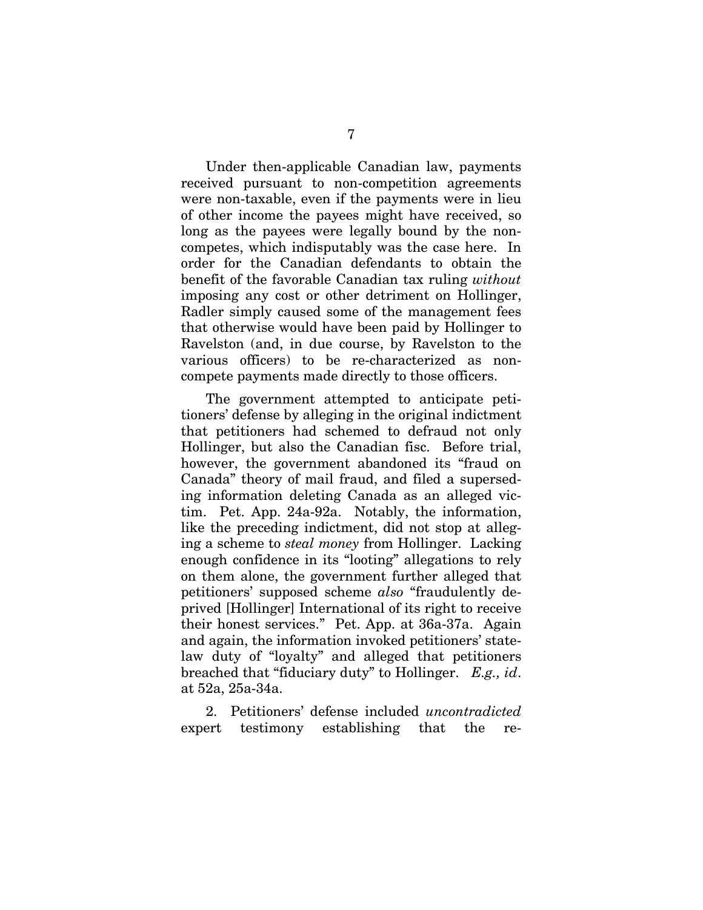Under then-applicable Canadian law, payments received pursuant to non-competition agreements were non-taxable, even if the payments were in lieu of other income the payees might have received, so long as the payees were legally bound by the non-competes, which indisputably was the case here. In order for the Canadian defendants to obtain the benefit of the favorable Canadian tax ruling *without* imposing any cost or other detriment on Hollinger, Radler simply caused some of the management fees that otherwise would have been paid by Hollinger to Ravelston (and, in due course, by Ravelston to the various officers) to be re-characterized as non-compete payments made directly to those officers.

The government attempted to anticipate petitioners' defense by alleging in the original indictment that petitioners had schemed to defraud not only Hollinger, but also the Canadian fisc. Before trial, however, the government abandoned its "fraud on Canada" theory of mail fraud, and filed a superseding information deleting Canada as an alleged victim. Pet. App. 24a-92a. Notably, the information, like the preceding indictment, did not stop at alleging a scheme to *steal money* from Hollinger. Lacking enough confidence in its "looting" allegations to rely on them alone, the government further alleged that petitioners' supposed scheme *also* "fraudulently deprived [Hollinger] International of its right to receive their honest services." Pet. App. at 36a-37a. Again and again, the information invoked petitioners' state-law duty of "loyalty" and alleged that petitioners breached that "fiduciary duty" to Hollinger. *E.g., id*. at 52a, 25a-34a.

2. Petitioners' defense included *uncontradicted* expert testimony establishing that the re-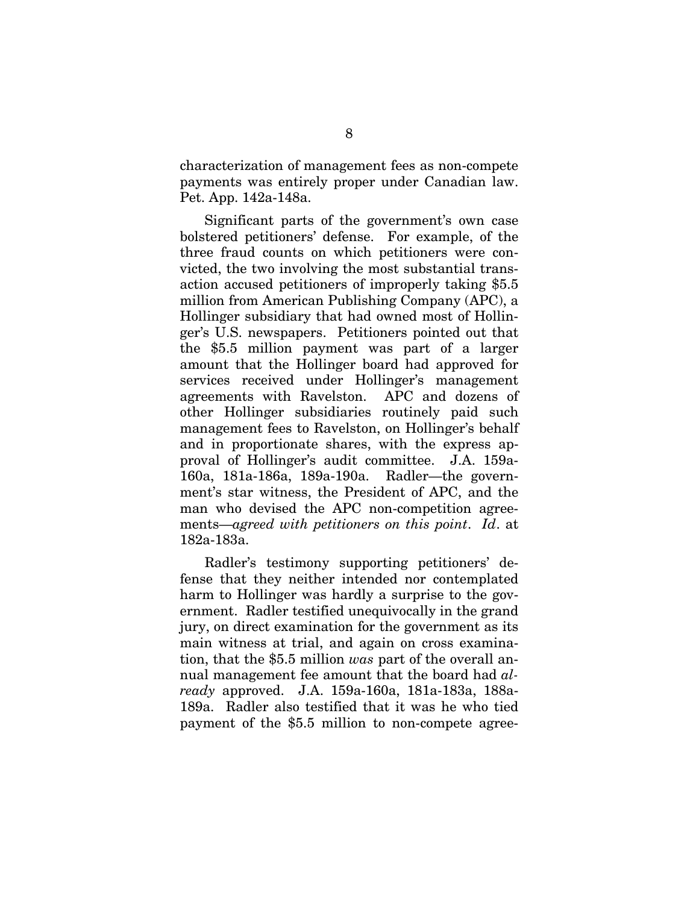characterization of management fees as non-compete payments was entirely proper under Canadian law. Pet. App. 142a-148a.

Significant parts of the government's own case bolstered petitioners' defense. For example, of the three fraud counts on which petitioners were convicted, the two involving the most substantial transaction accused petitioners of improperly taking \$5.5 million from American Publishing Company (APC), a Hollinger subsidiary that had owned most of Hollinger's U.S. newspapers. Petitioners pointed out that the \$5.5 million payment was part of a larger amount that the Hollinger board had approved for services received under Hollinger's management agreements with Ravelston. APC and dozens of other Hollinger subsidiaries routinely paid such management fees to Ravelston, on Hollinger's behalf and in proportionate shares, with the express approval of Hollinger's audit committee. J.A. 159a-160a, 181a-186a, 189a-190a. Radler—the government's star witness, the President of APC, and the man who devised the APC non-competition agreements—*agreed with petitioners on this point*. *Id*. at 182a-183a.

Radler's testimony supporting petitioners' defense that they neither intended nor contemplated harm to Hollinger was hardly a surprise to the government. Radler testified unequivocally in the grand jury, on direct examination for the government as its main witness at trial, and again on cross examination, that the \$5.5 million *was* part of the overall annual management fee amount that the board had *already* approved. J.A. 159a-160a, 181a-183a, 188a-189a. Radler also testified that it was he who tied payment of the \$5.5 million to non-compete agree-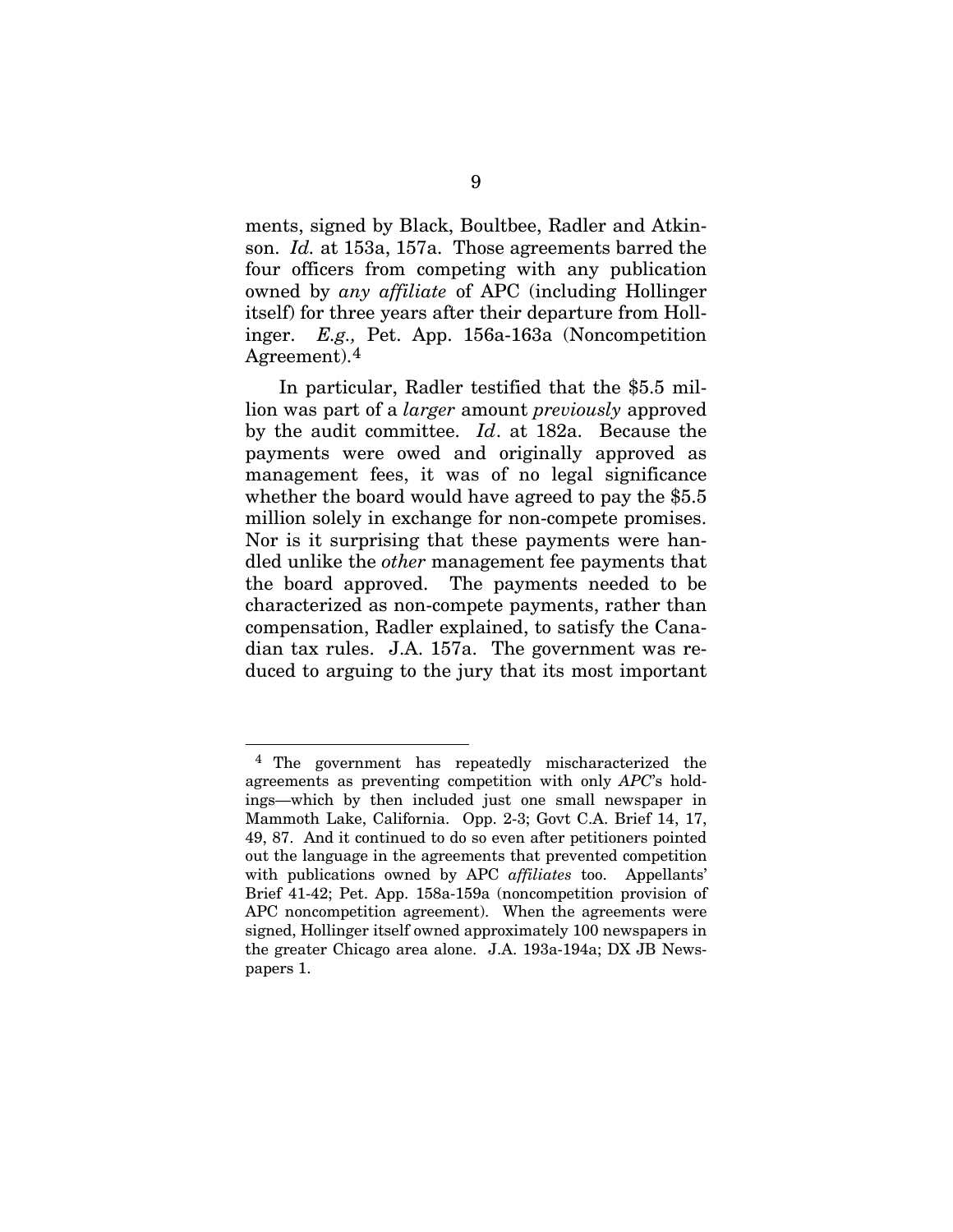ments, signed by Black, Boultbee, Radler and Atkinson. *Id.* at 153a, 157a. Those agreements barred the four officers from competing with any publication owned by *any affiliate* of APC (including Hollinger itself) for three years after their departure from Hollinger. *E.g.,* Pet. App. 156a-163a (Noncompetition Agreement).[4]

In particular, Radler testified that the $5.5 million was part of a *larger* amount *previously* approved by the audit committee. *Id*. at 182a. Because the payments were owed and originally approved as management fees, it was of no legal significance whether the board would have agreed to pay the $5.5 million solely in exchange for non-compete promises. Nor is it surprising that these payments were handled unlike the *other* management fee payments that the board approved. The payments needed to be characterized as non-compete payments, rather than compensation, Radler explained, to satisfy the Canadian tax rules. J.A. 157a. The government was reduced to arguing to the jury that its most important

---

[4] The government has repeatedly mischaracterized the agreements as preventing competition with only *APC*'s holdings—which by then included just one small newspaper in Mammoth Lake, California. Opp. 2-3; Govt C.A. Brief 14, 17, 49, 87. And it continued to do so even after petitioners pointed out the language in the agreements that prevented competition with publications owned by APC *affiliates* too. Appellants' Brief 41-42; Pet. App. 158a-159a (noncompetition provision of APC noncompetition agreement). When the agreements were signed, Hollinger itself owned approximately 100 newspapers in the greater Chicago area alone. J.A. 193a-194a; DX JB Newspapers 1.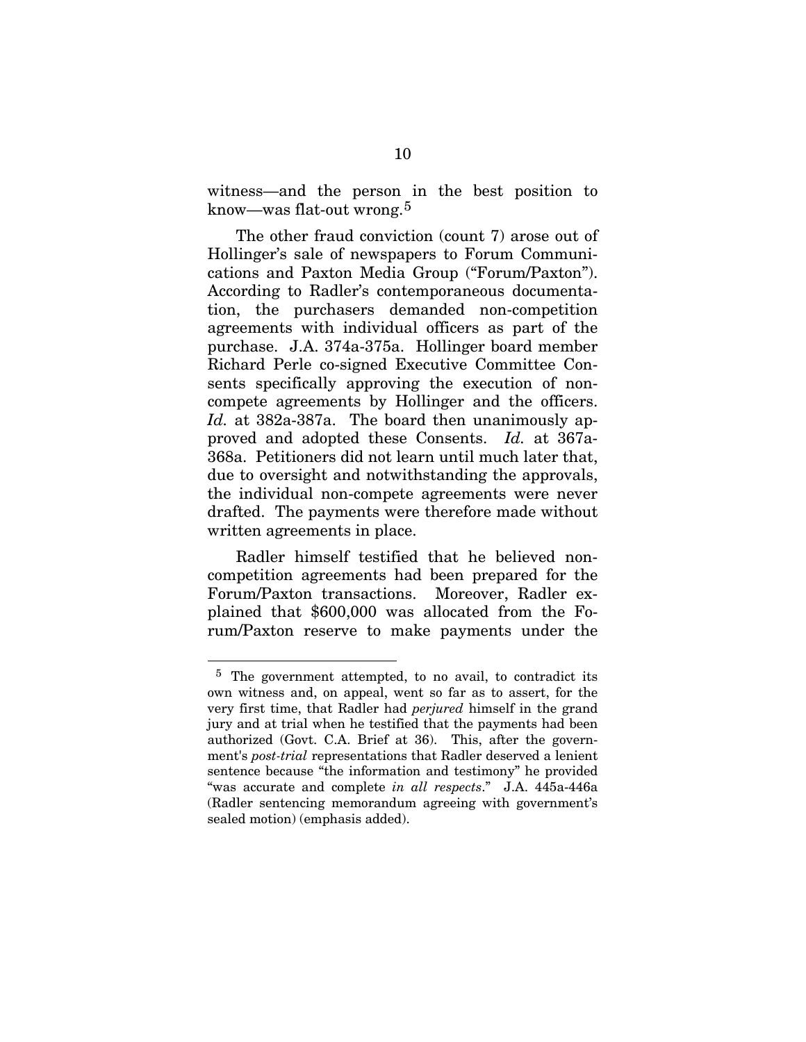witness—and the person in the best position to know—was flat-out wrong.[5]

The other fraud conviction (count 7) arose out of Hollinger's sale of newspapers to Forum Communications and Paxton Media Group ("Forum/Paxton"). According to Radler's contemporaneous documentation, the purchasers demanded non-competition agreements with individual officers as part of the purchase. J.A. 374a-375a. Hollinger board member Richard Perle co-signed Executive Committee Consents specifically approving the execution of non-compete agreements by Hollinger and the officers. *Id.* at 382a-387a. The board then unanimously approved and adopted these Consents. *Id.* at 367a-368a. Petitioners did not learn until much later that, due to oversight and notwithstanding the approvals, the individual non-compete agreements were never drafted. The payments were therefore made without written agreements in place.

Radler himself testified that he believed non-competition agreements had been prepared for the Forum/Paxton transactions. Moreover, Radler explained that $600,000 was allocated from the Forum/Paxton reserve to make payments under the

---

[5] The government attempted, to no avail, to contradict its own witness and, on appeal, went so far as to assert, for the very first time, that Radler had *perjured* himself in the grand jury and at trial when he testified that the payments had been authorized (Govt. C.A. Brief at 36). This, after the government's *post-trial* representations that Radler deserved a lenient sentence because "the information and testimony" he provided "was accurate and complete *in all respects*." J.A. 445a-446a (Radler sentencing memorandum agreeing with government's sealed motion) (emphasis added).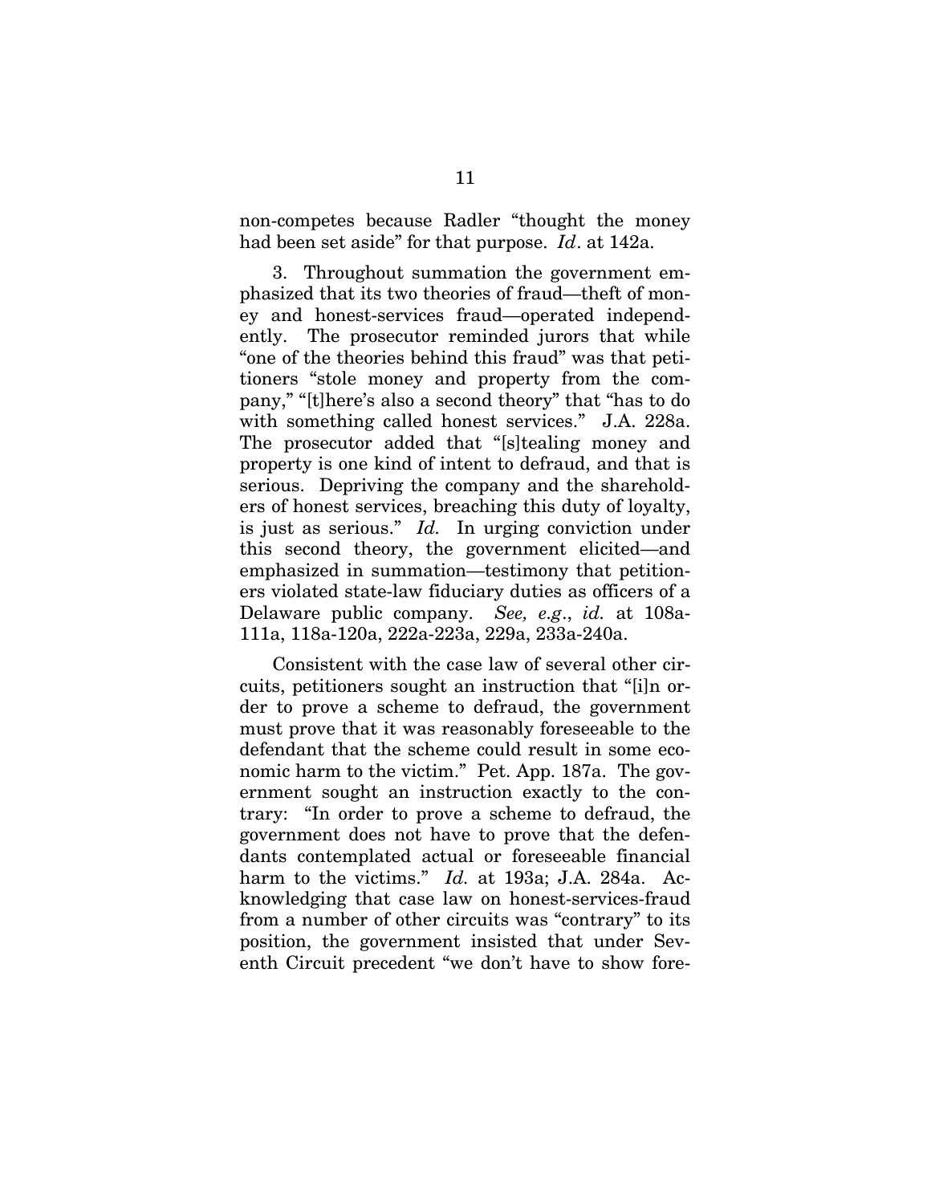non-competes because Radler "thought the money had been set aside" for that purpose. *Id*. at 142a.

3. Throughout summation the government emphasized that its two theories of fraud—theft of money and honest-services fraud—operated independently. The prosecutor reminded jurors that while "one of the theories behind this fraud" was that petitioners "stole money and property from the company," "[t]here's also a second theory" that "has to do with something called honest services." J.A. 228a. The prosecutor added that "[s]tealing money and property is one kind of intent to defraud, and that is serious. Depriving the company and the shareholders of honest services, breaching this duty of loyalty, is just as serious." *Id.* In urging conviction under this second theory, the government elicited—and emphasized in summation—testimony that petitioners violated state-law fiduciary duties as officers of a Delaware public company. *See, e.g.*, *id.* at 108a-111a, 118a-120a, 222a-223a, 229a, 233a-240a.

Consistent with the case law of several other circuits, petitioners sought an instruction that "[i]n order to prove a scheme to defraud, the government must prove that it was reasonably foreseeable to the defendant that the scheme could result in some economic harm to the victim." Pet. App. 187a. The government sought an instruction exactly to the contrary: "In order to prove a scheme to defraud, the government does not have to prove that the defendants contemplated actual or foreseeable financial harm to the victims." *Id.* at 193a; J.A. 284a. Acknowledging that case law on honest-services-fraud from a number of other circuits was "contrary" to its position, the government insisted that under Seventh Circuit precedent "we don't have to show fore-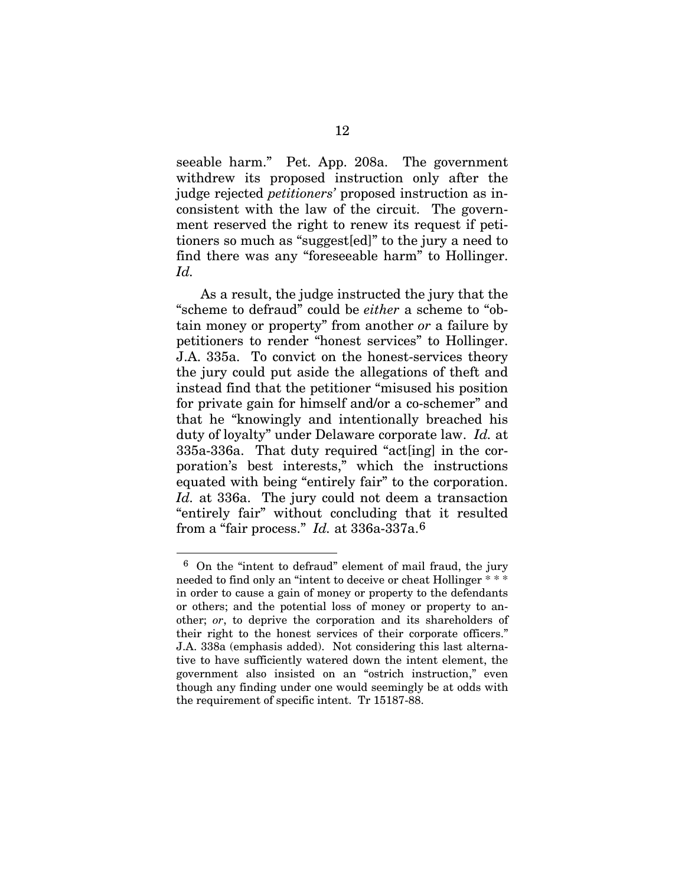seeable harm." Pet. App. 208a. The government withdrew its proposed instruction only after the judge rejected *petitioners'* proposed instruction as inconsistent with the law of the circuit. The government reserved the right to renew its request if petitioners so much as "suggest[ed]" to the jury a need to find there was any "foreseeable harm" to Hollinger. *Id.*

As a result, the judge instructed the jury that the "scheme to defraud" could be *either* a scheme to "obtain money or property" from another *or* a failure by petitioners to render "honest services" to Hollinger. J.A. 335a. To convict on the honest-services theory the jury could put aside the allegations of theft and instead find that the petitioner "misused his position for private gain for himself and/or a co-schemer" and that he "knowingly and intentionally breached his duty of loyalty" under Delaware corporate law. *Id.* at 335a-336a. That duty required "act[ing] in the corporation's best interests," which the instructions equated with being "entirely fair" to the corporation. *Id.* at 336a. The jury could not deem a transaction "entirely fair" without concluding that it resulted from a "fair process." *Id.* at 336a-337a.[6]

---

[6] On the "intent to defraud" element of mail fraud, the jury needed to find only an "intent to deceive or cheat Hollinger * * * in order to cause a gain of money or property to the defendants or others; and the potential loss of money or property to another; *or*, to deprive the corporation and its shareholders of their right to the honest services of their corporate officers." J.A. 338a (emphasis added). Not considering this last alternative to have sufficiently watered down the intent element, the government also insisted on an "ostrich instruction," even though any finding under one would seemingly be at odds with the requirement of specific intent. Tr 15187-88.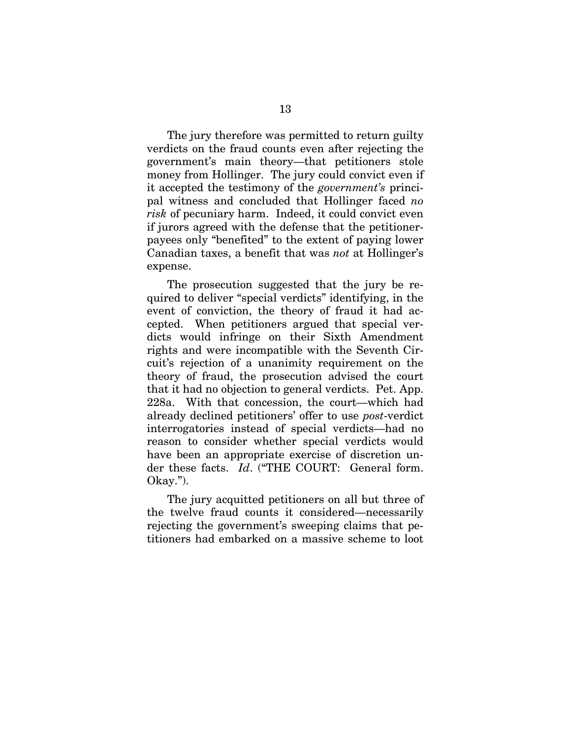The jury therefore was permitted to return guilty verdicts on the fraud counts even after rejecting the government's main theory—that petitioners stole money from Hollinger. The jury could convict even if it accepted the testimony of the *government's* principal witness and concluded that Hollinger faced *no risk* of pecuniary harm. Indeed, it could convict even if jurors agreed with the defense that the petitioner-payees only "benefited" to the extent of paying lower Canadian taxes, a benefit that was *not* at Hollinger's expense.

The prosecution suggested that the jury be required to deliver "special verdicts" identifying, in the event of conviction, the theory of fraud it had accepted. When petitioners argued that special verdicts would infringe on their Sixth Amendment rights and were incompatible with the Seventh Circuit's rejection of a unanimity requirement on the theory of fraud, the prosecution advised the court that it had no objection to general verdicts. Pet. App. 228a. With that concession, the court—which had already declined petitioners' offer to use *post*-verdict interrogatories instead of special verdicts—had no reason to consider whether special verdicts would have been an appropriate exercise of discretion under these facts. *Id*. ("THE COURT: General form. Okay.").

The jury acquitted petitioners on all but three of the twelve fraud counts it considered—necessarily rejecting the government's sweeping claims that petitioners had embarked on a massive scheme to loot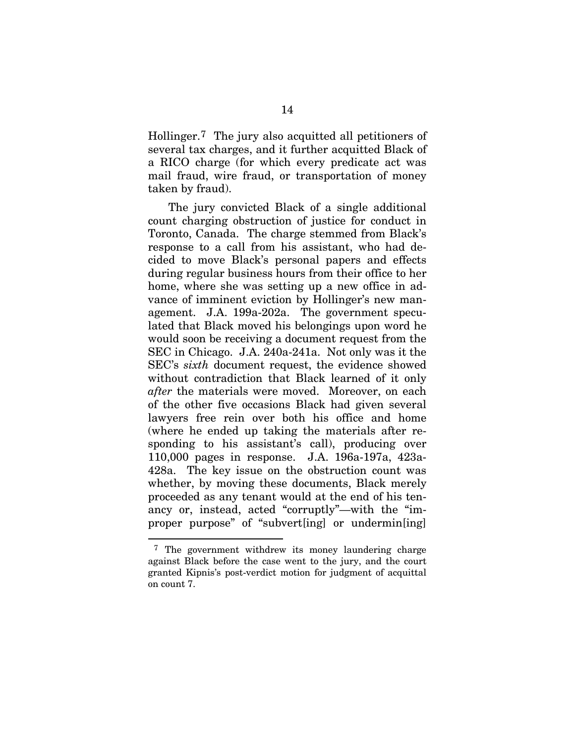Hollinger.[7] The jury also acquitted all petitioners of several tax charges, and it further acquitted Black of a RICO charge (for which every predicate act was mail fraud, wire fraud, or transportation of money taken by fraud).

The jury convicted Black of a single additional count charging obstruction of justice for conduct in Toronto, Canada. The charge stemmed from Black's response to a call from his assistant, who had decided to move Black's personal papers and effects during regular business hours from their office to her home, where she was setting up a new office in advance of imminent eviction by Hollinger's new management. J.A. 199a-202a. The government speculated that Black moved his belongings upon word he would soon be receiving a document request from the SEC in Chicago. J.A. 240a-241a. Not only was it the SEC's *sixth* document request, the evidence showed without contradiction that Black learned of it only *after* the materials were moved. Moreover, on each of the other five occasions Black had given several lawyers free rein over both his office and home (where he ended up taking the materials after responding to his assistant's call), producing over 110,000 pages in response. J.A. 196a-197a, 423a-428a. The key issue on the obstruction count was whether, by moving these documents, Black merely proceeded as any tenant would at the end of his tenancy or, instead, acted "corruptly"—with the "improper purpose" of "subvert[ing] or undermin[ing]

---

[7] The government withdrew its money laundering charge against Black before the case went to the jury, and the court granted Kipnis's post-verdict motion for judgment of acquittal on count 7.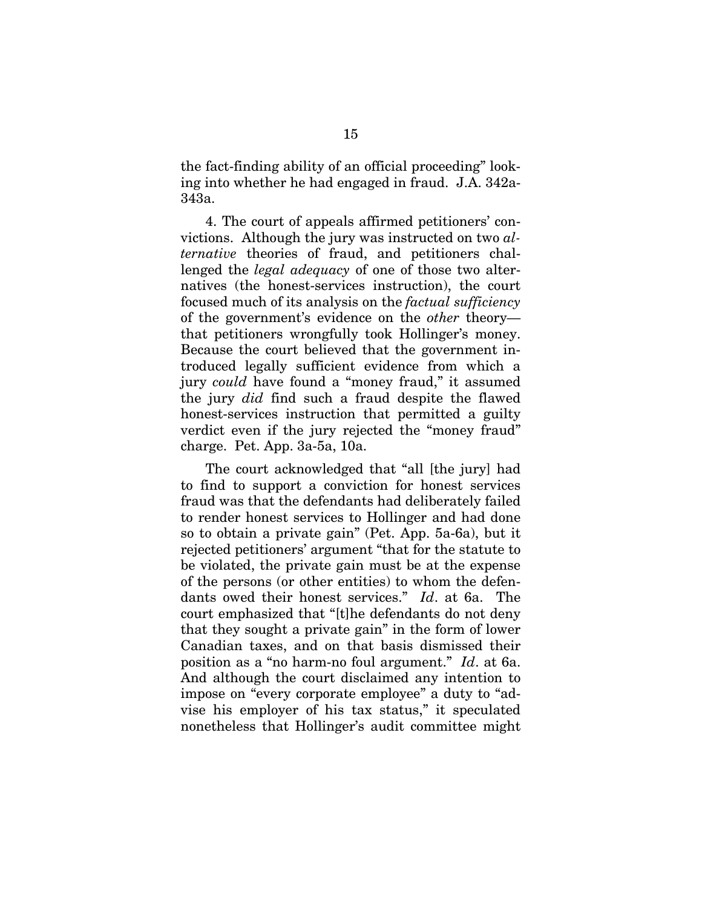the fact-finding ability of an official proceeding" looking into whether he had engaged in fraud. J.A. 342a-343a.

4. The court of appeals affirmed petitioners' convictions. Although the jury was instructed on two *alternative* theories of fraud, and petitioners challenged the *legal adequacy* of one of those two alternatives (the honest-services instruction), the court focused much of its analysis on the *factual sufficiency* of the government's evidence on the *other* theory—that petitioners wrongfully took Hollinger's money. Because the court believed that the government introduced legally sufficient evidence from which a jury *could* have found a "money fraud," it assumed the jury *did* find such a fraud despite the flawed honest-services instruction that permitted a guilty verdict even if the jury rejected the "money fraud" charge. Pet. App. 3a-5a, 10a.

The court acknowledged that "all [the jury] had to find to support a conviction for honest services fraud was that the defendants had deliberately failed to render honest services to Hollinger and had done so to obtain a private gain" (Pet. App. 5a-6a), but it rejected petitioners' argument "that for the statute to be violated, the private gain must be at the expense of the persons (or other entities) to whom the defendants owed their honest services." *Id*. at 6a. The court emphasized that "[t]he defendants do not deny that they sought a private gain" in the form of lower Canadian taxes, and on that basis dismissed their position as a "no harm-no foul argument." *Id*. at 6a. And although the court disclaimed any intention to impose on "every corporate employee" a duty to "advise his employer of his tax status," it speculated nonetheless that Hollinger's audit committee might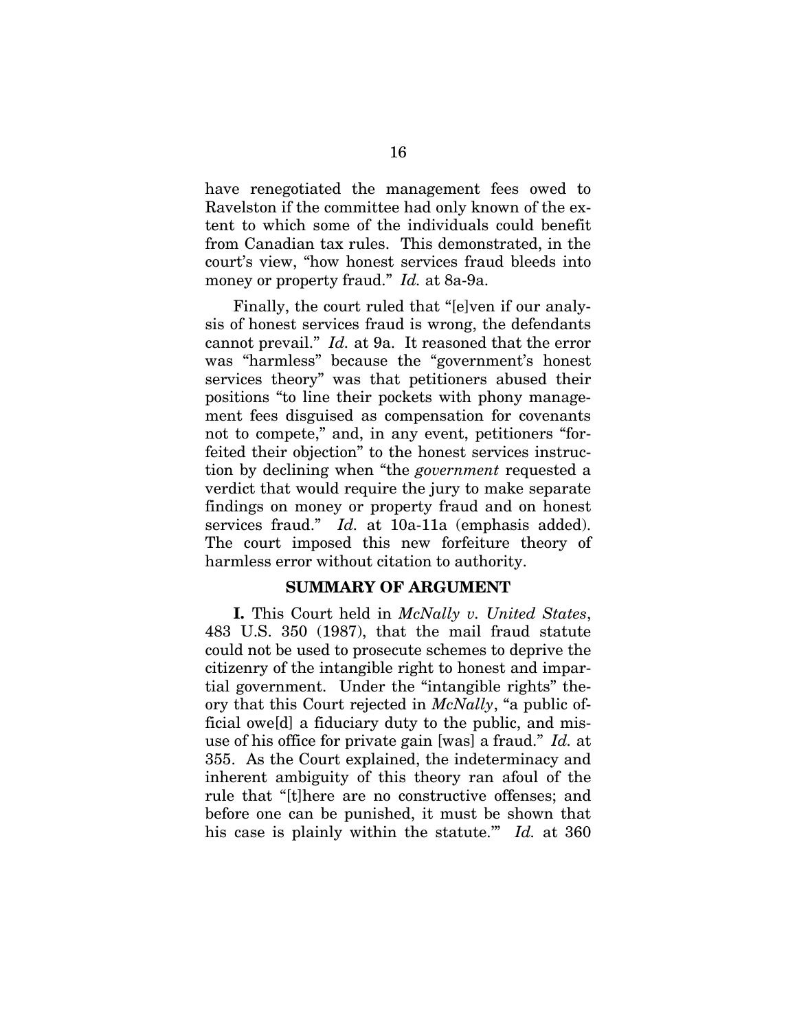have renegotiated the management fees owed to Ravelston if the committee had only known of the extent to which some of the individuals could benefit from Canadian tax rules. This demonstrated, in the court's view, "how honest services fraud bleeds into money or property fraud." *Id.* at 8a-9a.

Finally, the court ruled that "[e]ven if our analysis of honest services fraud is wrong, the defendants cannot prevail." *Id.* at 9a. It reasoned that the error was "harmless" because the "government's honest services theory" was that petitioners abused their positions "to line their pockets with phony management fees disguised as compensation for covenants not to compete," and, in any event, petitioners "forfeited their objection" to the honest services instruction by declining when "the *government* requested a verdict that would require the jury to make separate findings on money or property fraud and on honest services fraud." *Id.* at 10a-11a (emphasis added). The court imposed this new forfeiture theory of harmless error without citation to authority.

## SUMMARY OF ARGUMENT

**I.** This Court held in *McNally v. United States*, 483 U.S. 350 (1987), that the mail fraud statute could not be used to prosecute schemes to deprive the citizenry of the intangible right to honest and impartial government. Under the "intangible rights" theory that this Court rejected in *McNally*, "a public official owe[d] a fiduciary duty to the public, and misuse of his office for private gain [was] a fraud." *Id.* at 355. As the Court explained, the indeterminacy and inherent ambiguity of this theory ran afoul of the rule that "[t]here are no constructive offenses; and before one can be punished, it must be shown that his case is plainly within the statute.'" *Id.* at 360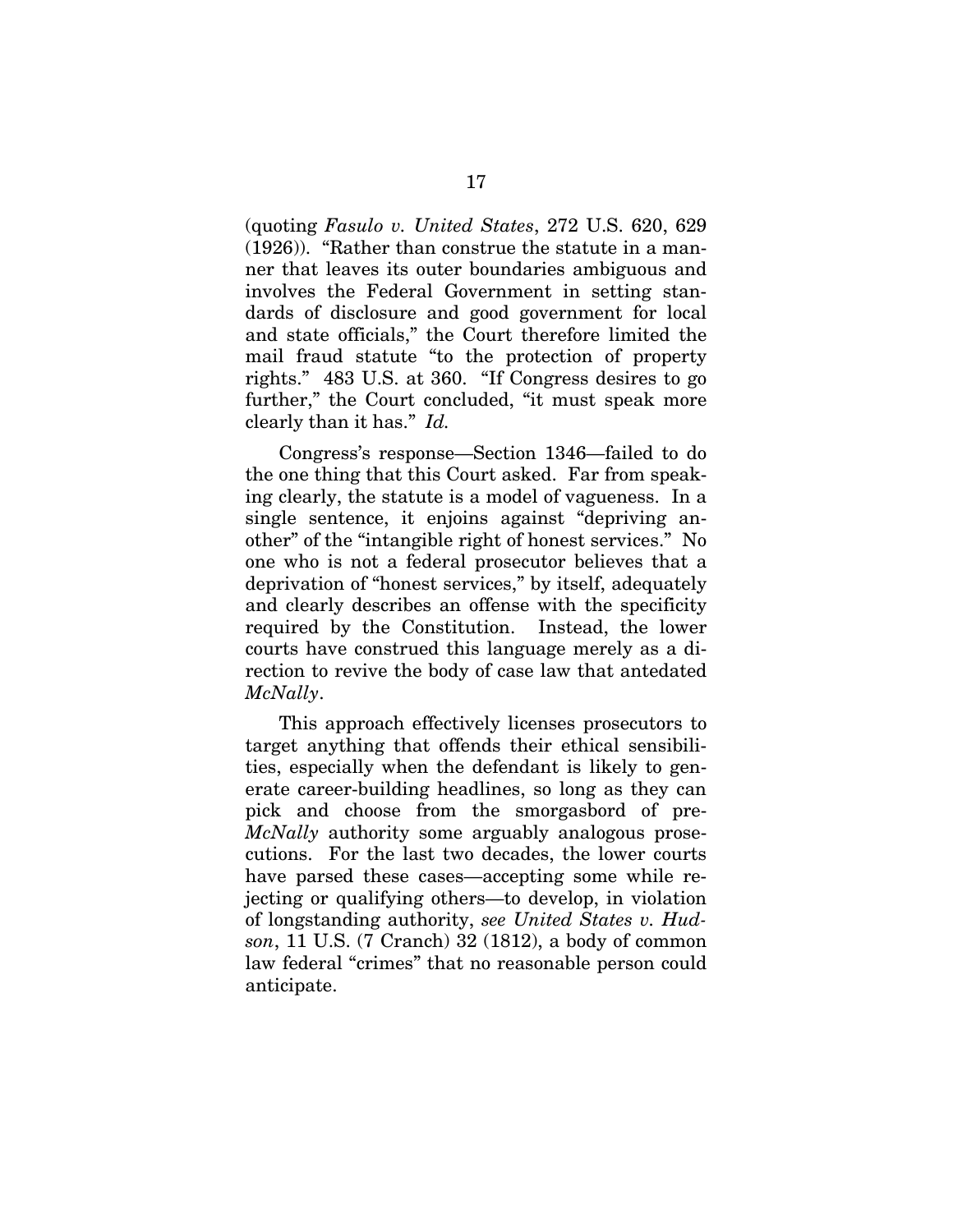(quoting *Fasulo v. United States*, 272 U.S. 620, 629 (1926)). "Rather than construe the statute in a manner that leaves its outer boundaries ambiguous and involves the Federal Government in setting standards of disclosure and good government for local and state officials," the Court therefore limited the mail fraud statute "to the protection of property rights." 483 U.S. at 360. "If Congress desires to go further," the Court concluded, "it must speak more clearly than it has." *Id.*

Congress's response—Section 1346—failed to do the one thing that this Court asked. Far from speaking clearly, the statute is a model of vagueness. In a single sentence, it enjoins against "depriving another" of the "intangible right of honest services." No one who is not a federal prosecutor believes that a deprivation of "honest services," by itself, adequately and clearly describes an offense with the specificity required by the Constitution. Instead, the lower courts have construed this language merely as a direction to revive the body of case law that antedated *McNally*.

This approach effectively licenses prosecutors to target anything that offends their ethical sensibilities, especially when the defendant is likely to generate career-building headlines, so long as they can pick and choose from the smorgasbord of pre-*McNally* authority some arguably analogous prosecutions. For the last two decades, the lower courts have parsed these cases—accepting some while rejecting or qualifying others—to develop, in violation of longstanding authority, *see United States v. Hudson*, 11 U.S. (7 Cranch) 32 (1812), a body of common law federal "crimes" that no reasonable person could anticipate.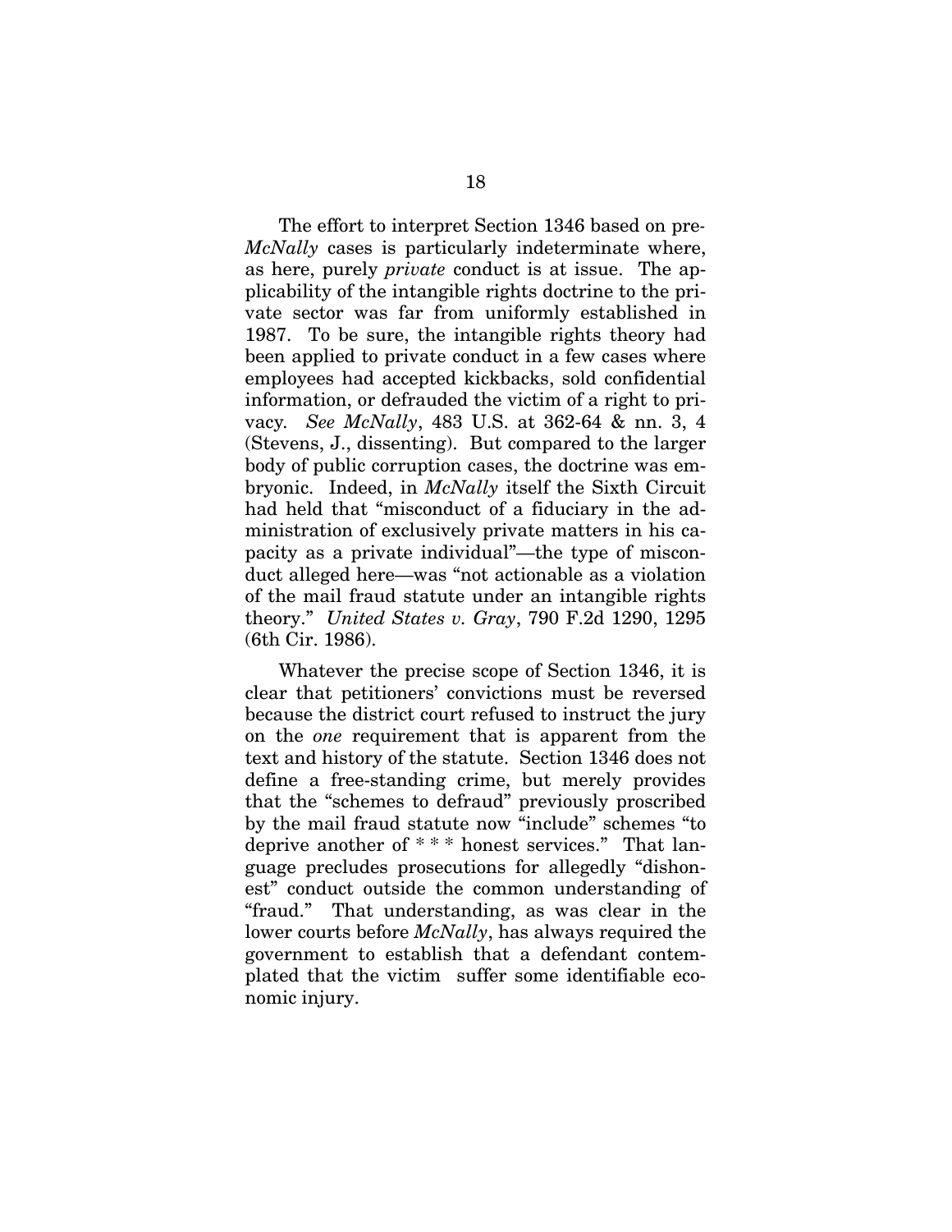The effort to interpret Section 1346 based on pre-*McNally* cases is particularly indeterminate where, as here, purely *private* conduct is at issue. The applicability of the intangible rights doctrine to the private sector was far from uniformly established in 1987. To be sure, the intangible rights theory had been applied to private conduct in a few cases where employees had accepted kickbacks, sold confidential information, or defrauded the victim of a right to privacy. *See McNally*, 483 U.S. at 362-64 & nn. 3, 4 (Stevens, J., dissenting). But compared to the larger body of public corruption cases, the doctrine was embryonic. Indeed, in *McNally* itself the Sixth Circuit had held that "misconduct of a fiduciary in the administration of exclusively private matters in his capacity as a private individual"—the type of misconduct alleged here—was "not actionable as a violation of the mail fraud statute under an intangible rights theory." *United States v. Gray*, 790 F.2d 1290, 1295 (6th Cir. 1986).

Whatever the precise scope of Section 1346, it is clear that petitioners' convictions must be reversed because the district court refused to instruct the jury on the *one* requirement that is apparent from the text and history of the statute. Section 1346 does not define a free-standing crime, but merely provides that the "schemes to defraud" previously proscribed by the mail fraud statute now "include" schemes "to deprive another of * * * honest services." That language precludes prosecutions for allegedly "dishonest" conduct outside the common understanding of "fraud." That understanding, as was clear in the lower courts before *McNally*, has always required the government to establish that a defendant contemplated that the victim suffer some identifiable economic injury.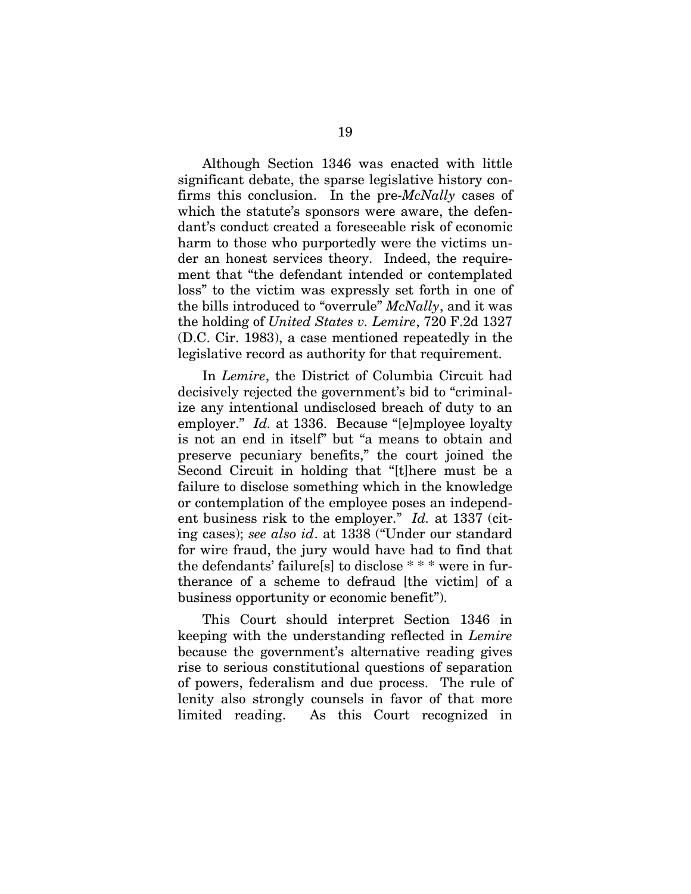Although Section 1346 was enacted with little significant debate, the sparse legislative history confirms this conclusion. In the pre-*McNally* cases of which the statute's sponsors were aware, the defendant's conduct created a foreseeable risk of economic harm to those who purportedly were the victims under an honest services theory. Indeed, the requirement that "the defendant intended or contemplated loss" to the victim was expressly set forth in one of the bills introduced to "overrule" *McNally*, and it was the holding of *United States v. Lemire*, 720 F.2d 1327 (D.C. Cir. 1983), a case mentioned repeatedly in the legislative record as authority for that requirement.

In *Lemire*, the District of Columbia Circuit had decisively rejected the government's bid to "criminalize any intentional undisclosed breach of duty to an employer." *Id.* at 1336. Because "[e]mployee loyalty is not an end in itself" but "a means to obtain and preserve pecuniary benefits," the court joined the Second Circuit in holding that "[t]here must be a failure to disclose something which in the knowledge or contemplation of the employee poses an independent business risk to the employer." *Id.* at 1337 (citing cases); *see also id*. at 1338 ("Under our standard for wire fraud, the jury would have had to find that the defendants' failure[s] to disclose * * * were in furtherance of a scheme to defraud [the victim] of a business opportunity or economic benefit").

This Court should interpret Section 1346 in keeping with the understanding reflected in *Lemire* because the government's alternative reading gives rise to serious constitutional questions of separation of powers, federalism and due process. The rule of lenity also strongly counsels in favor of that more limited reading. As this Court recognized in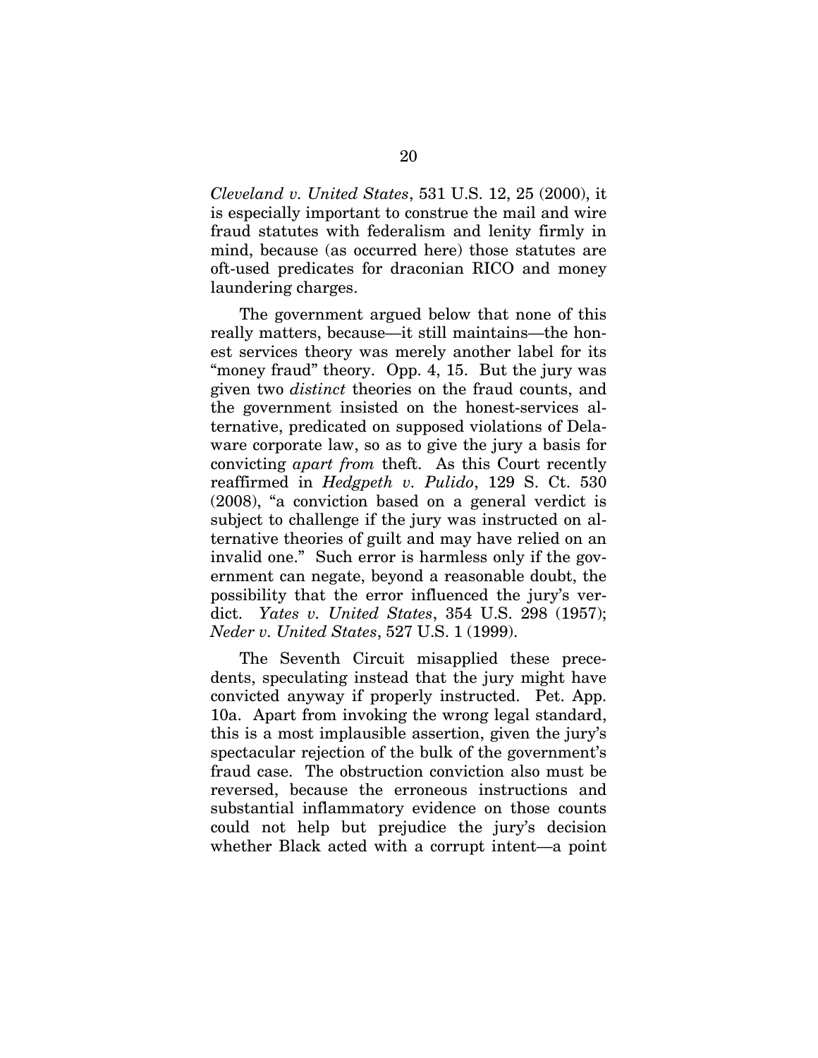*Cleveland v. United States*, 531 U.S. 12, 25 (2000), it is especially important to construe the mail and wire fraud statutes with federalism and lenity firmly in mind, because (as occurred here) those statutes are oft-used predicates for draconian RICO and money laundering charges.

The government argued below that none of this really matters, because—it still maintains—the honest services theory was merely another label for its "money fraud" theory. Opp. 4, 15. But the jury was given two *distinct* theories on the fraud counts, and the government insisted on the honest-services alternative, predicated on supposed violations of Delaware corporate law, so as to give the jury a basis for convicting *apart from* theft. As this Court recently reaffirmed in *Hedgpeth v. Pulido*, 129 S. Ct. 530 (2008), "a conviction based on a general verdict is subject to challenge if the jury was instructed on alternative theories of guilt and may have relied on an invalid one." Such error is harmless only if the government can negate, beyond a reasonable doubt, the possibility that the error influenced the jury's verdict. *Yates v. United States*, 354 U.S. 298 (1957); *Neder v. United States*, 527 U.S. 1 (1999).

The Seventh Circuit misapplied these precedents, speculating instead that the jury might have convicted anyway if properly instructed. Pet. App. 10a. Apart from invoking the wrong legal standard, this is a most implausible assertion, given the jury's spectacular rejection of the bulk of the government's fraud case. The obstruction conviction also must be reversed, because the erroneous instructions and substantial inflammatory evidence on those counts could not help but prejudice the jury's decision whether Black acted with a corrupt intent—a point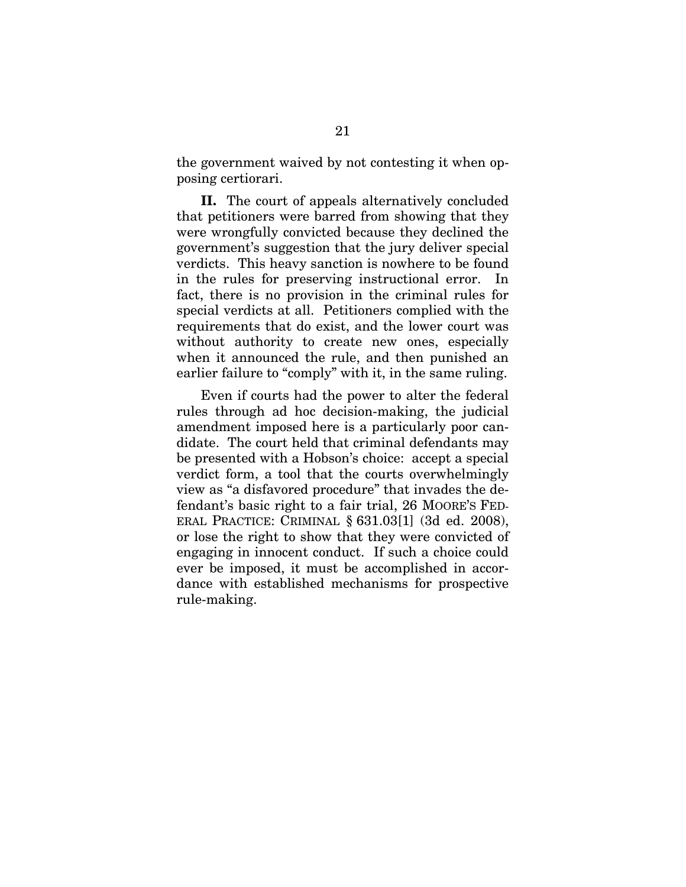the government waived by not contesting it when opposing certiorari.

**II.** The court of appeals alternatively concluded that petitioners were barred from showing that they were wrongfully convicted because they declined the government's suggestion that the jury deliver special verdicts. This heavy sanction is nowhere to be found in the rules for preserving instructional error. In fact, there is no provision in the criminal rules for special verdicts at all. Petitioners complied with the requirements that do exist, and the lower court was without authority to create new ones, especially when it announced the rule, and then punished an earlier failure to "comply" with it, in the same ruling.

Even if courts had the power to alter the federal rules through ad hoc decision-making, the judicial amendment imposed here is a particularly poor candidate. The court held that criminal defendants may be presented with a Hobson's choice: accept a special verdict form, a tool that the courts overwhelmingly view as "a disfavored procedure" that invades the defendant's basic right to a fair trial, 26 MOORE'S FEDERAL PRACTICE: CRIMINAL § 631.03[1] (3d ed. 2008), or lose the right to show that they were convicted of engaging in innocent conduct. If such a choice could ever be imposed, it must be accomplished in accordance with established mechanisms for prospective rule-making.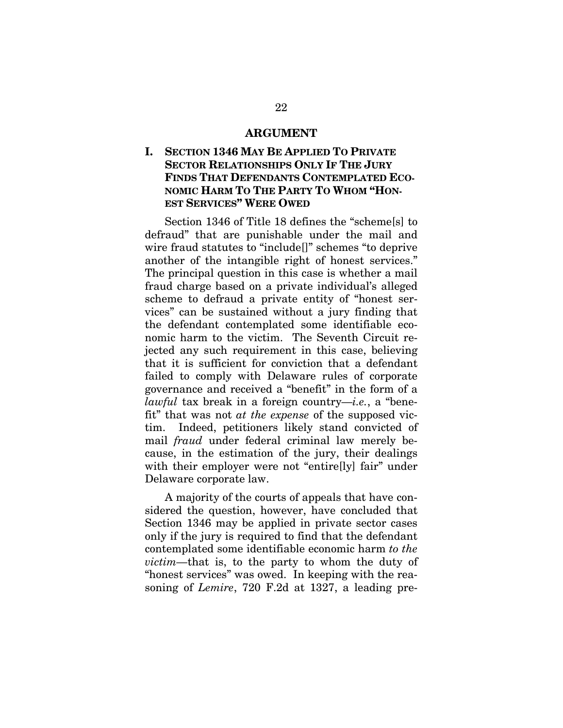## ARGUMENT

### I. SECTION 1346 MAY BE APPLIED TO PRIVATE SECTOR RELATIONSHIPS ONLY IF THE JURY FINDS THAT DEFENDANTS CONTEMPLATED ECONOMIC HARM TO THE PARTY TO WHOM "HONEST SERVICES" WERE OWED

Section 1346 of Title 18 defines the "scheme[s] to defraud" that are punishable under the mail and wire fraud statutes to "include[]" schemes "to deprive another of the intangible right of honest services." The principal question in this case is whether a mail fraud charge based on a private individual's alleged scheme to defraud a private entity of "honest services" can be sustained without a jury finding that the defendant contemplated some identifiable economic harm to the victim. The Seventh Circuit rejected any such requirement in this case, believing that it is sufficient for conviction that a defendant failed to comply with Delaware rules of corporate governance and received a "benefit" in the form of a *lawful* tax break in a foreign country—*i.e.*, a "benefit" that was not *at the expense* of the supposed victim. Indeed, petitioners likely stand convicted of mail *fraud* under federal criminal law merely because, in the estimation of the jury, their dealings with their employer were not "entire[ly] fair" under Delaware corporate law.

A majority of the courts of appeals that have considered the question, however, have concluded that Section 1346 may be applied in private sector cases only if the jury is required to find that the defendant contemplated some identifiable economic harm *to the victim*—that is, to the party to whom the duty of "honest services" was owed. In keeping with the reasoning of *Lemire*, 720 F.2d at 1327, a leading pre-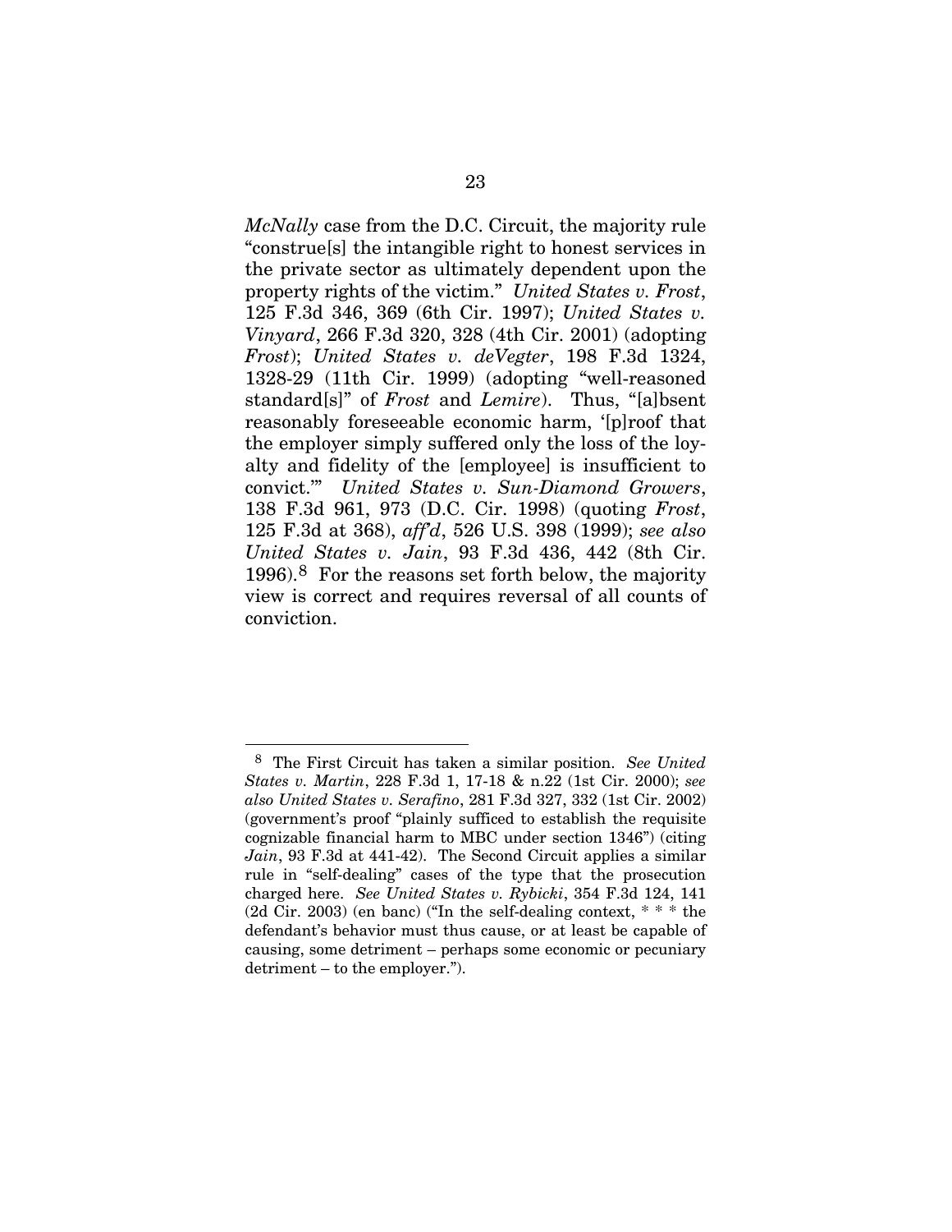*McNally* case from the D.C. Circuit, the majority rule "construe[s] the intangible right to honest services in the private sector as ultimately dependent upon the property rights of the victim." *United States v. Frost*, 125 F.3d 346, 369 (6th Cir. 1997); *United States v. Vinyard*, 266 F.3d 320, 328 (4th Cir. 2001) (adopting *Frost*); *United States v. deVegter*, 198 F.3d 1324, 1328-29 (11th Cir. 1999) (adopting "well-reasoned standard[s]" of *Frost* and *Lemire*). Thus, "[a]bsent reasonably foreseeable economic harm, '[p]roof that the employer simply suffered only the loss of the loyalty and fidelity of the [employee] is insufficient to convict.'" *United States v. Sun-Diamond Growers*, 138 F.3d 961, 973 (D.C. Cir. 1998) (quoting *Frost*, 125 F.3d at 368), *aff'd*, 526 U.S. 398 (1999); *see also United States v. Jain*, 93 F.3d 436, 442 (8th Cir. 1996).[8] For the reasons set forth below, the majority view is correct and requires reversal of all counts of conviction.

---

[8] The First Circuit has taken a similar position. *See United States v. Martin*, 228 F.3d 1, 17-18 & n.22 (1st Cir. 2000); *see also United States v. Serafino*, 281 F.3d 327, 332 (1st Cir. 2002) (government's proof "plainly sufficed to establish the requisite cognizable financial harm to MBC under section 1346") (citing *Jain*, 93 F.3d at 441-42). The Second Circuit applies a similar rule in "self-dealing" cases of the type that the prosecution charged here. *See United States v. Rybicki*, 354 F.3d 124, 141 (2d Cir. 2003) (en banc) ("In the self-dealing context, * * * the defendant's behavior must thus cause, or at least be capable of causing, some detriment – perhaps some economic or pecuniary detriment – to the employer.").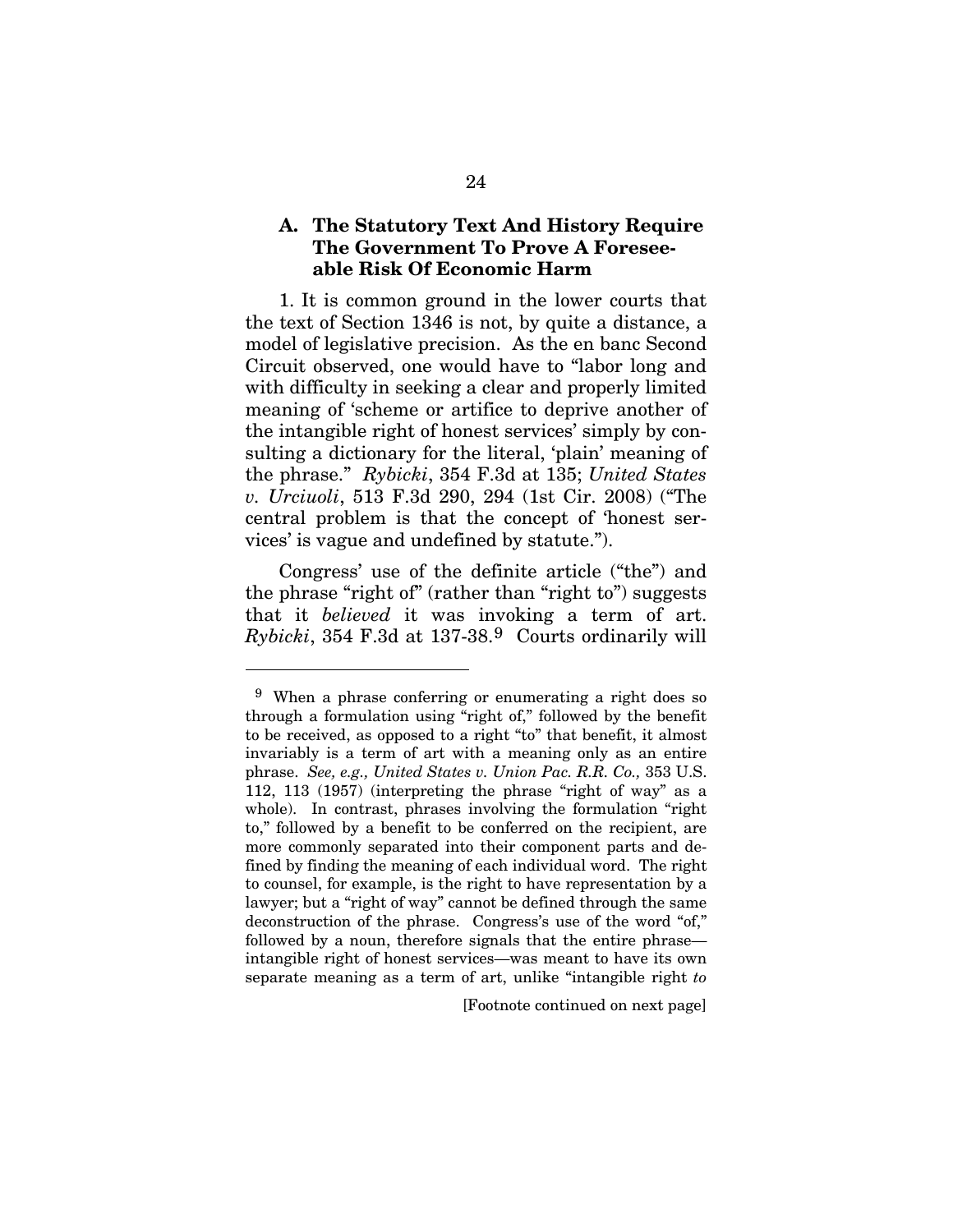### A. The Statutory Text And History Require The Government To Prove A Foreseeable Risk Of Economic Harm

1. It is common ground in the lower courts that the text of Section 1346 is not, by quite a distance, a model of legislative precision. As the en banc Second Circuit observed, one would have to "labor long and with difficulty in seeking a clear and properly limited meaning of 'scheme or artifice to deprive another of the intangible right of honest services' simply by consulting a dictionary for the literal, 'plain' meaning of the phrase." *Rybicki*, 354 F.3d at 135; *United States v. Urciuoli*, 513 F.3d 290, 294 (1st Cir. 2008) ("The central problem is that the concept of 'honest services' is vague and undefined by statute.").

Congress' use of the definite article ("the") and the phrase "right of" (rather than "right to") suggests that it *believed* it was invoking a term of art. *Rybicki*, 354 F.3d at 137-38.[9] Courts ordinarily will

---

[9] When a phrase conferring or enumerating a right does so through a formulation using "right of," followed by the benefit to be received, as opposed to a right "to" that benefit, it almost invariably is a term of art with a meaning only as an entire phrase. *See, e.g., United States v. Union Pac. R.R. Co.,* 353 U.S. 112, 113 (1957) (interpreting the phrase "right of way" as a whole). In contrast, phrases involving the formulation "right to," followed by a benefit to be conferred on the recipient, are more commonly separated into their component parts and defined by finding the meaning of each individual word. The right to counsel, for example, is the right to have representation by a lawyer; but a "right of way" cannot be defined through the same deconstruction of the phrase. Congress's use of the word "of," followed by a noun, therefore signals that the entire phrase—intangible right of honest services—was meant to have its own separate meaning as a term of art, unlike "intangible right *to*

[Footnote continued on next page]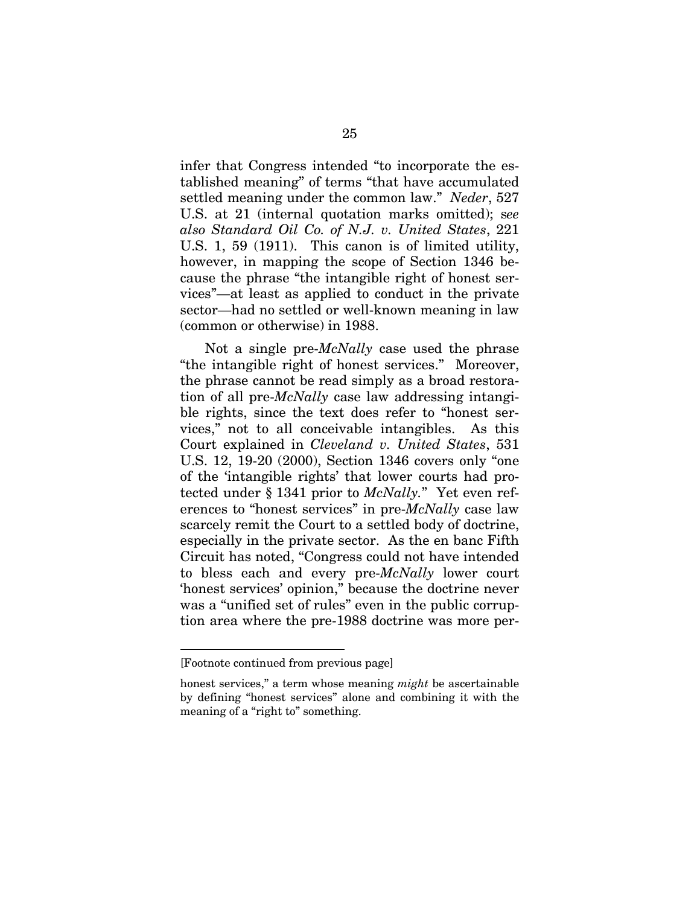infer that Congress intended "to incorporate the established meaning" of terms "that have accumulated settled meaning under the common law." *Neder*, 527 U.S. at 21 (internal quotation marks omitted); *see also Standard Oil Co. of N.J. v. United States*, 221 U.S. 1, 59 (1911). This canon is of limited utility, however, in mapping the scope of Section 1346 because the phrase "the intangible right of honest services"—at least as applied to conduct in the private sector—had no settled or well-known meaning in law (common or otherwise) in 1988.

Not a single pre-*McNally* case used the phrase "the intangible right of honest services." Moreover, the phrase cannot be read simply as a broad restoration of all pre-*McNally* case law addressing intangible rights, since the text does refer to "honest services," not to all conceivable intangibles. As this Court explained in *Cleveland v. United States*, 531 U.S. 12, 19-20 (2000), Section 1346 covers only "one of the 'intangible rights' that lower courts had protected under § 1341 prior to *McNally*." Yet even references to "honest services" in pre-*McNally* case law scarcely remit the Court to a settled body of doctrine, especially in the private sector. As the en banc Fifth Circuit has noted, "Congress could not have intended to bless each and every pre-*McNally* lower court 'honest services' opinion," because the doctrine never was a "unified set of rules" even in the public corruption area where the pre-1988 doctrine was more per-

---

[Footnote continued from previous page]

honest services," a term whose meaning *might* be ascertainable by defining "honest services" alone and combining it with the meaning of a "right to" something.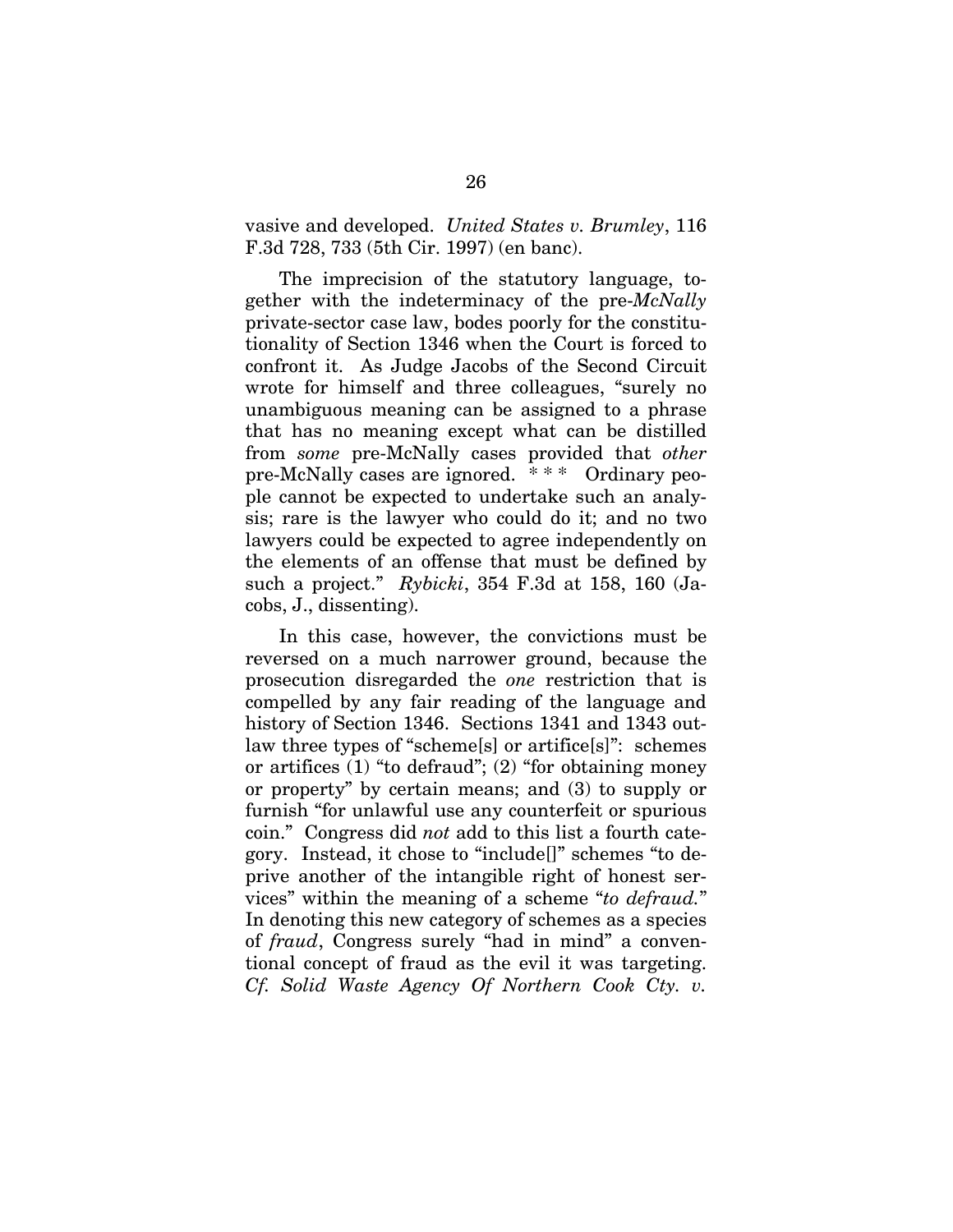vasive and developed. *United States v. Brumley*, 116 F.3d 728, 733 (5th Cir. 1997) (en banc).

The imprecision of the statutory language, together with the indeterminacy of the pre-*McNally* private-sector case law, bodes poorly for the constitutionality of Section 1346 when the Court is forced to confront it. As Judge Jacobs of the Second Circuit wrote for himself and three colleagues, "surely no unambiguous meaning can be assigned to a phrase that has no meaning except what can be distilled from *some* pre-McNally cases provided that *other* pre-McNally cases are ignored. * * * Ordinary people cannot be expected to undertake such an analysis; rare is the lawyer who could do it; and no two lawyers could be expected to agree independently on the elements of an offense that must be defined by such a project." *Rybicki*, 354 F.3d at 158, 160 (Jacobs, J., dissenting).

In this case, however, the convictions must be reversed on a much narrower ground, because the prosecution disregarded the *one* restriction that is compelled by any fair reading of the language and history of Section 1346. Sections 1341 and 1343 outlaw three types of "scheme[s] or artifice[s]": schemes or artifices (1) "to defraud"; (2) "for obtaining money or property" by certain means; and (3) to supply or furnish "for unlawful use any counterfeit or spurious coin." Congress did *not* add to this list a fourth category. Instead, it chose to "include[]" schemes "to deprive another of the intangible right of honest services" within the meaning of a scheme "*to defraud.*" In denoting this new category of schemes as a species of *fraud*, Congress surely "had in mind" a conventional concept of fraud as the evil it was targeting. *Cf. Solid Waste Agency Of Northern Cook Cty. v.*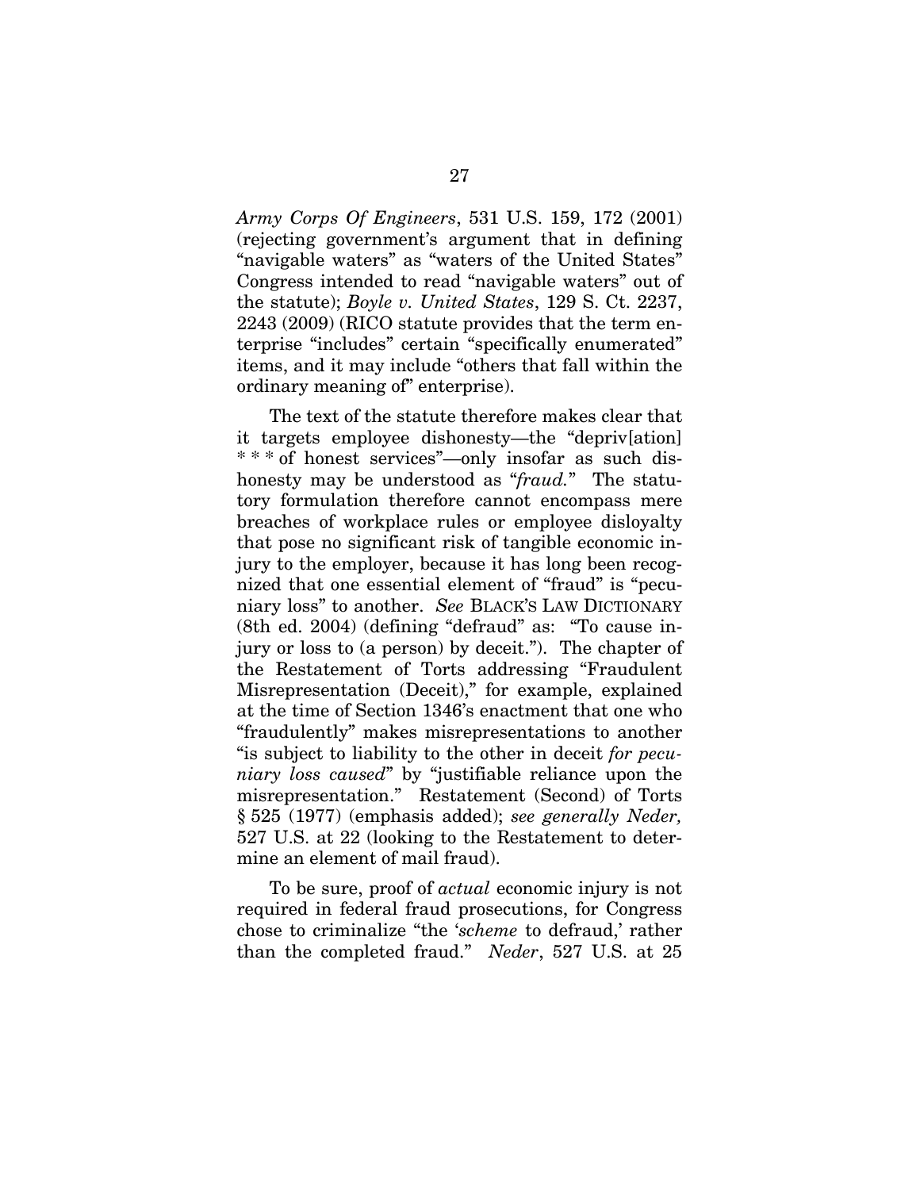*Army Corps Of Engineers*, 531 U.S. 159, 172 (2001) (rejecting government's argument that in defining "navigable waters" as "waters of the United States" Congress intended to read "navigable waters" out of the statute); *Boyle v. United States*, 129 S. Ct. 2237, 2243 (2009) (RICO statute provides that the term enterprise "includes" certain "specifically enumerated" items, and it may include "others that fall within the ordinary meaning of" enterprise).

The text of the statute therefore makes clear that it targets employee dishonesty—the "depriv[ation] * * * of honest services"—only insofar as such dishonesty may be understood as "*fraud.*" The statutory formulation therefore cannot encompass mere breaches of workplace rules or employee disloyalty that pose no significant risk of tangible economic injury to the employer, because it has long been recognized that one essential element of "fraud" is "pecuniary loss" to another. *See* BLACK'S LAW DICTIONARY (8th ed. 2004) (defining "defraud" as: "To cause injury or loss to (a person) by deceit."). The chapter of the Restatement of Torts addressing "Fraudulent Misrepresentation (Deceit)," for example, explained at the time of Section 1346's enactment that one who "fraudulently" makes misrepresentations to another "is subject to liability to the other in deceit *for pecuniary loss caused*" by "justifiable reliance upon the misrepresentation." Restatement (Second) of Torts § 525 (1977) (emphasis added); *see generally Neder,* 527 U.S. at 22 (looking to the Restatement to determine an element of mail fraud).

To be sure, proof of *actual* economic injury is not required in federal fraud prosecutions, for Congress chose to criminalize "the '*scheme* to defraud,' rather than the completed fraud." *Neder*, 527 U.S. at 25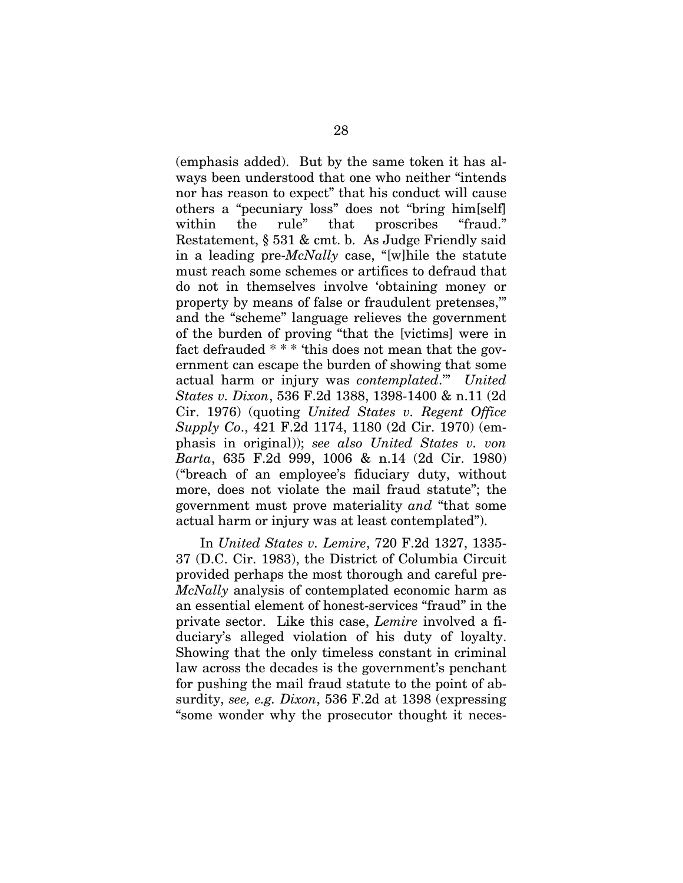(emphasis added). But by the same token it has always been understood that one who neither "intends nor has reason to expect" that his conduct will cause others a "pecuniary loss" does not "bring him[self] within the rule" that proscribes "fraud." Restatement, § 531 & cmt. b. As Judge Friendly said in a leading pre-*McNally* case, "[w]hile the statute must reach some schemes or artifices to defraud that do not in themselves involve 'obtaining money or property by means of false or fraudulent pretenses,'" and the "scheme" language relieves the government of the burden of proving "that the [victims] were in fact defrauded * * * 'this does not mean that the government can escape the burden of showing that some actual harm or injury was *contemplated*.'" *United States v. Dixon*, 536 F.2d 1388, 1398-1400 & n.11 (2d Cir. 1976) (quoting *United States v. Regent Office Supply Co.*, 421 F.2d 1174, 1180 (2d Cir. 1970) (emphasis in original)); *see also United States v. von Barta*, 635 F.2d 999, 1006 & n.14 (2d Cir. 1980) ("breach of an employee's fiduciary duty, without more, does not violate the mail fraud statute"; the government must prove materiality *and* "that some actual harm or injury was at least contemplated").

In *United States v. Lemire*, 720 F.2d 1327, 1335-37 (D.C. Cir. 1983), the District of Columbia Circuit provided perhaps the most thorough and careful pre-*McNally* analysis of contemplated economic harm as an essential element of honest-services "fraud" in the private sector. Like this case, *Lemire* involved a fiduciary's alleged violation of his duty of loyalty. Showing that the only timeless constant in criminal law across the decades is the government's penchant for pushing the mail fraud statute to the point of absurdity, *see, e.g. Dixon*, 536 F.2d at 1398 (expressing "some wonder why the prosecutor thought it neces-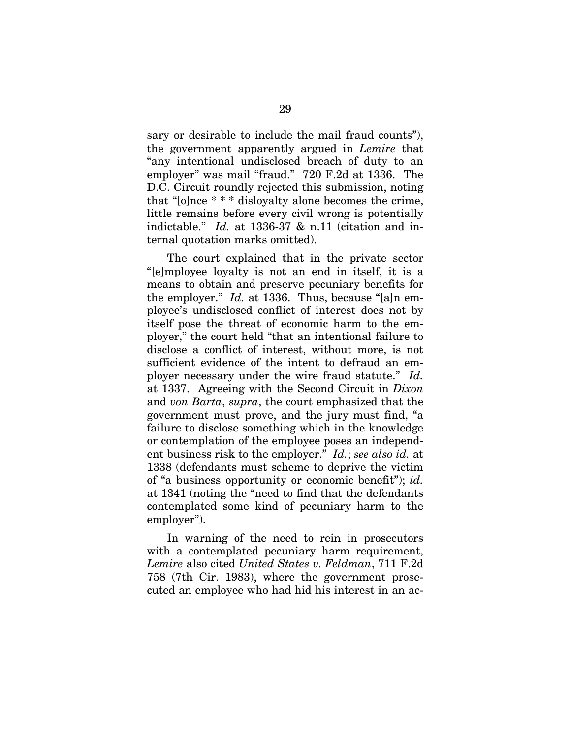sary or desirable to include the mail fraud counts"), the government apparently argued in *Lemire* that "any intentional undisclosed breach of duty to an employer" was mail "fraud." 720 F.2d at 1336. The D.C. Circuit roundly rejected this submission, noting that "[o]nce * * * disloyalty alone becomes the crime, little remains before every civil wrong is potentially indictable." *Id.* at 1336-37 & n.11 (citation and internal quotation marks omitted).

The court explained that in the private sector "[e]mployee loyalty is not an end in itself, it is a means to obtain and preserve pecuniary benefits for the employer." *Id.* at 1336. Thus, because "[a]n employee's undisclosed conflict of interest does not by itself pose the threat of economic harm to the employer," the court held "that an intentional failure to disclose a conflict of interest, without more, is not sufficient evidence of the intent to defraud an employer necessary under the wire fraud statute." *Id.* at 1337. Agreeing with the Second Circuit in *Dixon* and *von Barta*, *supra*, the court emphasized that the government must prove, and the jury must find, "a failure to disclose something which in the knowledge or contemplation of the employee poses an independent business risk to the employer." *Id.*; *see also id.* at 1338 (defendants must scheme to deprive the victim of "a business opportunity or economic benefit"); *id.* at 1341 (noting the "need to find that the defendants contemplated some kind of pecuniary harm to the employer").

In warning of the need to rein in prosecutors with a contemplated pecuniary harm requirement, *Lemire* also cited *United States v. Feldman*, 711 F.2d 758 (7th Cir. 1983), where the government prosecuted an employee who had hid his interest in an ac-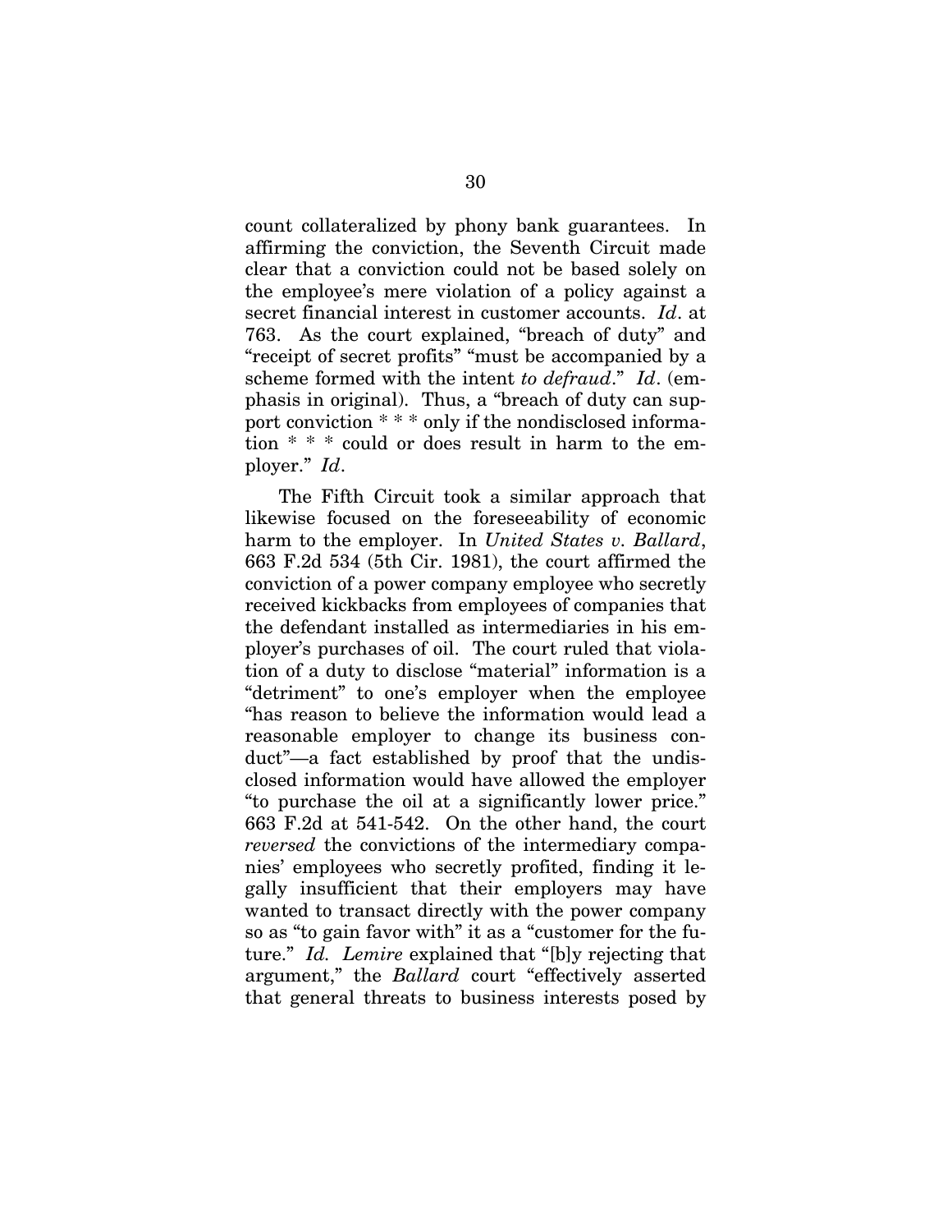count collateralized by phony bank guarantees. In affirming the conviction, the Seventh Circuit made clear that a conviction could not be based solely on the employee's mere violation of a policy against a secret financial interest in customer accounts. *Id*. at 763. As the court explained, "breach of duty" and "receipt of secret profits" "must be accompanied by a scheme formed with the intent *to defraud*." *Id*. (emphasis in original). Thus, a "breach of duty can support conviction * * * only if the nondisclosed information * * * could or does result in harm to the employer." *Id*.

The Fifth Circuit took a similar approach that likewise focused on the foreseeability of economic harm to the employer. In *United States v. Ballard*, 663 F.2d 534 (5th Cir. 1981), the court affirmed the conviction of a power company employee who secretly received kickbacks from employees of companies that the defendant installed as intermediaries in his employer's purchases of oil. The court ruled that violation of a duty to disclose "material" information is a "detriment" to one's employer when the employee "has reason to believe the information would lead a reasonable employer to change its business conduct"—a fact established by proof that the undisclosed information would have allowed the employer "to purchase the oil at a significantly lower price." 663 F.2d at 541-542. On the other hand, the court *reversed* the convictions of the intermediary companies' employees who secretly profited, finding it legally insufficient that their employers may have wanted to transact directly with the power company so as "to gain favor with" it as a "customer for the future." *Id. Lemire* explained that "[b]y rejecting that argument," the *Ballard* court "effectively asserted that general threats to business interests posed by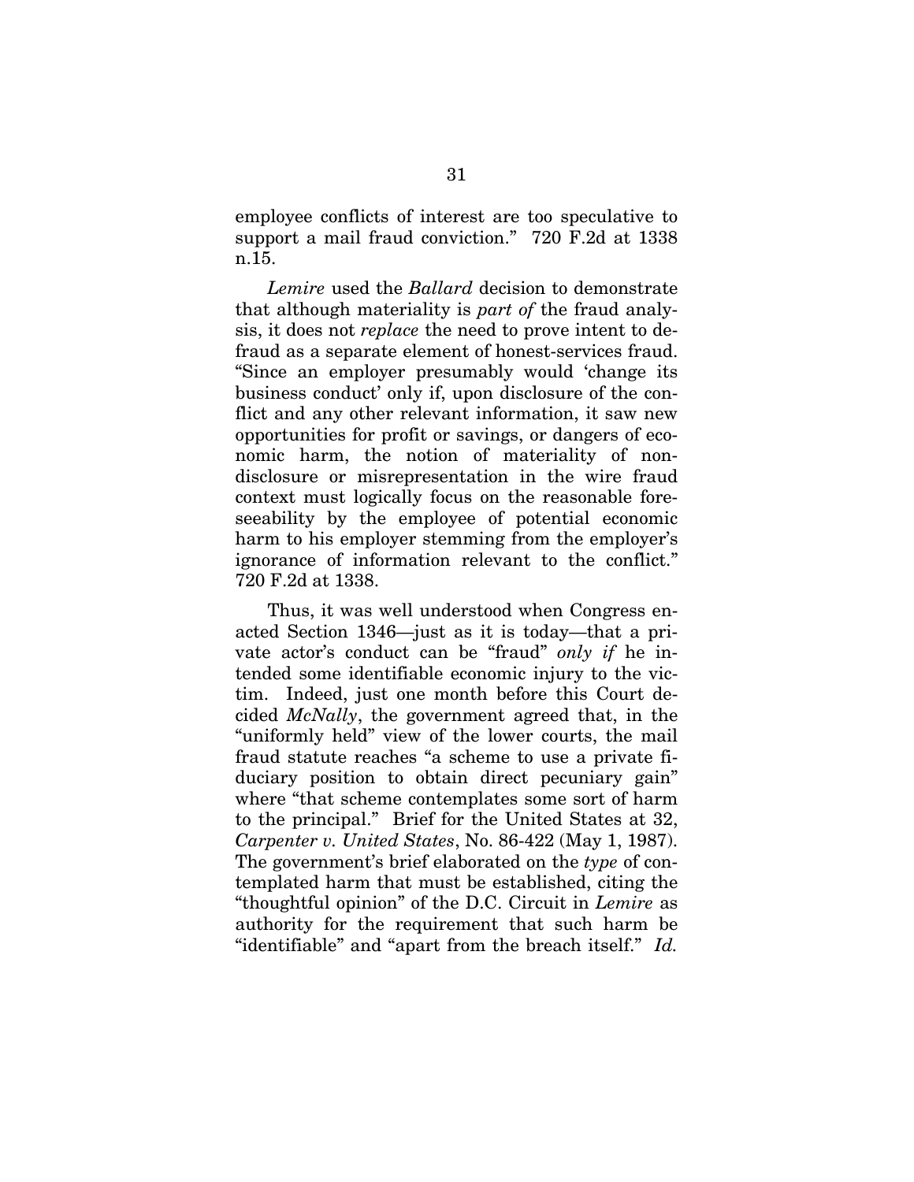employee conflicts of interest are too speculative to support a mail fraud conviction." 720 F.2d at 1338 n.15.

*Lemire* used the *Ballard* decision to demonstrate that although materiality is *part of* the fraud analysis, it does not *replace* the need to prove intent to defraud as a separate element of honest-services fraud. "Since an employer presumably would 'change its business conduct' only if, upon disclosure of the conflict and any other relevant information, it saw new opportunities for profit or savings, or dangers of economic harm, the notion of materiality of nondisclosure or misrepresentation in the wire fraud context must logically focus on the reasonable foreseeability by the employee of potential economic harm to his employer stemming from the employer's ignorance of information relevant to the conflict." 720 F.2d at 1338.

Thus, it was well understood when Congress enacted Section 1346—just as it is today—that a private actor's conduct can be "fraud" *only if* he intended some identifiable economic injury to the victim. Indeed, just one month before this Court decided *McNally*, the government agreed that, in the "uniformly held" view of the lower courts, the mail fraud statute reaches "a scheme to use a private fiduciary position to obtain direct pecuniary gain" where "that scheme contemplates some sort of harm to the principal." Brief for the United States at 32, *Carpenter v. United States*, No. 86-422 (May 1, 1987). The government's brief elaborated on the *type* of contemplated harm that must be established, citing the "thoughtful opinion" of the D.C. Circuit in *Lemire* as authority for the requirement that such harm be "identifiable" and "apart from the breach itself." *Id.*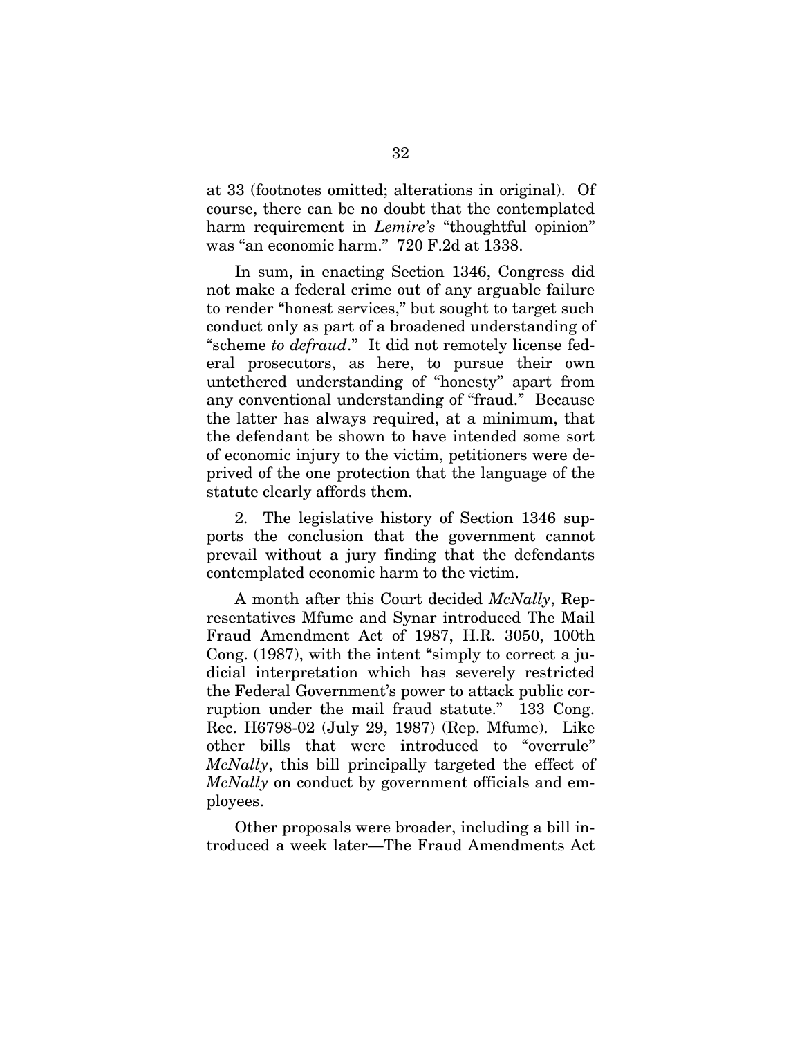at 33 (footnotes omitted; alterations in original). Of course, there can be no doubt that the contemplated harm requirement in *Lemire's* "thoughtful opinion" was "an economic harm." 720 F.2d at 1338.

In sum, in enacting Section 1346, Congress did not make a federal crime out of any arguable failure to render "honest services," but sought to target such conduct only as part of a broadened understanding of "scheme *to defraud*." It did not remotely license federal prosecutors, as here, to pursue their own untethered understanding of "honesty" apart from any conventional understanding of "fraud." Because the latter has always required, at a minimum, that the defendant be shown to have intended some sort of economic injury to the victim, petitioners were deprived of the one protection that the language of the statute clearly affords them.

2. The legislative history of Section 1346 supports the conclusion that the government cannot prevail without a jury finding that the defendants contemplated economic harm to the victim.

A month after this Court decided *McNally*, Representatives Mfume and Synar introduced The Mail Fraud Amendment Act of 1987, H.R. 3050, 100th Cong. (1987), with the intent "simply to correct a judicial interpretation which has severely restricted the Federal Government's power to attack public corruption under the mail fraud statute." 133 Cong. Rec. H6798-02 (July 29, 1987) (Rep. Mfume). Like other bills that were introduced to "overrule" *McNally*, this bill principally targeted the effect of *McNally* on conduct by government officials and employees.

Other proposals were broader, including a bill introduced a week later—The Fraud Amendments Act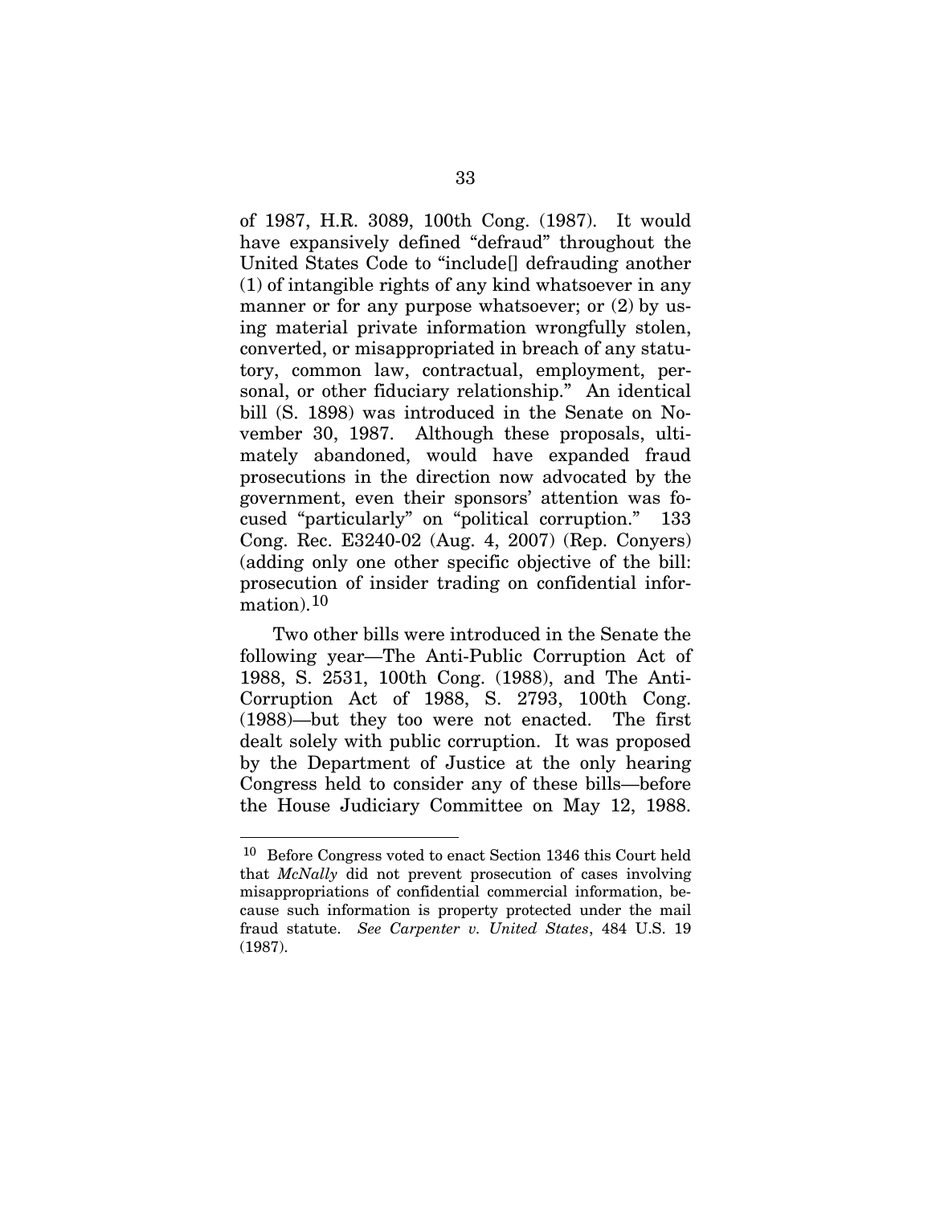of 1987, H.R. 3089, 100th Cong. (1987). It would have expansively defined "defraud" throughout the United States Code to "include[] defrauding another (1) of intangible rights of any kind whatsoever in any manner or for any purpose whatsoever; or (2) by using material private information wrongfully stolen, converted, or misappropriated in breach of any statutory, common law, contractual, employment, personal, or other fiduciary relationship." An identical bill (S. 1898) was introduced in the Senate on November 30, 1987. Although these proposals, ultimately abandoned, would have expanded fraud prosecutions in the direction now advocated by the government, even their sponsors' attention was focused "particularly" on "political corruption." 133 Cong. Rec. E3240-02 (Aug. 4, 2007) (Rep. Conyers) (adding only one other specific objective of the bill: prosecution of insider trading on confidential information).[10]

Two other bills were introduced in the Senate the following year—The Anti-Public Corruption Act of 1988, S. 2531, 100th Cong. (1988), and The Anti-Corruption Act of 1988, S. 2793, 100th Cong. (1988)—but they too were not enacted. The first dealt solely with public corruption. It was proposed by the Department of Justice at the only hearing Congress held to consider any of these bills—before the House Judiciary Committee on May 12, 1988.

[10] Before Congress voted to enact Section 1346 this Court held that *McNally* did not prevent prosecution of cases involving misappropriations of confidential commercial information, because such information is property protected under the mail fraud statute. *See Carpenter v. United States*, 484 U.S. 19 (1987).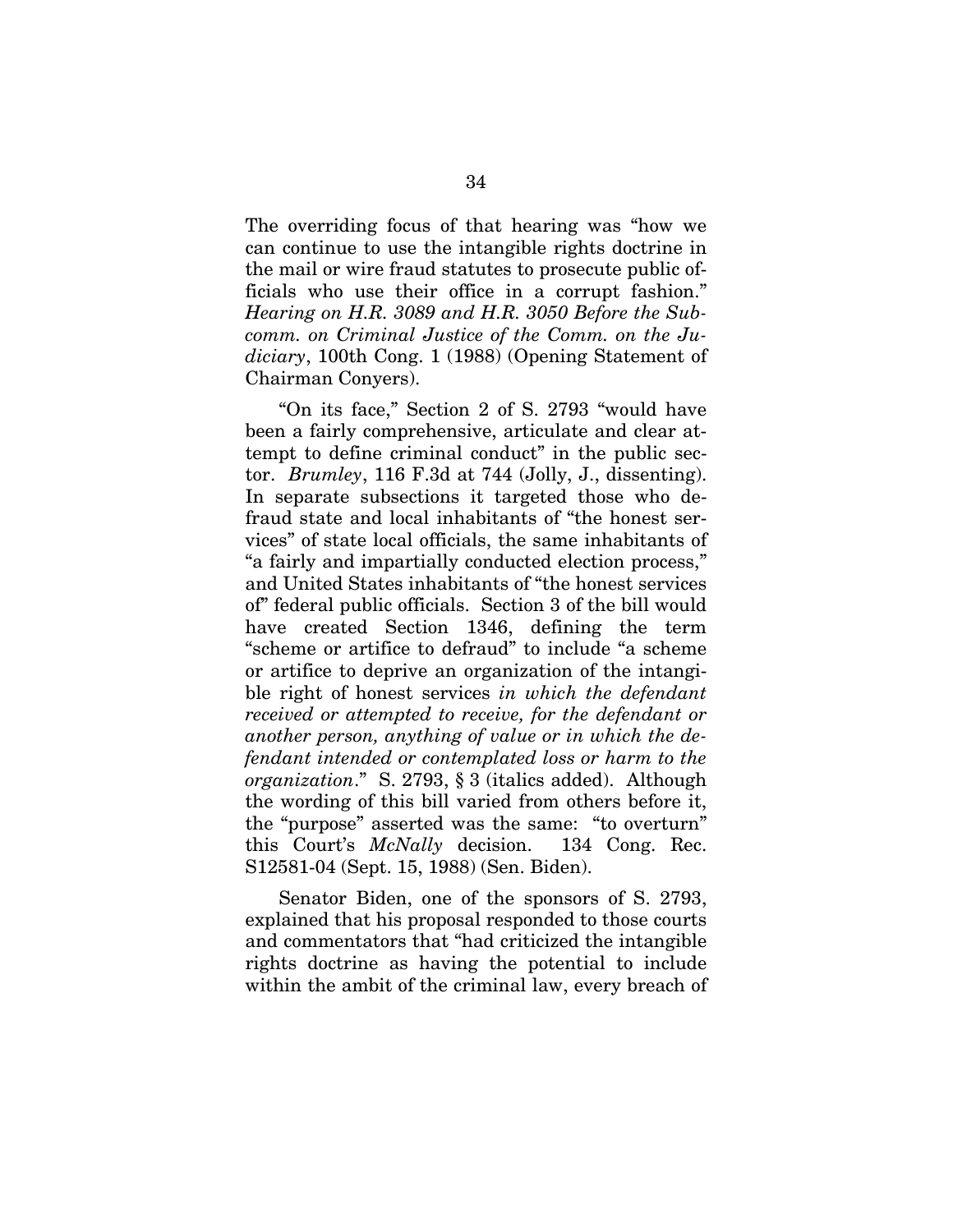The overriding focus of that hearing was "how we can continue to use the intangible rights doctrine in the mail or wire fraud statutes to prosecute public officials who use their office in a corrupt fashion." *Hearing on H.R. 3089 and H.R. 3050 Before the Subcomm. on Criminal Justice of the Comm. on the Judiciary*, 100th Cong. 1 (1988) (Opening Statement of Chairman Conyers).

"On its face," Section 2 of S. 2793 "would have been a fairly comprehensive, articulate and clear attempt to define criminal conduct" in the public sector. *Brumley*, 116 F.3d at 744 (Jolly, J., dissenting). In separate subsections it targeted those who defraud state and local inhabitants of "the honest services" of state local officials, the same inhabitants of "a fairly and impartially conducted election process," and United States inhabitants of "the honest services of" federal public officials. Section 3 of the bill would have created Section 1346, defining the term "scheme or artifice to defraud" to include "a scheme or artifice to deprive an organization of the intangible right of honest services *in which the defendant received or attempted to receive, for the defendant or another person, anything of value or in which the defendant intended or contemplated loss or harm to the organization*." S. 2793, § 3 (italics added). Although the wording of this bill varied from others before it, the "purpose" asserted was the same: "to overturn" this Court's *McNally* decision. 134 Cong. Rec. S12581-04 (Sept. 15, 1988) (Sen. Biden).

Senator Biden, one of the sponsors of S. 2793, explained that his proposal responded to those courts and commentators that "had criticized the intangible rights doctrine as having the potential to include within the ambit of the criminal law, every breach of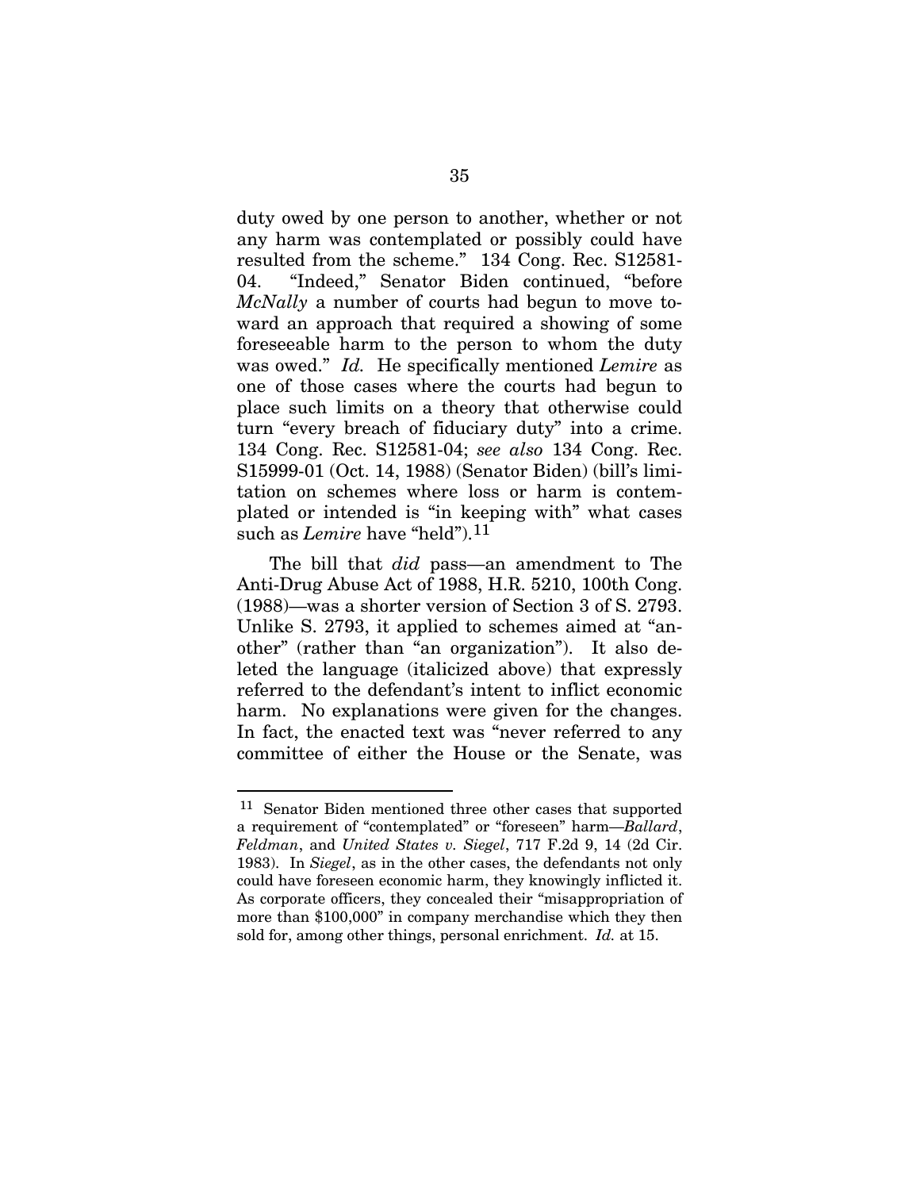duty owed by one person to another, whether or not any harm was contemplated or possibly could have resulted from the scheme." 134 Cong. Rec. S12581-04. "Indeed," Senator Biden continued, "before *McNally* a number of courts had begun to move toward an approach that required a showing of some foreseeable harm to the person to whom the duty was owed." *Id.* He specifically mentioned *Lemire* as one of those cases where the courts had begun to place such limits on a theory that otherwise could turn "every breach of fiduciary duty" into a crime. 134 Cong. Rec. S12581-04; *see also* 134 Cong. Rec. S15999-01 (Oct. 14, 1988) (Senator Biden) (bill's limitation on schemes where loss or harm is contemplated or intended is "in keeping with" what cases such as *Lemire* have "held").[11]

The bill that *did* pass—an amendment to The Anti-Drug Abuse Act of 1988, H.R. 5210, 100th Cong. (1988)—was a shorter version of Section 3 of S. 2793. Unlike S. 2793, it applied to schemes aimed at "another" (rather than "an organization"). It also deleted the language (italicized above) that expressly referred to the defendant's intent to inflict economic harm. No explanations were given for the changes. In fact, the enacted text was "never referred to any committee of either the House or the Senate, was

---

[11] Senator Biden mentioned three other cases that supported a requirement of "contemplated" or "foreseen" harm—*Ballard*, *Feldman*, and *United States v. Siegel*, 717 F.2d 9, 14 (2d Cir. 1983). In *Siegel*, as in the other cases, the defendants not only could have foreseen economic harm, they knowingly inflicted it. As corporate officers, they concealed their "misappropriation of more than $100,000" in company merchandise which they then sold for, among other things, personal enrichment. *Id.* at 15.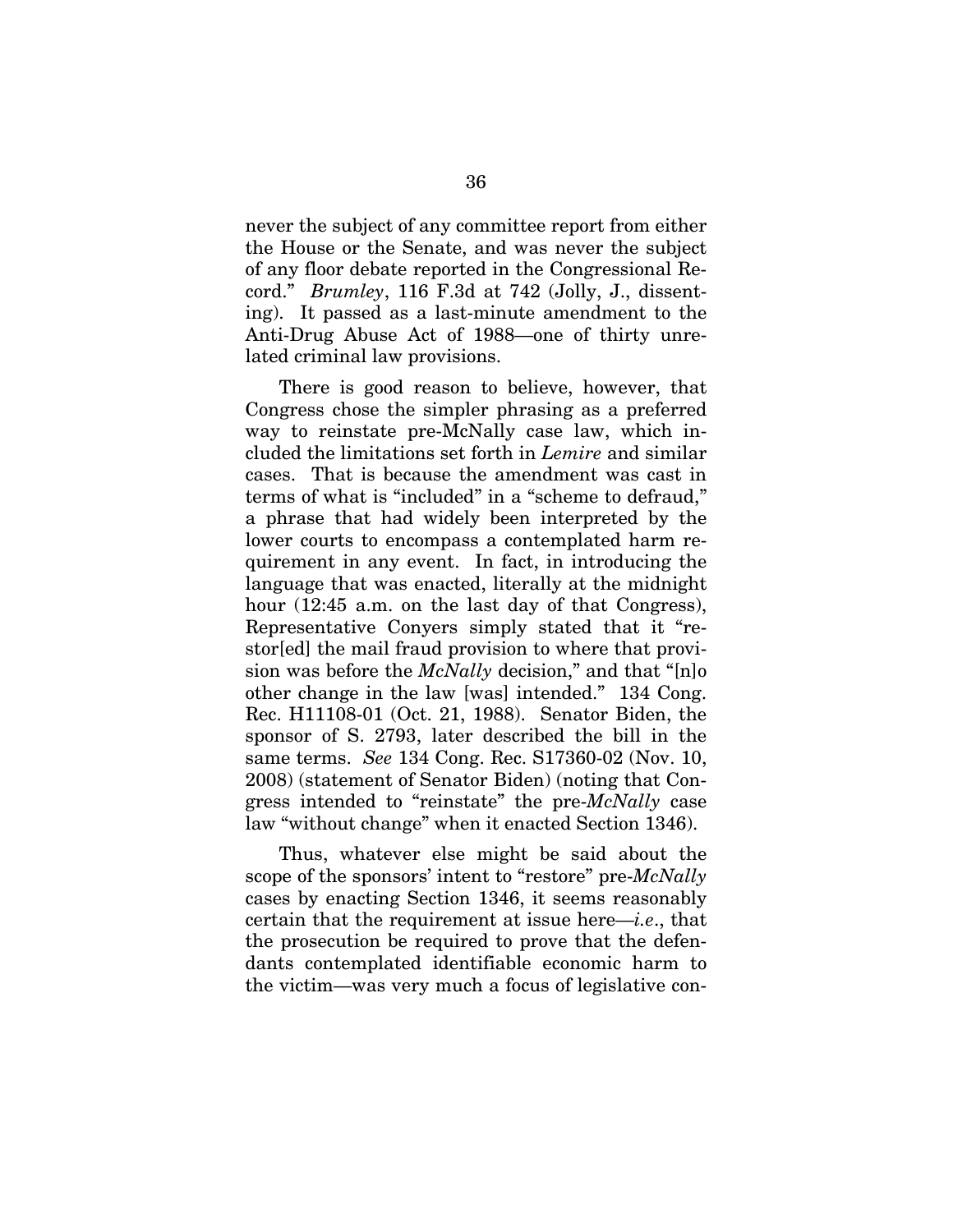never the subject of any committee report from either the House or the Senate, and was never the subject of any floor debate reported in the Congressional Record." *Brumley*, 116 F.3d at 742 (Jolly, J., dissenting). It passed as a last-minute amendment to the Anti-Drug Abuse Act of 1988—one of thirty unrelated criminal law provisions.

There is good reason to believe, however, that Congress chose the simpler phrasing as a preferred way to reinstate pre-McNally case law, which included the limitations set forth in *Lemire* and similar cases. That is because the amendment was cast in terms of what is "included" in a "scheme to defraud," a phrase that had widely been interpreted by the lower courts to encompass a contemplated harm requirement in any event. In fact, in introducing the language that was enacted, literally at the midnight hour (12:45 a.m. on the last day of that Congress), Representative Conyers simply stated that it "restor[ed] the mail fraud provision to where that provision was before the *McNally* decision," and that "[n]o other change in the law [was] intended." 134 Cong. Rec. H11108-01 (Oct. 21, 1988). Senator Biden, the sponsor of S. 2793, later described the bill in the same terms. *See* 134 Cong. Rec. S17360-02 (Nov. 10, 2008) (statement of Senator Biden) (noting that Congress intended to "reinstate" the pre-*McNally* case law "without change" when it enacted Section 1346).

Thus, whatever else might be said about the scope of the sponsors' intent to "restore" pre-*McNally* cases by enacting Section 1346, it seems reasonably certain that the requirement at issue here—*i.e.*, that the prosecution be required to prove that the defendants contemplated identifiable economic harm to the victim—was very much a focus of legislative con-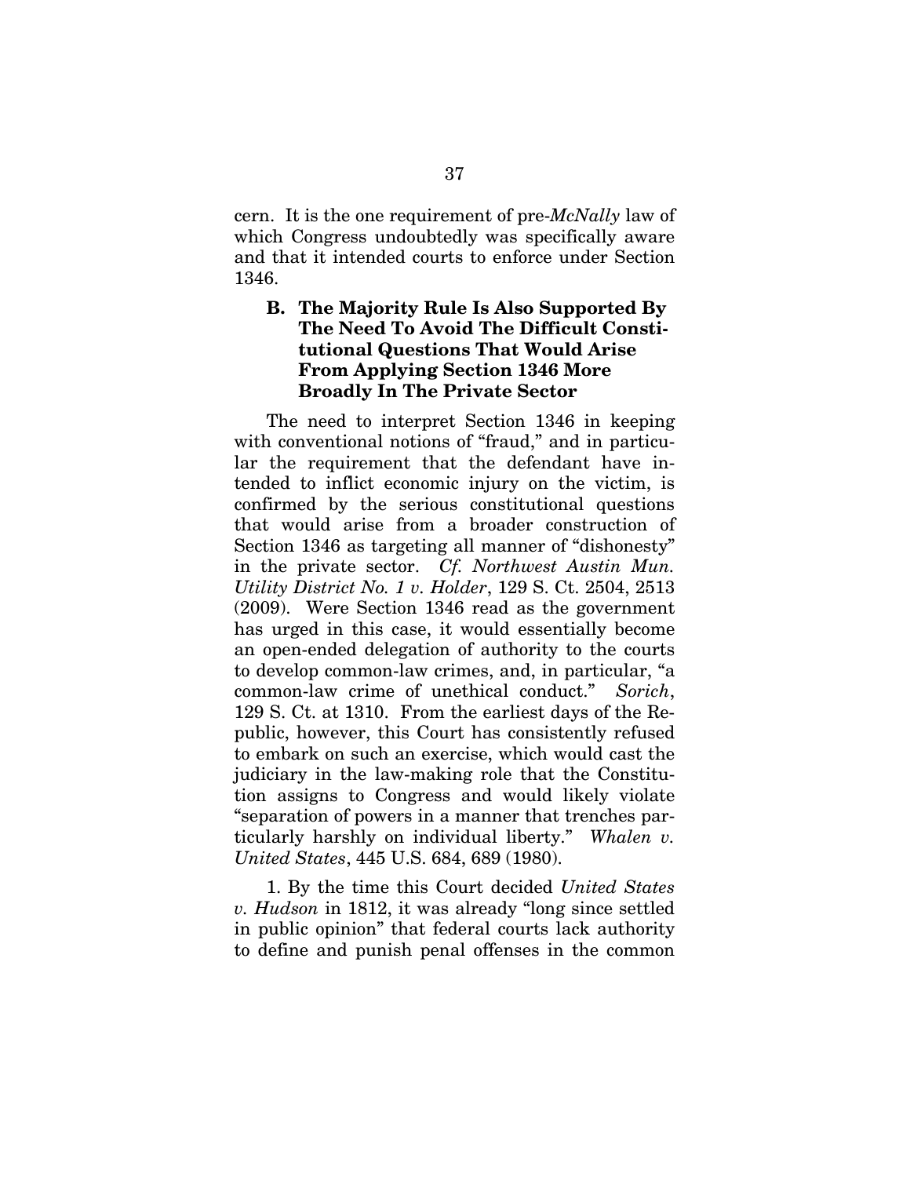cern. It is the one requirement of pre-*McNally* law of which Congress undoubtedly was specifically aware and that it intended courts to enforce under Section 1346.

### B. The Majority Rule Is Also Supported By The Need To Avoid The Difficult Constitutional Questions That Would Arise From Applying Section 1346 More Broadly In The Private Sector

The need to interpret Section 1346 in keeping with conventional notions of "fraud," and in particular the requirement that the defendant have intended to inflict economic injury on the victim, is confirmed by the serious constitutional questions that would arise from a broader construction of Section 1346 as targeting all manner of "dishonesty" in the private sector. *Cf. Northwest Austin Mun. Utility District No. 1 v. Holder*, 129 S. Ct. 2504, 2513 (2009). Were Section 1346 read as the government has urged in this case, it would essentially become an open-ended delegation of authority to the courts to develop common-law crimes, and, in particular, "a common-law crime of unethical conduct." *Sorich*, 129 S. Ct. at 1310. From the earliest days of the Republic, however, this Court has consistently refused to embark on such an exercise, which would cast the judiciary in the law-making role that the Constitution assigns to Congress and would likely violate "separation of powers in a manner that trenches particularly harshly on individual liberty." *Whalen v. United States*, 445 U.S. 684, 689 (1980).

1. By the time this Court decided *United States v. Hudson* in 1812, it was already "long since settled in public opinion" that federal courts lack authority to define and punish penal offenses in the common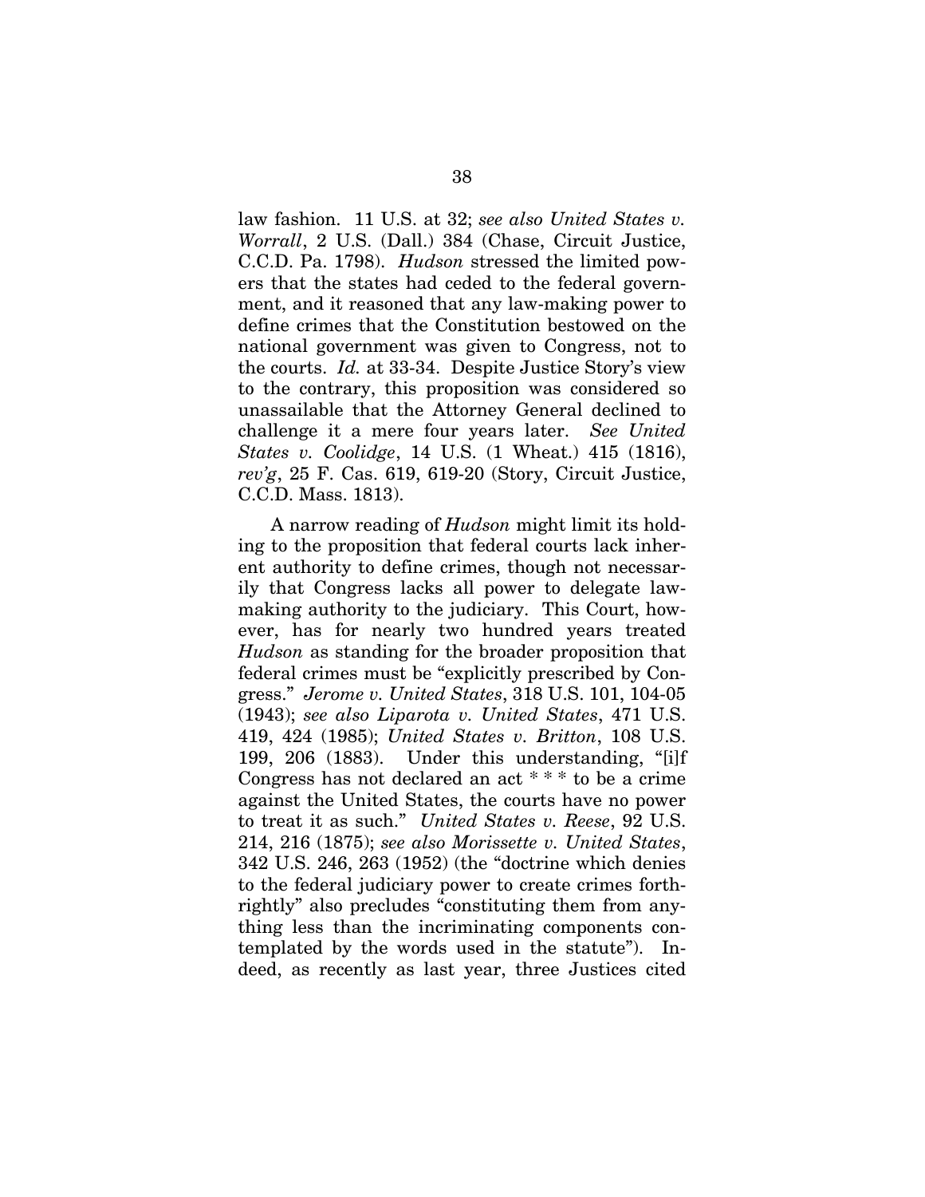law fashion. 11 U.S. at 32; *see also United States v. Worrall*, 2 U.S. (Dall.) 384 (Chase, Circuit Justice, C.C.D. Pa. 1798). *Hudson* stressed the limited powers that the states had ceded to the federal government, and it reasoned that any law-making power to define crimes that the Constitution bestowed on the national government was given to Congress, not to the courts. *Id.* at 33-34. Despite Justice Story's view to the contrary, this proposition was considered so unassailable that the Attorney General declined to challenge it a mere four years later. *See United States v. Coolidge*, 14 U.S. (1 Wheat.) 415 (1816), *rev'g*, 25 F. Cas. 619, 619-20 (Story, Circuit Justice, C.C.D. Mass. 1813).

A narrow reading of *Hudson* might limit its holding to the proposition that federal courts lack inherent authority to define crimes, though not necessarily that Congress lacks all power to delegate lawmaking authority to the judiciary. This Court, however, has for nearly two hundred years treated *Hudson* as standing for the broader proposition that federal crimes must be "explicitly prescribed by Congress." *Jerome v. United States*, 318 U.S. 101, 104-05 (1943); *see also Liparota v. United States*, 471 U.S. 419, 424 (1985); *United States v. Britton*, 108 U.S. 199, 206 (1883). Under this understanding, "[i]f Congress has not declared an act * * * to be a crime against the United States, the courts have no power to treat it as such." *United States v. Reese*, 92 U.S. 214, 216 (1875); *see also Morissette v. United States*, 342 U.S. 246, 263 (1952) (the "doctrine which denies to the federal judiciary power to create crimes forthrightly" also precludes "constituting them from anything less than the incriminating components contemplated by the words used in the statute"). Indeed, as recently as last year, three Justices cited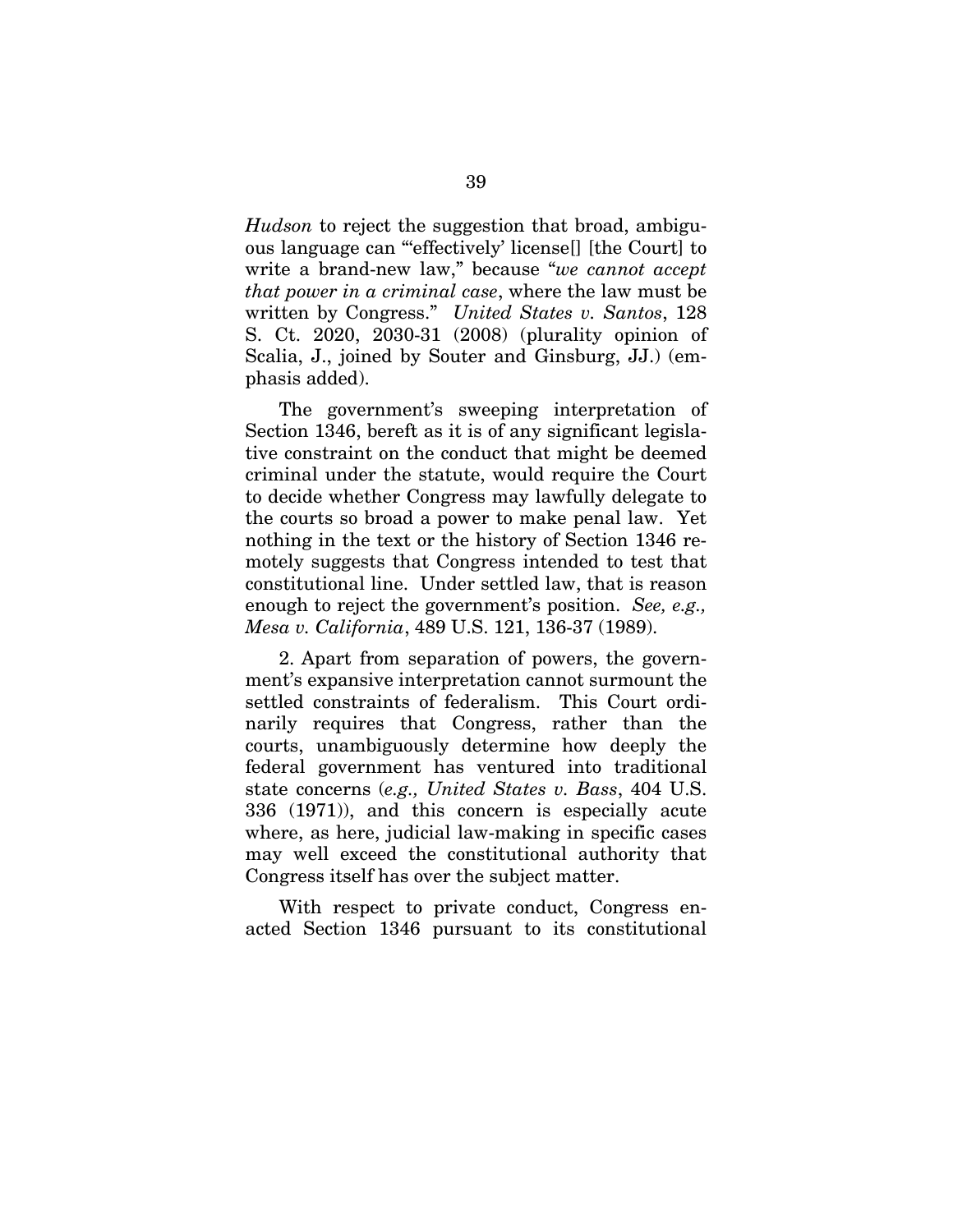*Hudson* to reject the suggestion that broad, ambiguous language can "'effectively' license[] [the Court] to write a brand-new law," because "*we cannot accept that power in a criminal case*, where the law must be written by Congress." *United States v. Santos*, 128 S. Ct. 2020, 2030-31 (2008) (plurality opinion of Scalia, J., joined by Souter and Ginsburg, JJ.) (emphasis added).

The government's sweeping interpretation of Section 1346, bereft as it is of any significant legislative constraint on the conduct that might be deemed criminal under the statute, would require the Court to decide whether Congress may lawfully delegate to the courts so broad a power to make penal law. Yet nothing in the text or the history of Section 1346 remotely suggests that Congress intended to test that constitutional line. Under settled law, that is reason enough to reject the government's position. *See, e.g., Mesa v. California*, 489 U.S. 121, 136-37 (1989).

2. Apart from separation of powers, the government's expansive interpretation cannot surmount the settled constraints of federalism. This Court ordinarily requires that Congress, rather than the courts, unambiguously determine how deeply the federal government has ventured into traditional state concerns (*e.g., United States v. Bass*, 404 U.S. 336 (1971)), and this concern is especially acute where, as here, judicial law-making in specific cases may well exceed the constitutional authority that Congress itself has over the subject matter.

With respect to private conduct, Congress enacted Section 1346 pursuant to its constitutional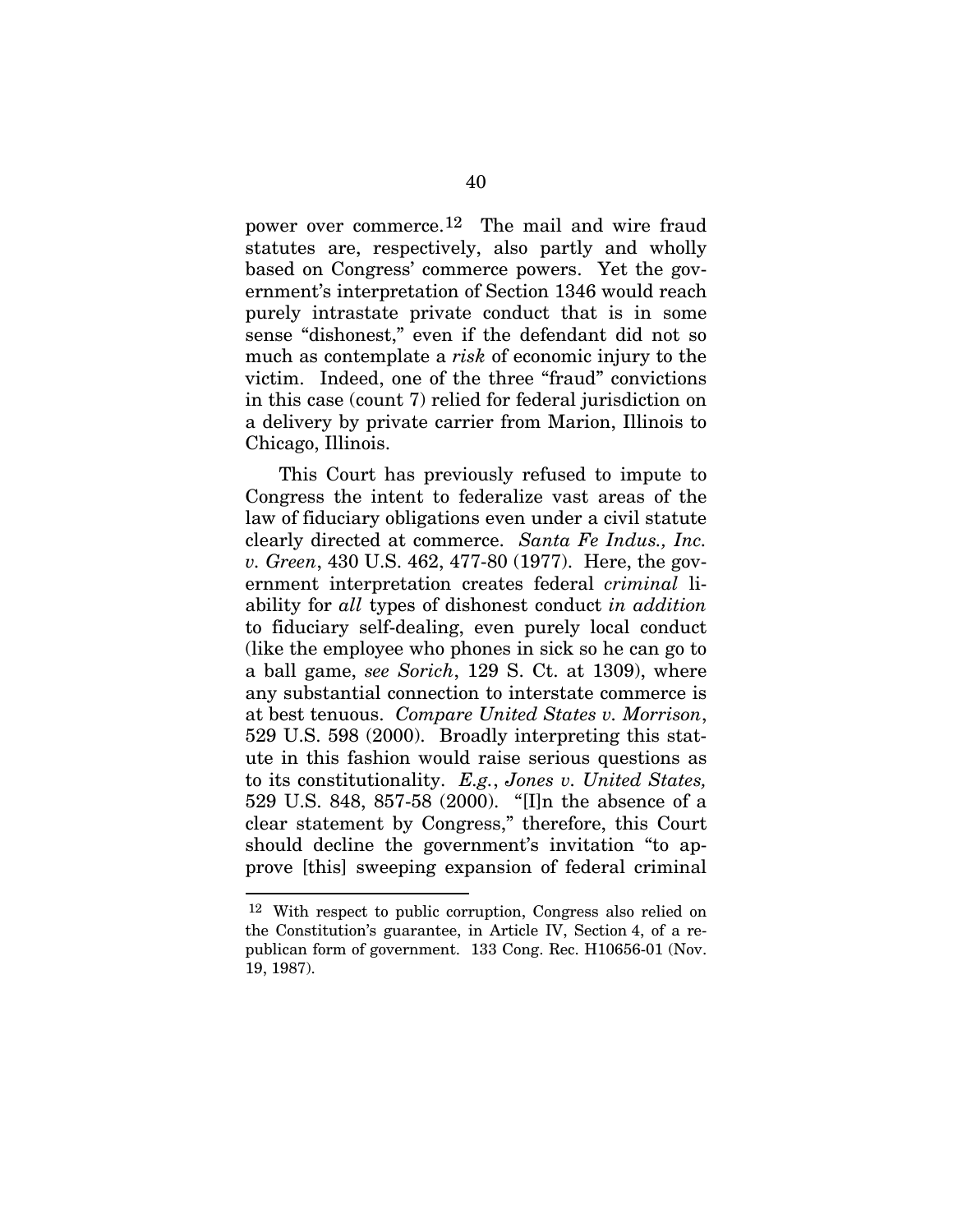power over commerce.[12] The mail and wire fraud statutes are, respectively, also partly and wholly based on Congress' commerce powers. Yet the government's interpretation of Section 1346 would reach purely intrastate private conduct that is in some sense "dishonest," even if the defendant did not so much as contemplate a *risk* of economic injury to the victim. Indeed, one of the three "fraud" convictions in this case (count 7) relied for federal jurisdiction on a delivery by private carrier from Marion, Illinois to Chicago, Illinois.

This Court has previously refused to impute to Congress the intent to federalize vast areas of the law of fiduciary obligations even under a civil statute clearly directed at commerce. *Santa Fe Indus., Inc. v. Green*, 430 U.S. 462, 477-80 (1977). Here, the government interpretation creates federal *criminal* liability for *all* types of dishonest conduct *in addition* to fiduciary self-dealing, even purely local conduct (like the employee who phones in sick so he can go to a ball game, *see Sorich*, 129 S. Ct. at 1309), where any substantial connection to interstate commerce is at best tenuous. *Compare United States v. Morrison*, 529 U.S. 598 (2000). Broadly interpreting this statute in this fashion would raise serious questions as to its constitutionality. *E.g.*, *Jones v. United States,* 529 U.S. 848, 857-58 (2000). "[I]n the absence of a clear statement by Congress," therefore, this Court should decline the government's invitation "to approve [this] sweeping expansion of federal criminal

---

[12] With respect to public corruption, Congress also relied on the Constitution's guarantee, in Article IV, Section 4, of a republican form of government. 133 Cong. Rec. H10656-01 (Nov. 19, 1987).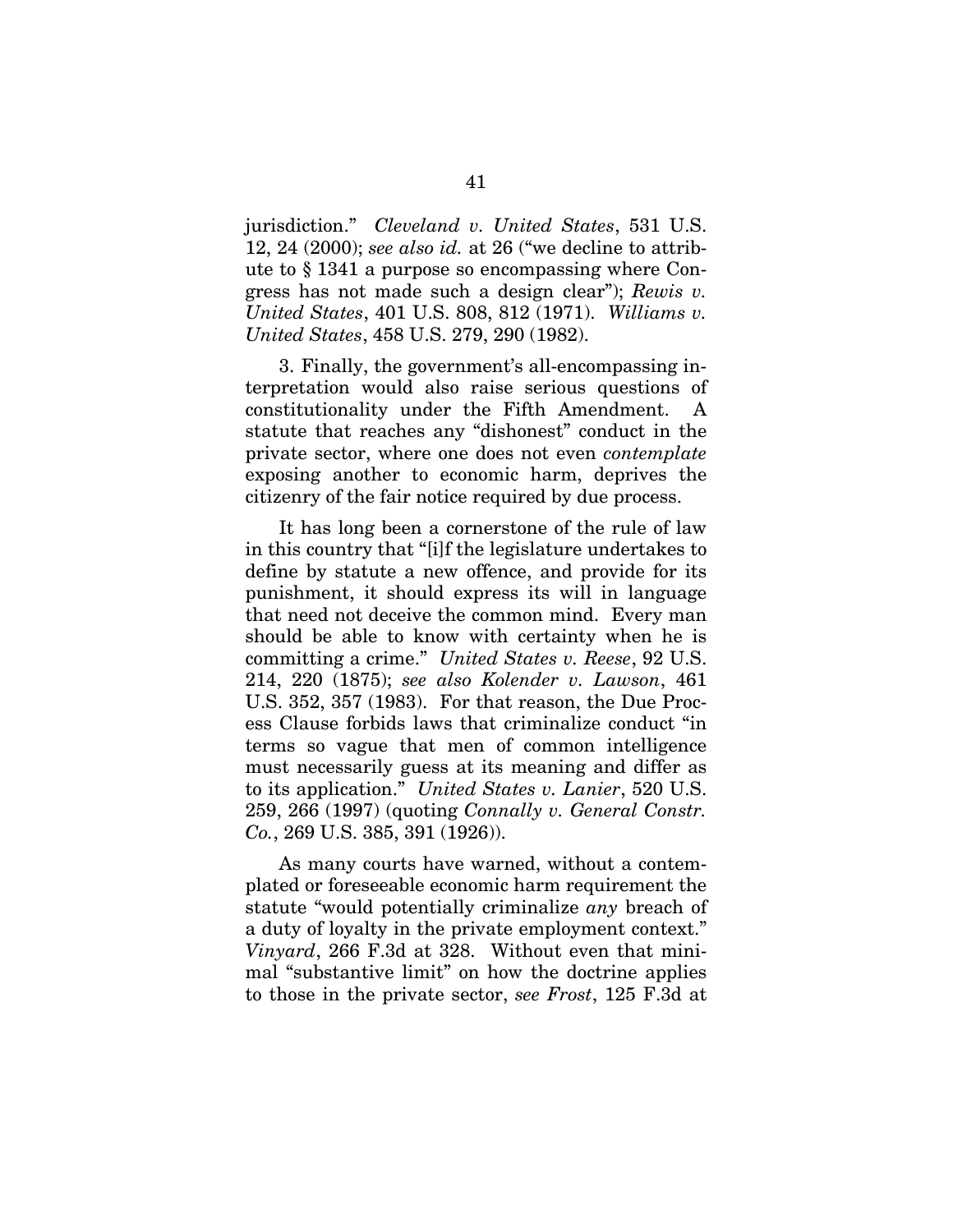jurisdiction." *Cleveland v. United States*, 531 U.S. 12, 24 (2000); *see also id.* at 26 ("we decline to attribute to § 1341 a purpose so encompassing where Congress has not made such a design clear"); *Rewis v. United States*, 401 U.S. 808, 812 (1971). *Williams v. United States*, 458 U.S. 279, 290 (1982).

3. Finally, the government's all-encompassing interpretation would also raise serious questions of constitutionality under the Fifth Amendment. A statute that reaches any "dishonest" conduct in the private sector, where one does not even *contemplate* exposing another to economic harm, deprives the citizenry of the fair notice required by due process.

It has long been a cornerstone of the rule of law in this country that "[i]f the legislature undertakes to define by statute a new offence, and provide for its punishment, it should express its will in language that need not deceive the common mind. Every man should be able to know with certainty when he is committing a crime." *United States v. Reese*, 92 U.S. 214, 220 (1875); *see also Kolender v. Lawson*, 461 U.S. 352, 357 (1983). For that reason, the Due Process Clause forbids laws that criminalize conduct "in terms so vague that men of common intelligence must necessarily guess at its meaning and differ as to its application." *United States v. Lanier*, 520 U.S. 259, 266 (1997) (quoting *Connally v. General Constr. Co.*, 269 U.S. 385, 391 (1926)).

As many courts have warned, without a contemplated or foreseeable economic harm requirement the statute "would potentially criminalize *any* breach of a duty of loyalty in the private employment context." *Vinyard*, 266 F.3d at 328. Without even that minimal "substantive limit" on how the doctrine applies to those in the private sector, *see Frost*, 125 F.3d at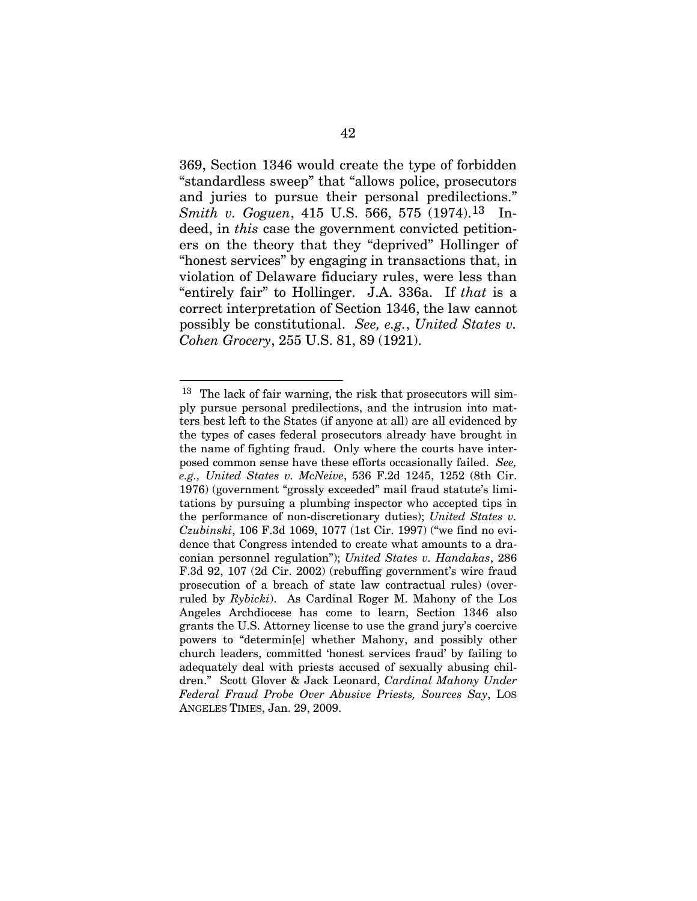369, Section 1346 would create the type of forbidden "standardless sweep" that "allows police, prosecutors and juries to pursue their personal predilections." *Smith v. Goguen*, 415 U.S. 566, 575 (1974).[13] Indeed, in *this* case the government convicted petitioners on the theory that they "deprived" Hollinger of "honest services" by engaging in transactions that, in violation of Delaware fiduciary rules, were less than "entirely fair" to Hollinger. J.A. 336a. If *that* is a correct interpretation of Section 1346, the law cannot possibly be constitutional. *See, e.g.*, *United States v. Cohen Grocery*, 255 U.S. 81, 89 (1921).

---

[13] The lack of fair warning, the risk that prosecutors will simply pursue personal predilections, and the intrusion into matters best left to the States (if anyone at all) are all evidenced by the types of cases federal prosecutors already have brought in the name of fighting fraud. Only where the courts have interposed common sense have these efforts occasionally failed. *See, e.g., United States v. McNeive*, 536 F.2d 1245, 1252 (8th Cir. 1976) (government "grossly exceeded" mail fraud statute's limitations by pursuing a plumbing inspector who accepted tips in the performance of non-discretionary duties); *United States v. Czubinski*, 106 F.3d 1069, 1077 (1st Cir. 1997) ("we find no evidence that Congress intended to create what amounts to a draconian personnel regulation"); *United States v. Handakas*, 286 F.3d 92, 107 (2d Cir. 2002) (rebuffing government's wire fraud prosecution of a breach of state law contractual rules) (overruled by *Rybicki*). As Cardinal Roger M. Mahony of the Los Angeles Archdiocese has come to learn, Section 1346 also grants the U.S. Attorney license to use the grand jury's coercive powers to "determin[e] whether Mahony, and possibly other church leaders, committed 'honest services fraud' by failing to adequately deal with priests accused of sexually abusing children." Scott Glover & Jack Leonard, *Cardinal Mahony Under Federal Fraud Probe Over Abusive Priests, Sources Say*, LOS ANGELES TIMES, Jan. 29, 2009.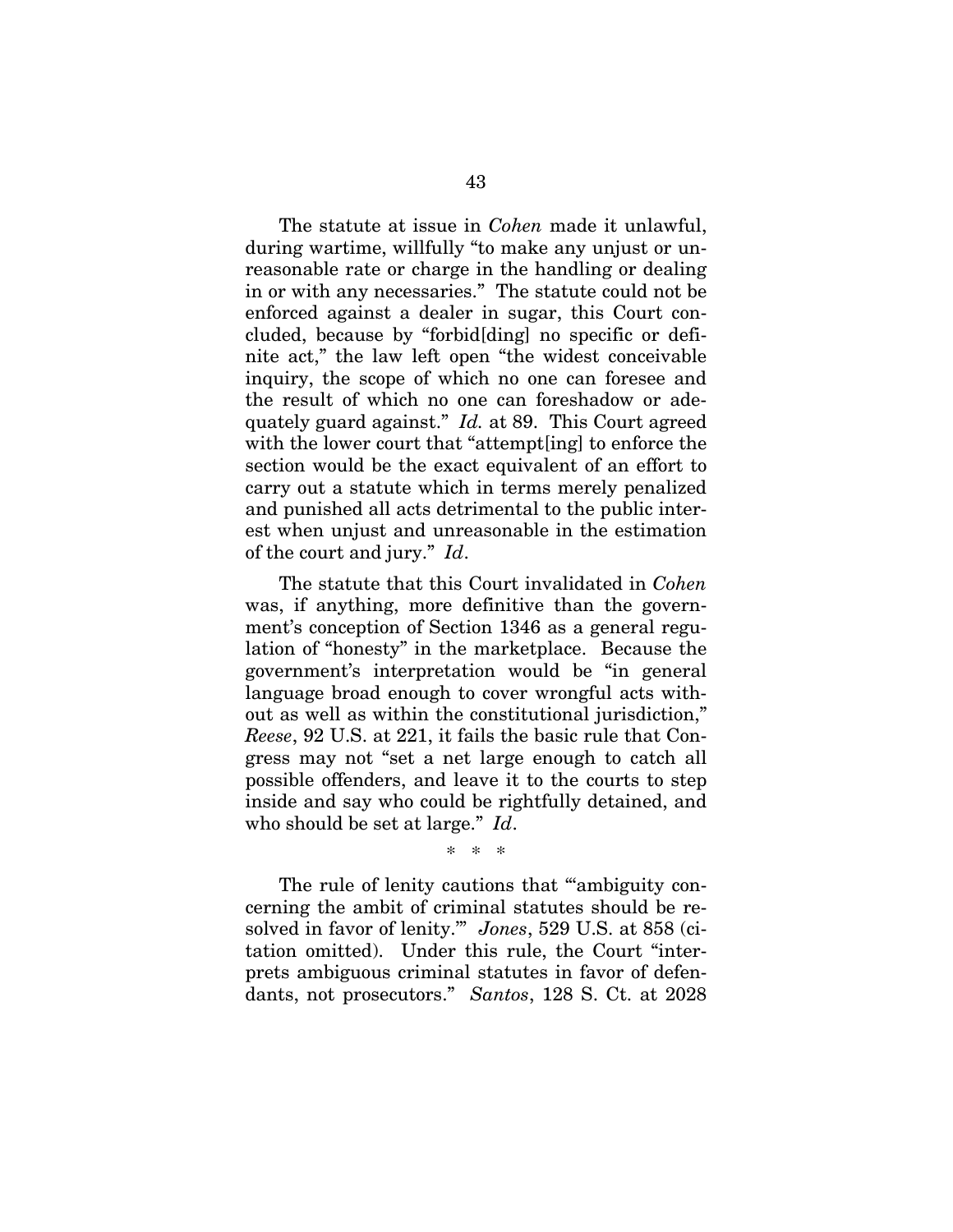The statute at issue in *Cohen* made it unlawful, during wartime, willfully "to make any unjust or unreasonable rate or charge in the handling or dealing in or with any necessaries." The statute could not be enforced against a dealer in sugar, this Court concluded, because by "forbid[ding] no specific or definite act," the law left open "the widest conceivable inquiry, the scope of which no one can foresee and the result of which no one can foreshadow or adequately guard against." *Id.* at 89. This Court agreed with the lower court that "attempt[ing] to enforce the section would be the exact equivalent of an effort to carry out a statute which in terms merely penalized and punished all acts detrimental to the public interest when unjust and unreasonable in the estimation of the court and jury." *Id*.

The statute that this Court invalidated in *Cohen* was, if anything, more definitive than the government's conception of Section 1346 as a general regulation of "honesty" in the marketplace. Because the government's interpretation would be "in general language broad enough to cover wrongful acts without as well as within the constitutional jurisdiction," *Reese*, 92 U.S. at 221, it fails the basic rule that Congress may not "set a net large enough to catch all possible offenders, and leave it to the courts to step inside and say who could be rightfully detained, and who should be set at large." *Id*.

\* \* \*

The rule of lenity cautions that "'ambiguity concerning the ambit of criminal statutes should be resolved in favor of lenity.'" *Jones*, 529 U.S. at 858 (citation omitted). Under this rule, the Court "interprets ambiguous criminal statutes in favor of defendants, not prosecutors." *Santos*, 128 S. Ct. at 2028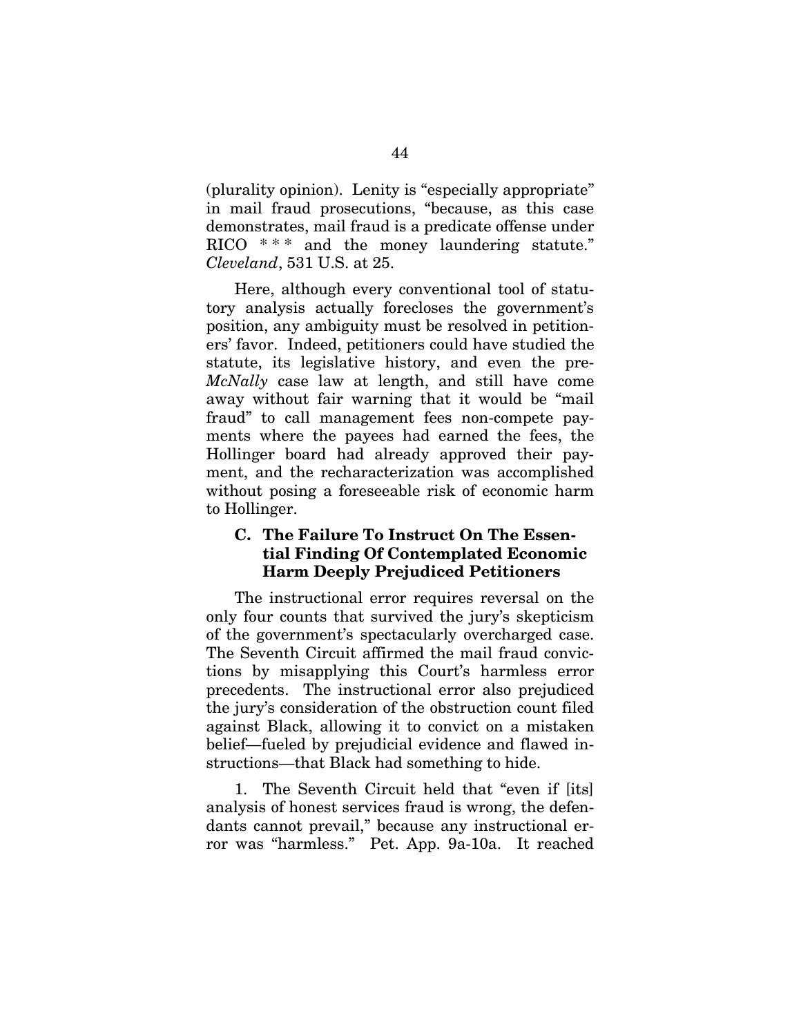(plurality opinion). Lenity is "especially appropriate" in mail fraud prosecutions, "because, as this case demonstrates, mail fraud is a predicate offense under RICO * * * and the money laundering statute." *Cleveland*, 531 U.S. at 25.

Here, although every conventional tool of statutory analysis actually forecloses the government's position, any ambiguity must be resolved in petitioners' favor. Indeed, petitioners could have studied the statute, its legislative history, and even the pre-*McNally* case law at length, and still have come away without fair warning that it would be "mail fraud" to call management fees non-compete payments where the payees had earned the fees, the Hollinger board had already approved their payment, and the recharacterization was accomplished without posing a foreseeable risk of economic harm to Hollinger.

### C. The Failure To Instruct On The Essential Finding Of Contemplated Economic Harm Deeply Prejudiced Petitioners

The instructional error requires reversal on the only four counts that survived the jury's skepticism of the government's spectacularly overcharged case. The Seventh Circuit affirmed the mail fraud convictions by misapplying this Court's harmless error precedents. The instructional error also prejudiced the jury's consideration of the obstruction count filed against Black, allowing it to convict on a mistaken belief—fueled by prejudicial evidence and flawed instructions—that Black had something to hide.

1. The Seventh Circuit held that "even if [its] analysis of honest services fraud is wrong, the defendants cannot prevail," because any instructional error was "harmless." Pet. App. 9a-10a. It reached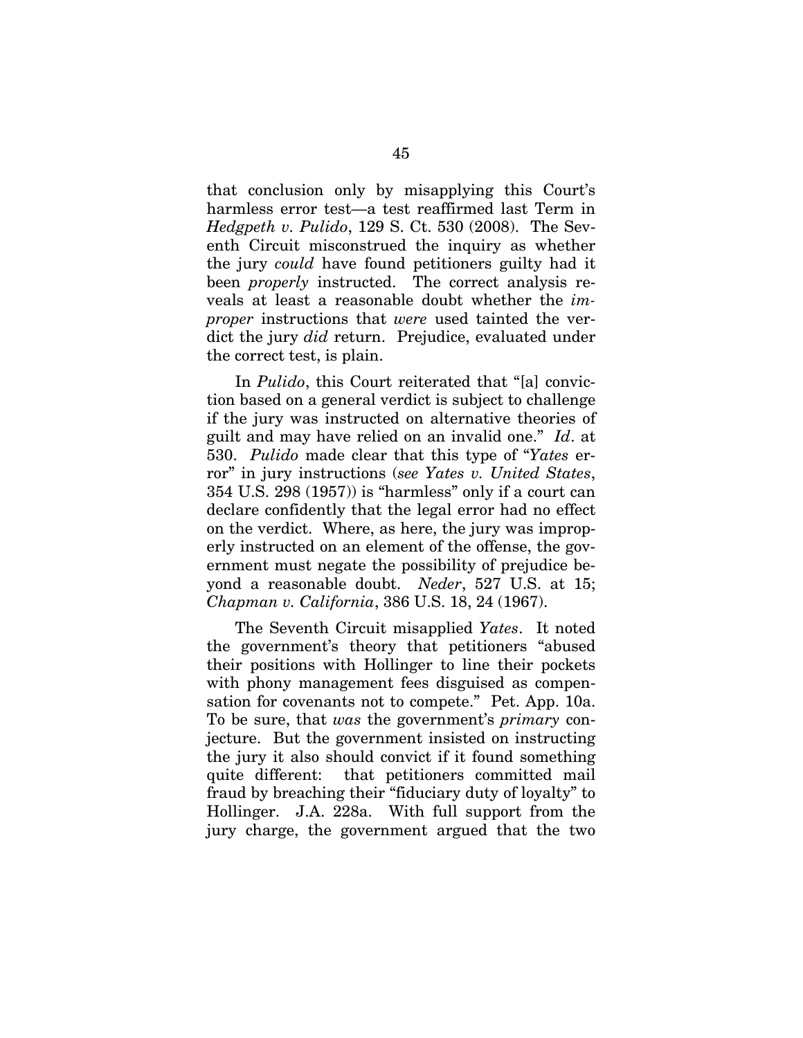that conclusion only by misapplying this Court's harmless error test—a test reaffirmed last Term in *Hedgpeth v. Pulido*, 129 S. Ct. 530 (2008). The Seventh Circuit misconstrued the inquiry as whether the jury *could* have found petitioners guilty had it been *properly* instructed. The correct analysis reveals at least a reasonable doubt whether the *improper* instructions that *were* used tainted the verdict the jury *did* return. Prejudice, evaluated under the correct test, is plain.

In *Pulido*, this Court reiterated that "[a] conviction based on a general verdict is subject to challenge if the jury was instructed on alternative theories of guilt and may have relied on an invalid one." *Id*. at 530. *Pulido* made clear that this type of "*Yates* error" in jury instructions (*see Yates v. United States*, 354 U.S. 298 (1957)) is "harmless" only if a court can declare confidently that the legal error had no effect on the verdict. Where, as here, the jury was improperly instructed on an element of the offense, the government must negate the possibility of prejudice beyond a reasonable doubt. *Neder*, 527 U.S. at 15; *Chapman v. California*, 386 U.S. 18, 24 (1967).

The Seventh Circuit misapplied *Yates*. It noted the government's theory that petitioners "abused their positions with Hollinger to line their pockets with phony management fees disguised as compensation for covenants not to compete." Pet. App. 10a. To be sure, that *was* the government's *primary* conjecture. But the government insisted on instructing the jury it also should convict if it found something quite different: that petitioners committed mail fraud by breaching their "fiduciary duty of loyalty" to Hollinger. J.A. 228a. With full support from the jury charge, the government argued that the two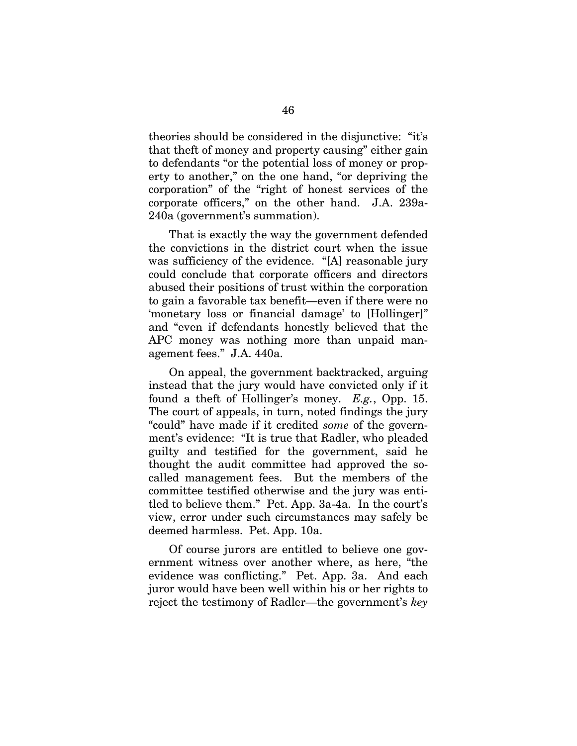theories should be considered in the disjunctive: "it's that theft of money and property causing" either gain to defendants "or the potential loss of money or property to another," on the one hand, "or depriving the corporation" of the "right of honest services of the corporate officers," on the other hand. J.A. 239a-240a (government's summation).

That is exactly the way the government defended the convictions in the district court when the issue was sufficiency of the evidence. "[A] reasonable jury could conclude that corporate officers and directors abused their positions of trust within the corporation to gain a favorable tax benefit—even if there were no 'monetary loss or financial damage' to [Hollinger]" and "even if defendants honestly believed that the APC money was nothing more than unpaid management fees." J.A. 440a.

On appeal, the government backtracked, arguing instead that the jury would have convicted only if it found a theft of Hollinger's money. *E.g.*, Opp. 15. The court of appeals, in turn, noted findings the jury "could" have made if it credited *some* of the government's evidence: "It is true that Radler, who pleaded guilty and testified for the government, said he thought the audit committee had approved the so-called management fees. But the members of the committee testified otherwise and the jury was entitled to believe them." Pet. App. 3a-4a. In the court's view, error under such circumstances may safely be deemed harmless. Pet. App. 10a.

Of course jurors are entitled to believe one government witness over another where, as here, "the evidence was conflicting." Pet. App. 3a. And each juror would have been well within his or her rights to reject the testimony of Radler—the government's *key*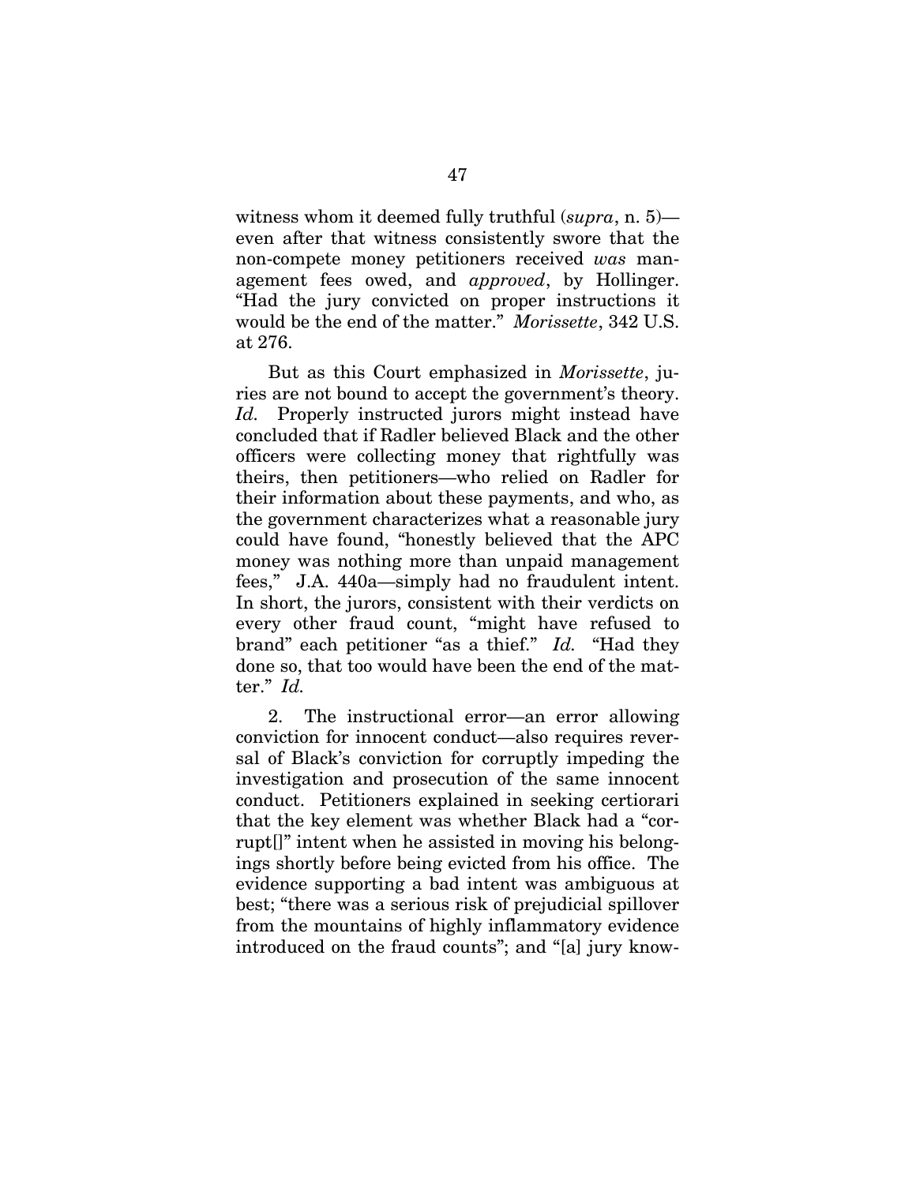witness whom it deemed fully truthful (*supra*, n. 5)—even after that witness consistently swore that the non-compete money petitioners received *was* management fees owed, and *approved*, by Hollinger. "Had the jury convicted on proper instructions it would be the end of the matter." *Morissette*, 342 U.S. at 276.

But as this Court emphasized in *Morissette*, juries are not bound to accept the government's theory. *Id.* Properly instructed jurors might instead have concluded that if Radler believed Black and the other officers were collecting money that rightfully was theirs, then petitioners—who relied on Radler for their information about these payments, and who, as the government characterizes what a reasonable jury could have found, "honestly believed that the APC money was nothing more than unpaid management fees," J.A. 440a—simply had no fraudulent intent. In short, the jurors, consistent with their verdicts on every other fraud count, "might have refused to brand" each petitioner "as a thief." *Id.* "Had they done so, that too would have been the end of the matter." *Id.*

2. The instructional error—an error allowing conviction for innocent conduct—also requires reversal of Black's conviction for corruptly impeding the investigation and prosecution of the same innocent conduct. Petitioners explained in seeking certiorari that the key element was whether Black had a "corrupt[]" intent when he assisted in moving his belongings shortly before being evicted from his office. The evidence supporting a bad intent was ambiguous at best; "there was a serious risk of prejudicial spillover from the mountains of highly inflammatory evidence introduced on the fraud counts"; and "[a] jury know-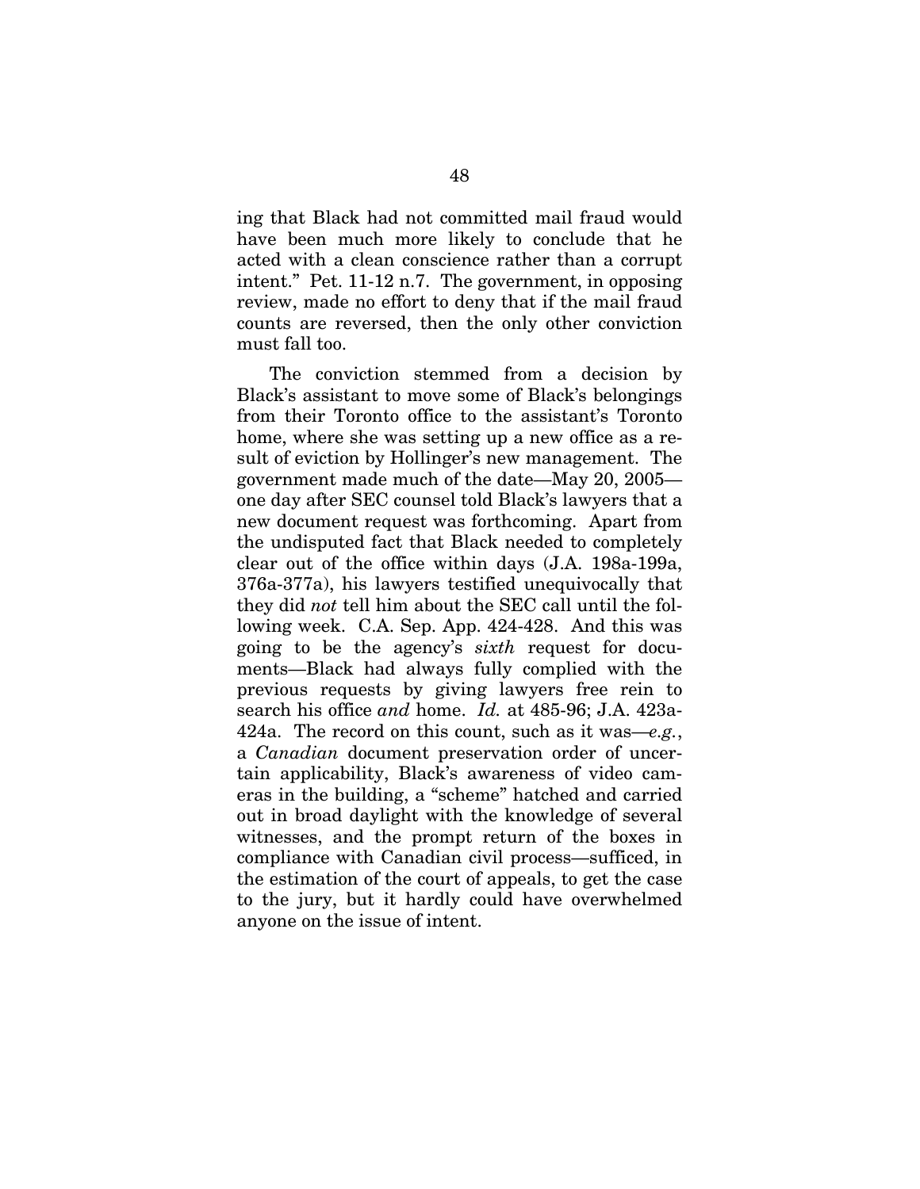ing that Black had not committed mail fraud would have been much more likely to conclude that he acted with a clean conscience rather than a corrupt intent." Pet. 11-12 n.7. The government, in opposing review, made no effort to deny that if the mail fraud counts are reversed, then the only other conviction must fall too.

The conviction stemmed from a decision by Black's assistant to move some of Black's belongings from their Toronto office to the assistant's Toronto home, where she was setting up a new office as a result of eviction by Hollinger's new management. The government made much of the date—May 20, 2005—one day after SEC counsel told Black's lawyers that a new document request was forthcoming. Apart from the undisputed fact that Black needed to completely clear out of the office within days (J.A. 198a-199a, 376a-377a), his lawyers testified unequivocally that they did *not* tell him about the SEC call until the following week. C.A. Sep. App. 424-428. And this was going to be the agency's *sixth* request for documents—Black had always fully complied with the previous requests by giving lawyers free rein to search his office *and* home. *Id.* at 485-96; J.A. 423a-424a. The record on this count, such as it was—*e.g.*, a *Canadian* document preservation order of uncertain applicability, Black's awareness of video cameras in the building, a "scheme" hatched and carried out in broad daylight with the knowledge of several witnesses, and the prompt return of the boxes in compliance with Canadian civil process—sufficed, in the estimation of the court of appeals, to get the case to the jury, but it hardly could have overwhelmed anyone on the issue of intent.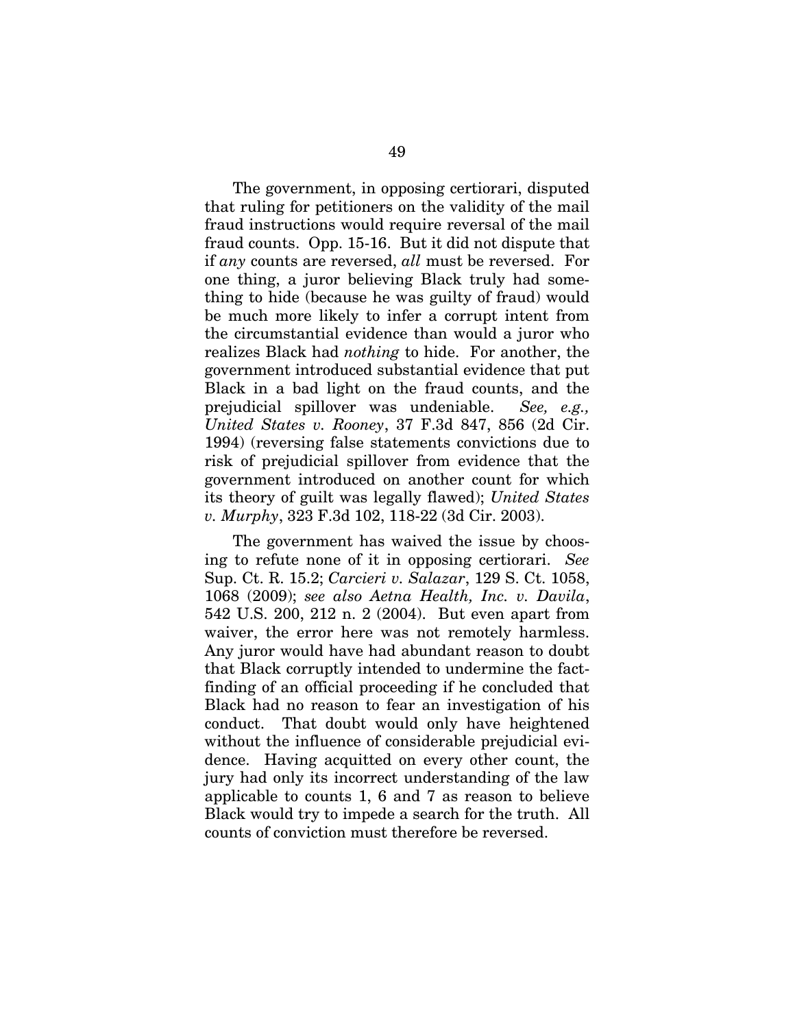The government, in opposing certiorari, disputed that ruling for petitioners on the validity of the mail fraud instructions would require reversal of the mail fraud counts. Opp. 15-16. But it did not dispute that if *any* counts are reversed, *all* must be reversed. For one thing, a juror believing Black truly had something to hide (because he was guilty of fraud) would be much more likely to infer a corrupt intent from the circumstantial evidence than would a juror who realizes Black had *nothing* to hide. For another, the government introduced substantial evidence that put Black in a bad light on the fraud counts, and the prejudicial spillover was undeniable. *See, e.g., United States v. Rooney*, 37 F.3d 847, 856 (2d Cir. 1994) (reversing false statements convictions due to risk of prejudicial spillover from evidence that the government introduced on another count for which its theory of guilt was legally flawed); *United States v. Murphy*, 323 F.3d 102, 118-22 (3d Cir. 2003).

The government has waived the issue by choosing to refute none of it in opposing certiorari. *See* Sup. Ct. R. 15.2; *Carcieri v. Salazar*, 129 S. Ct. 1058, 1068 (2009); *see also Aetna Health, Inc. v. Davila*, 542 U.S. 200, 212 n. 2 (2004). But even apart from waiver, the error here was not remotely harmless. Any juror would have had abundant reason to doubt that Black corruptly intended to undermine the fact-finding of an official proceeding if he concluded that Black had no reason to fear an investigation of his conduct. That doubt would only have heightened without the influence of considerable prejudicial evidence. Having acquitted on every other count, the jury had only its incorrect understanding of the law applicable to counts 1, 6 and 7 as reason to believe Black would try to impede a search for the truth. All counts of conviction must therefore be reversed.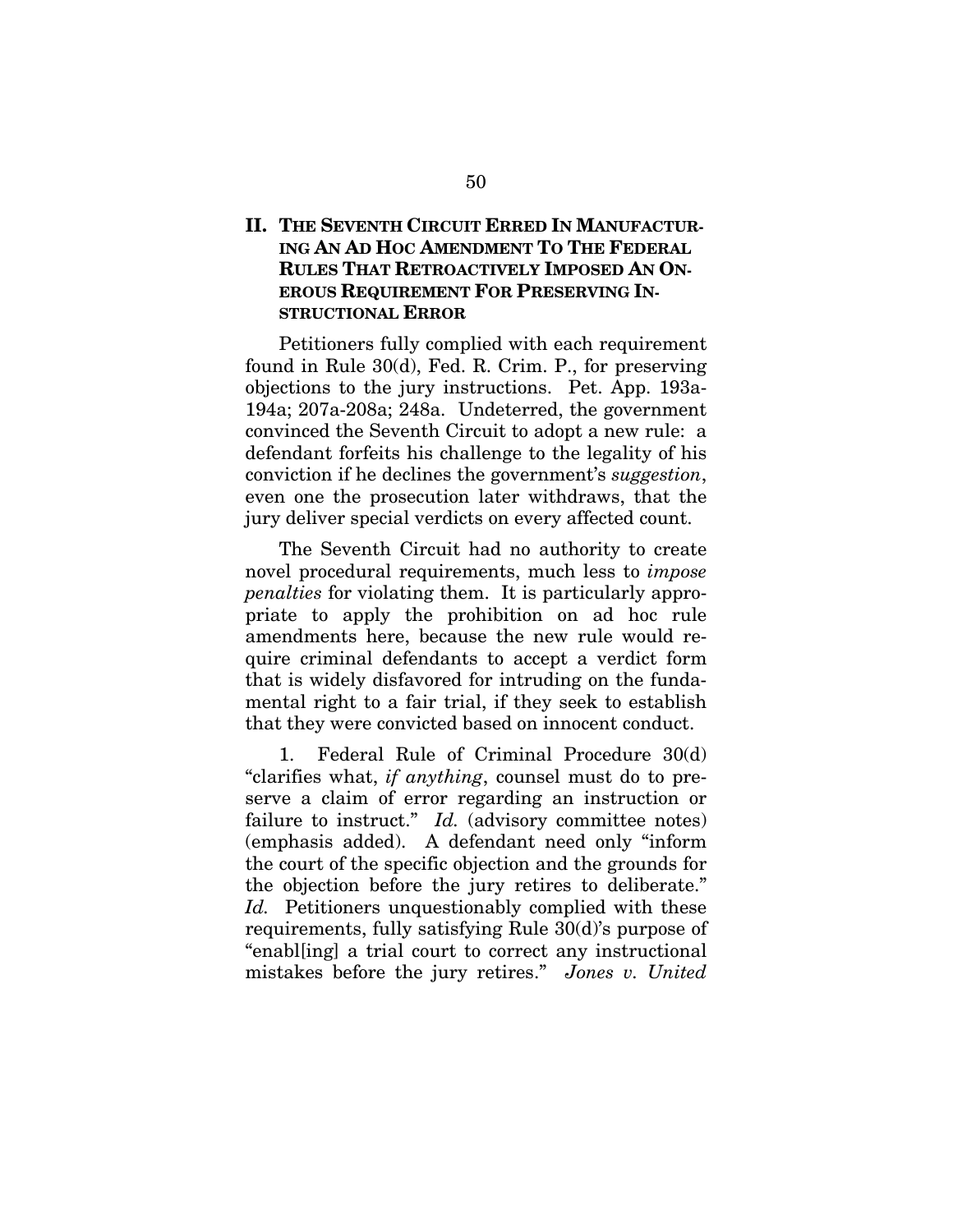## II. THE SEVENTH CIRCUIT ERRED IN MANUFACTURING AN AD HOC AMENDMENT TO THE FEDERAL RULES THAT RETROACTIVELY IMPOSED AN ONEROUS REQUIREMENT FOR PRESERVING INSTRUCTIONAL ERROR

Petitioners fully complied with each requirement found in Rule 30(d), Fed. R. Crim. P., for preserving objections to the jury instructions. Pet. App. 193a-194a; 207a-208a; 248a. Undeterred, the government convinced the Seventh Circuit to adopt a new rule: a defendant forfeits his challenge to the legality of his conviction if he declines the government's *suggestion*, even one the prosecution later withdraws, that the jury deliver special verdicts on every affected count.

The Seventh Circuit had no authority to create novel procedural requirements, much less to *impose penalties* for violating them. It is particularly appropriate to apply the prohibition on ad hoc rule amendments here, because the new rule would require criminal defendants to accept a verdict form that is widely disfavored for intruding on the fundamental right to a fair trial, if they seek to establish that they were convicted based on innocent conduct.

1. Federal Rule of Criminal Procedure 30(d) "clarifies what, *if anything*, counsel must do to preserve a claim of error regarding an instruction or failure to instruct." *Id.* (advisory committee notes) (emphasis added). A defendant need only "inform the court of the specific objection and the grounds for the objection before the jury retires to deliberate." *Id.* Petitioners unquestionably complied with these requirements, fully satisfying Rule 30(d)'s purpose of "enabl[ing] a trial court to correct any instructional mistakes before the jury retires." *Jones v. United*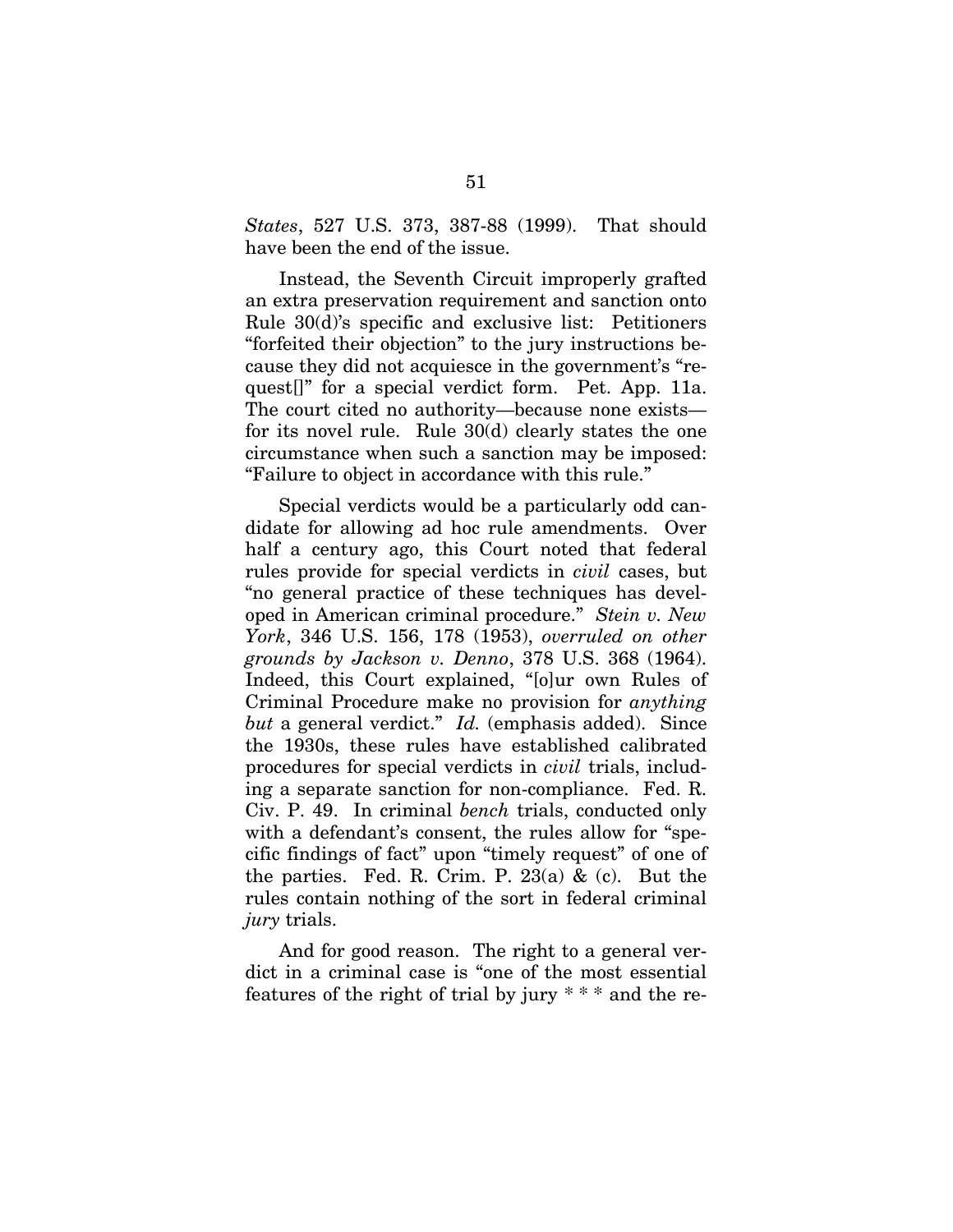*States*, 527 U.S. 373, 387-88 (1999). That should have been the end of the issue.

Instead, the Seventh Circuit improperly grafted an extra preservation requirement and sanction onto Rule 30(d)'s specific and exclusive list: Petitioners "forfeited their objection" to the jury instructions because they did not acquiesce in the government's "request[]" for a special verdict form. Pet. App. 11a. The court cited no authority—because none exists—for its novel rule. Rule 30(d) clearly states the one circumstance when such a sanction may be imposed: "Failure to object in accordance with this rule."

Special verdicts would be a particularly odd candidate for allowing ad hoc rule amendments. Over half a century ago, this Court noted that federal rules provide for special verdicts in *civil* cases, but "no general practice of these techniques has developed in American criminal procedure." *Stein v. New York*, 346 U.S. 156, 178 (1953), *overruled on other grounds by Jackson v. Denno*, 378 U.S. 368 (1964). Indeed, this Court explained, "[o]ur own Rules of Criminal Procedure make no provision for *anything but* a general verdict." *Id.* (emphasis added). Since the 1930s, these rules have established calibrated procedures for special verdicts in *civil* trials, including a separate sanction for non-compliance. Fed. R. Civ. P. 49. In criminal *bench* trials, conducted only with a defendant's consent, the rules allow for "specific findings of fact" upon "timely request" of one of the parties. Fed. R. Crim. P. 23(a) & (c). But the rules contain nothing of the sort in federal criminal *jury* trials.

And for good reason. The right to a general verdict in a criminal case is "one of the most essential features of the right of trial by jury * * * and the re-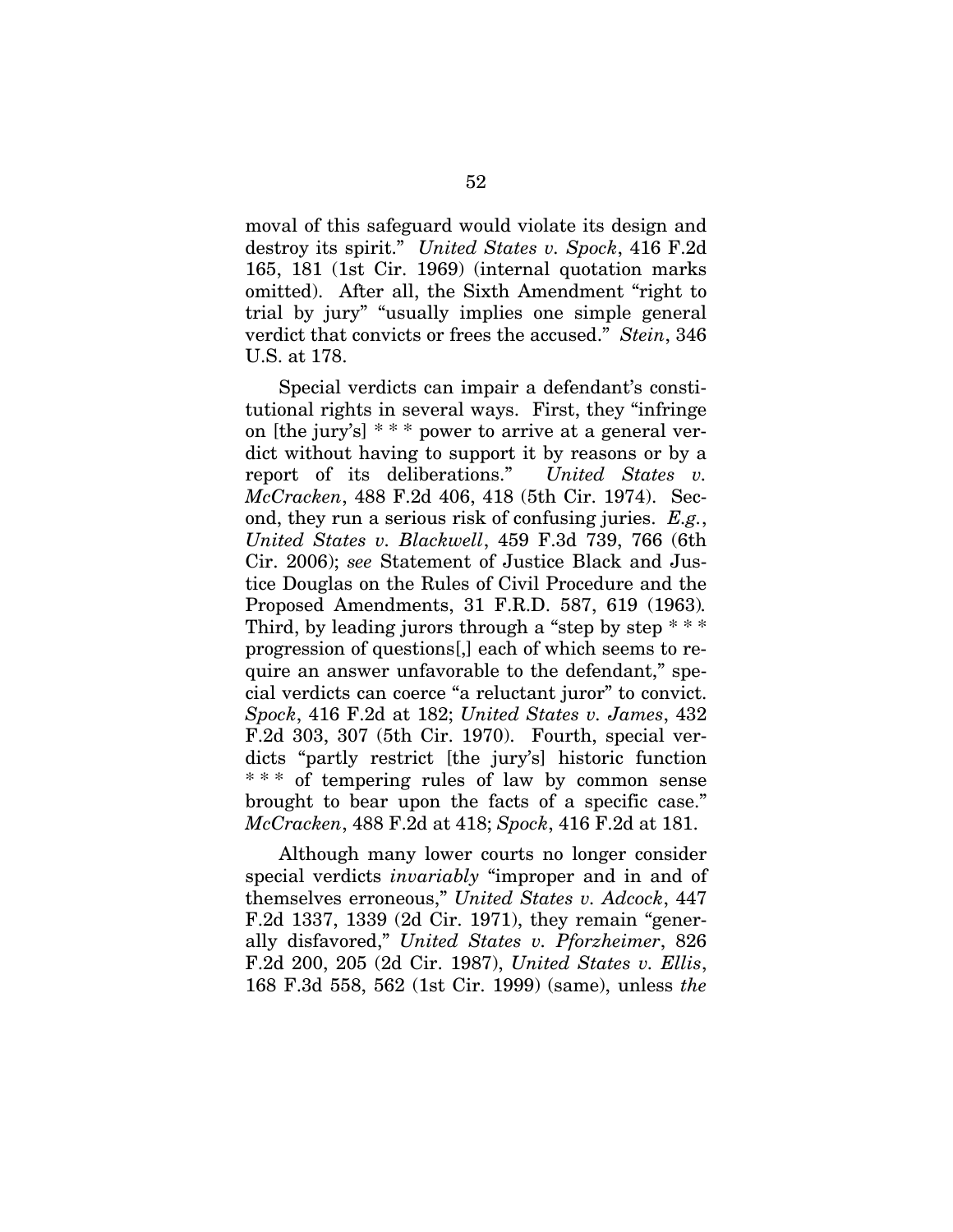moval of this safeguard would violate its design and destroy its spirit." *United States v. Spock*, 416 F.2d 165, 181 (1st Cir. 1969) (internal quotation marks omitted). After all, the Sixth Amendment "right to trial by jury" "usually implies one simple general verdict that convicts or frees the accused." *Stein*, 346 U.S. at 178.

Special verdicts can impair a defendant's constitutional rights in several ways. First, they "infringe on [the jury's] * * * power to arrive at a general verdict without having to support it by reasons or by a report of its deliberations." *United States v. McCracken*, 488 F.2d 406, 418 (5th Cir. 1974). Second, they run a serious risk of confusing juries. *E.g.*, *United States v. Blackwell*, 459 F.3d 739, 766 (6th Cir. 2006); *see* Statement of Justice Black and Justice Douglas on the Rules of Civil Procedure and the Proposed Amendments, 31 F.R.D. 587, 619 (1963). Third, by leading jurors through a "step by step * * * progression of questions[,] each of which seems to require an answer unfavorable to the defendant," special verdicts can coerce "a reluctant juror" to convict. *Spock*, 416 F.2d at 182; *United States v. James*, 432 F.2d 303, 307 (5th Cir. 1970). Fourth, special verdicts "partly restrict [the jury's] historic function * * * of tempering rules of law by common sense brought to bear upon the facts of a specific case." *McCracken*, 488 F.2d at 418; *Spock*, 416 F.2d at 181.

Although many lower courts no longer consider special verdicts *invariably* "improper and in and of themselves erroneous," *United States v. Adcock*, 447 F.2d 1337, 1339 (2d Cir. 1971), they remain "generally disfavored," *United States v. Pforzheimer*, 826 F.2d 200, 205 (2d Cir. 1987), *United States v. Ellis*, 168 F.3d 558, 562 (1st Cir. 1999) (same), unless *the*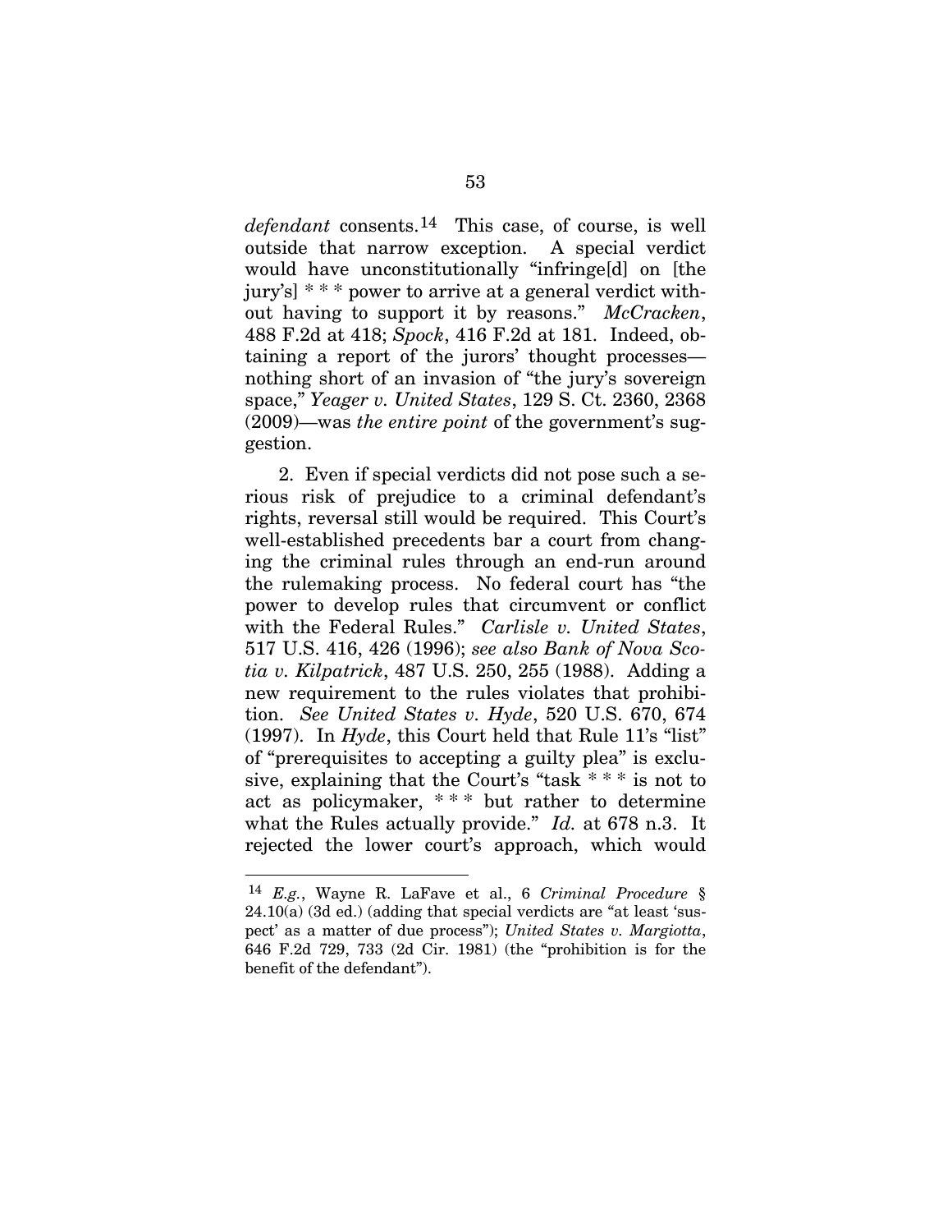*defendant* consents.[14] This case, of course, is well outside that narrow exception. A special verdict would have unconstitutionally "infringe[d] on [the jury's] * * * power to arrive at a general verdict without having to support it by reasons." *McCracken*, 488 F.2d at 418; *Spock*, 416 F.2d at 181. Indeed, obtaining a report of the jurors' thought processes—nothing short of an invasion of "the jury's sovereign space," *Yeager v. United States*, 129 S. Ct. 2360, 2368 (2009)—was *the entire point* of the government's suggestion.

2. Even if special verdicts did not pose such a serious risk of prejudice to a criminal defendant's rights, reversal still would be required. This Court's well-established precedents bar a court from changing the criminal rules through an end-run around the rulemaking process. No federal court has "the power to develop rules that circumvent or conflict with the Federal Rules." *Carlisle v. United States*, 517 U.S. 416, 426 (1996); *see also Bank of Nova Scotia v. Kilpatrick*, 487 U.S. 250, 255 (1988). Adding a new requirement to the rules violates that prohibition. *See United States v. Hyde*, 520 U.S. 670, 674 (1997). In *Hyde*, this Court held that Rule 11's "list" of "prerequisites to accepting a guilty plea" is exclusive, explaining that the Court's "task * * * is not to act as policymaker, * * * but rather to determine what the Rules actually provide." *Id.* at 678 n.3. It rejected the lower court's approach, which would

---

[14] *E.g.*, Wayne R. LaFave et al., 6 *Criminal Procedure* § 24.10(a) (3d ed.) (adding that special verdicts are "at least 'suspect' as a matter of due process"); *United States v. Margiotta*, 646 F.2d 729, 733 (2d Cir. 1981) (the "prohibition is for the benefit of the defendant").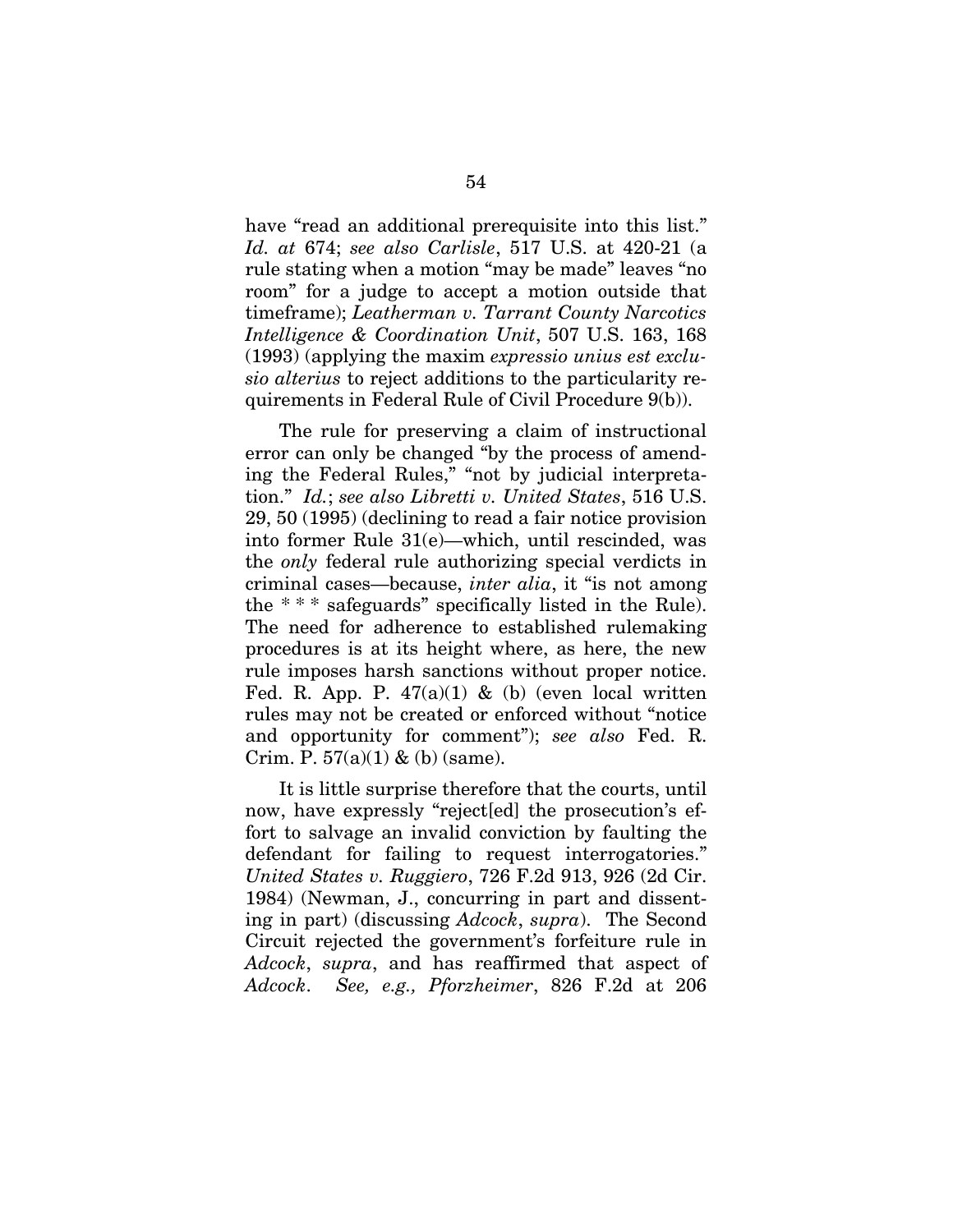have "read an additional prerequisite into this list." *Id. at* 674; *see also Carlisle*, 517 U.S. at 420-21 (a rule stating when a motion "may be made" leaves "no room" for a judge to accept a motion outside that timeframe); *Leatherman v. Tarrant County Narcotics Intelligence & Coordination Unit*, 507 U.S. 163, 168 (1993) (applying the maxim *expressio unius est exclusio alterius* to reject additions to the particularity requirements in Federal Rule of Civil Procedure 9(b)).

The rule for preserving a claim of instructional error can only be changed "by the process of amending the Federal Rules," "not by judicial interpretation." *Id.*; *see also Libretti v. United States*, 516 U.S. 29, 50 (1995) (declining to read a fair notice provision into former Rule 31(e)—which, until rescinded, was the *only* federal rule authorizing special verdicts in criminal cases—because, *inter alia*, it "is not among the * * * safeguards" specifically listed in the Rule). The need for adherence to established rulemaking procedures is at its height where, as here, the new rule imposes harsh sanctions without proper notice. Fed. R. App. P. 47(a)(1) & (b) (even local written rules may not be created or enforced without "notice and opportunity for comment"); *see also* Fed. R. Crim. P. 57(a)(1) & (b) (same).

It is little surprise therefore that the courts, until now, have expressly "reject[ed] the prosecution's effort to salvage an invalid conviction by faulting the defendant for failing to request interrogatories." *United States v. Ruggiero*, 726 F.2d 913, 926 (2d Cir. 1984) (Newman, J., concurring in part and dissenting in part) (discussing *Adcock*, *supra*). The Second Circuit rejected the government's forfeiture rule in *Adcock*, *supra*, and has reaffirmed that aspect of *Adcock*. *See, e.g., Pforzheimer*, 826 F.2d at 206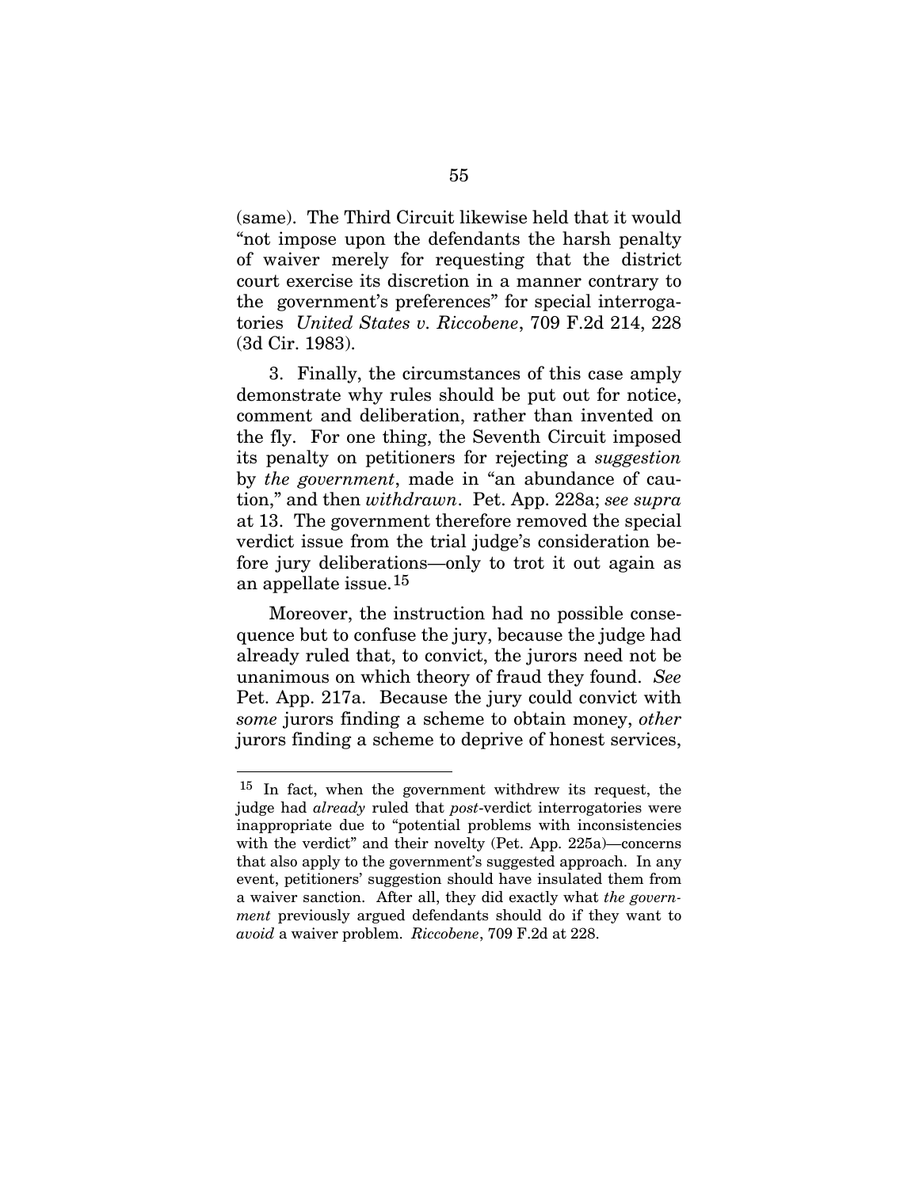(same). The Third Circuit likewise held that it would "not impose upon the defendants the harsh penalty of waiver merely for requesting that the district court exercise its discretion in a manner contrary to the government's preferences" for special interrogatories *United States v. Riccobene*, 709 F.2d 214, 228 (3d Cir. 1983).

3. Finally, the circumstances of this case amply demonstrate why rules should be put out for notice, comment and deliberation, rather than invented on the fly. For one thing, the Seventh Circuit imposed its penalty on petitioners for rejecting a *suggestion* by *the government*, made in "an abundance of caution," and then *withdrawn*. Pet. App. 228a; *see supra* at 13. The government therefore removed the special verdict issue from the trial judge's consideration before jury deliberations—only to trot it out again as an appellate issue.[15]

Moreover, the instruction had no possible consequence but to confuse the jury, because the judge had already ruled that, to convict, the jurors need not be unanimous on which theory of fraud they found. *See* Pet. App. 217a. Because the jury could convict with *some* jurors finding a scheme to obtain money, *other* jurors finding a scheme to deprive of honest services,

---

[15] In fact, when the government withdrew its request, the judge had *already* ruled that *post*-verdict interrogatories were inappropriate due to "potential problems with inconsistencies with the verdict" and their novelty (Pet. App. 225a)—concerns that also apply to the government's suggested approach. In any event, petitioners' suggestion should have insulated them from a waiver sanction. After all, they did exactly what *the government* previously argued defendants should do if they want to *avoid* a waiver problem. *Riccobene*, 709 F.2d at 228.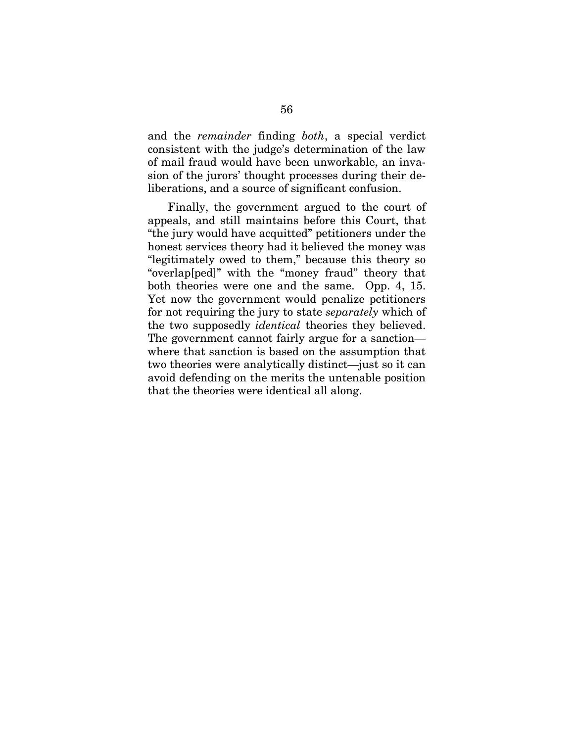and the *remainder* finding *both*, a special verdict consistent with the judge's determination of the law of mail fraud would have been unworkable, an invasion of the jurors' thought processes during their deliberations, and a source of significant confusion.

Finally, the government argued to the court of appeals, and still maintains before this Court, that "the jury would have acquitted" petitioners under the honest services theory had it believed the money was "legitimately owed to them," because this theory so "overlap[ped]" with the "money fraud" theory that both theories were one and the same. Opp. 4, 15. Yet now the government would penalize petitioners for not requiring the jury to state *separately* which of the two supposedly *identical* theories they believed. The government cannot fairly argue for a sanction—where that sanction is based on the assumption that two theories were analytically distinct—just so it can avoid defending on the merits the untenable position that the theories were identical all along.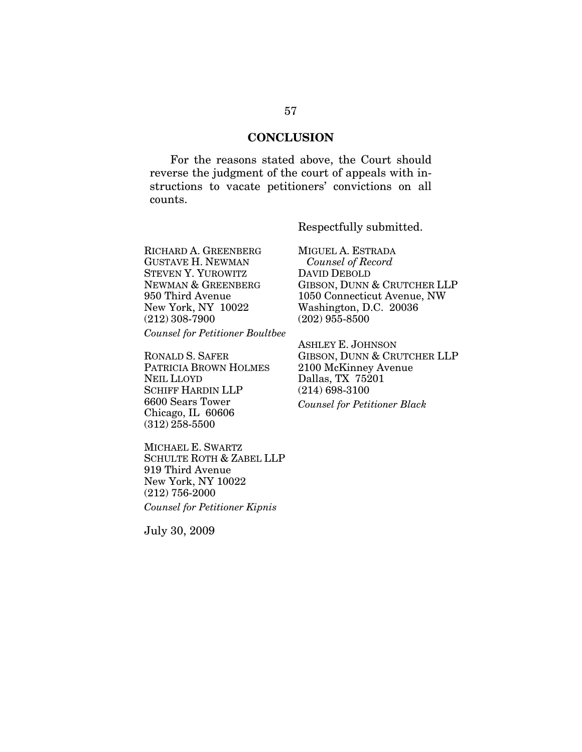## CONCLUSION

For the reasons stated above, the Court should reverse the judgment of the court of appeals with instructions to vacate petitioners' convictions on all counts.

Respectfully submitted.

MIGUEL A. ESTRADA
*Counsel of Record*
DAVID DEBOLD
GIBSON, DUNN & CRUTCHER LLP
1050 Connecticut Avenue, NW
Washington, D.C. 20036
(202) 955-8500

ASHLEY E. JOHNSON
GIBSON, DUNN & CRUTCHER LLP
2100 McKinney Avenue
Dallas, TX 75201
(214) 698-3100
*Counsel for Petitioner Black*

RICHARD A. GREENBERG
GUSTAVE H. NEWMAN
STEVEN Y. YUROWITZ
NEWMAN & GREENBERG
950 Third Avenue
New York, NY 10022
(212) 308-7900
*Counsel for Petitioner Boultbee*

RONALD S. SAFER
PATRICIA BROWN HOLMES
NEIL LLOYD
SCHIFF HARDIN LLP
6600 Sears Tower
Chicago, IL 60606
(312) 258-5500

MICHAEL E. SWARTZ
SCHULTE ROTH & ZABEL LLP
919 Third Avenue
New York, NY 10022
(212) 756-2000
*Counsel for Petitioner Kipnis*

July 30, 2009